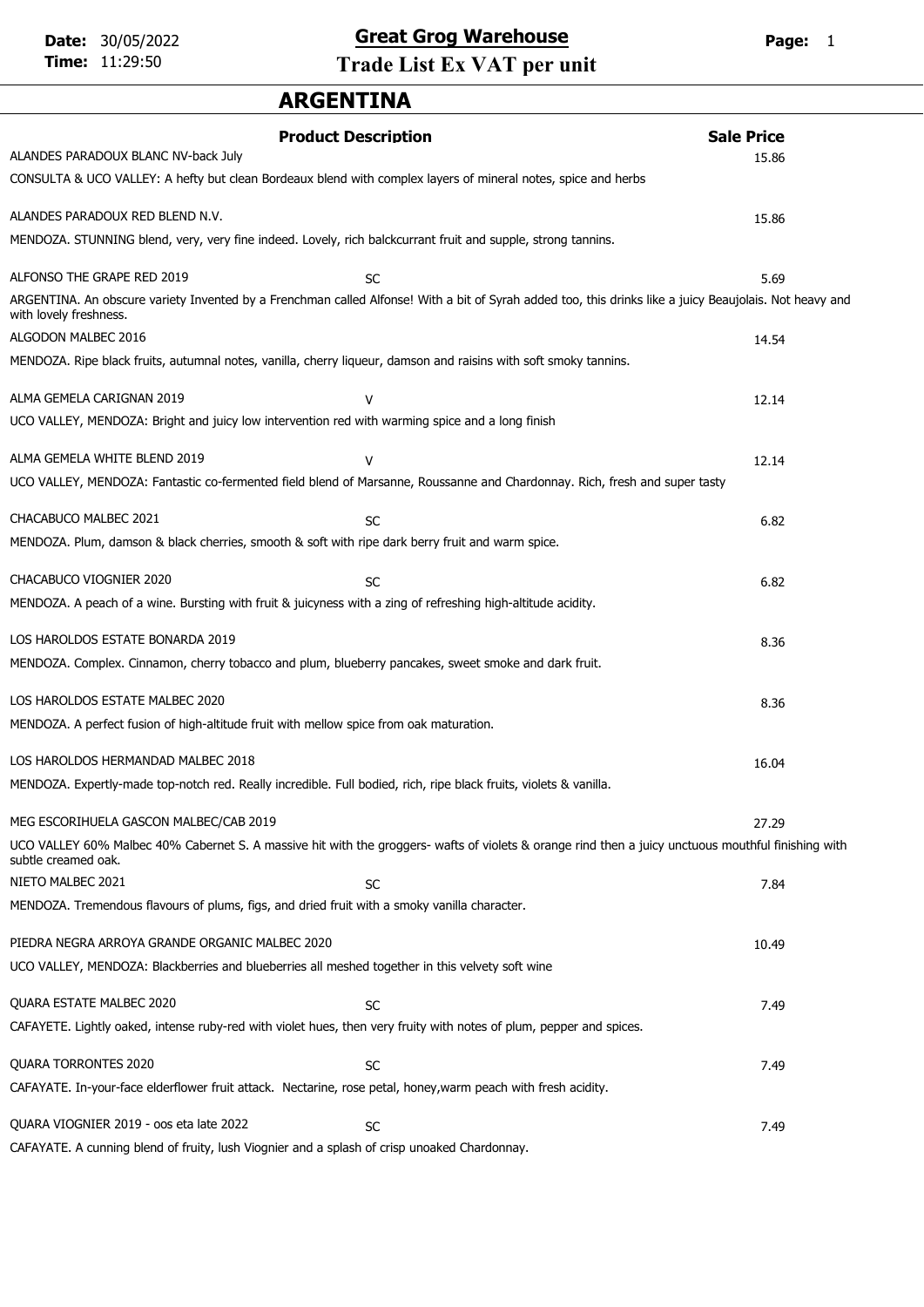# Great Grog Warehouse

## Trade List Ex VAT per unit

Date: 30/05/2022
Time: 11:29:50

## ARGENTINA

| Product Description | | Sale Price |
|---|---|---|
| ALANDES PARADOUX BLANC NV-back July | | 15.86 |
| CONSULTA & UCO VALLEY: A hefty but clean Bordeaux blend with complex layers of mineral notes, spice and herbs | | |
| ALANDES PARADOUX RED BLEND N.V. | | 15.86 |
| MENDOZA. STUNNING blend, very, very fine indeed. Lovely, rich balckcurrant fruit and supple, strong tannins. | | |
| ALFONSO THE GRAPE RED 2019 | SC | 5.69 |
| ARGENTINA. An obscure variety Invented by a Frenchman called Alfonse! With a bit of Syrah added too, this drinks like a juicy Beaujolais. Not heavy and with lovely freshness. | | |
| ALGODON MALBEC 2016 | | 14.54 |
| MENDOZA. Ripe black fruits, autumnal notes, vanilla, cherry liqueur, damson and raisins with soft smoky tannins. | | |
| ALMA GEMELA CARIGNAN 2019 | V | 12.14 |
| UCO VALLEY, MENDOZA: Bright and juicy low intervention red with warming spice and a long finish | | |
| ALMA GEMELA WHITE BLEND 2019 | V | 12.14 |
| UCO VALLEY, MENDOZA: Fantastic co-fermented field blend of Marsanne, Roussanne and Chardonnay. Rich, fresh and super tasty | | |
| CHACABUCO MALBEC 2021 | SC | 6.82 |
| MENDOZA. Plum, damson & black cherries, smooth & soft with ripe dark berry fruit and warm spice. | | |
| CHACABUCO VIOGNIER 2020 | SC | 6.82 |
| MENDOZA. A peach of a wine. Bursting with fruit & juicyness with a zing of refreshing high-altitude acidity. | | |
| LOS HAROLDOS ESTATE BONARDA 2019 | | 8.36 |
| MENDOZA. Complex. Cinnamon, cherry tobacco and plum, blueberry pancakes, sweet smoke and dark fruit. | | |
| LOS HAROLDOS ESTATE MALBEC 2020 | | 8.36 |
| MENDOZA. A perfect fusion of high-altitude fruit with mellow spice from oak maturation. | | |
| LOS HAROLDOS HERMANDAD MALBEC 2018 | | 16.04 |
| MENDOZA. Expertly-made top-notch red. Really incredible. Full bodied, rich, ripe black fruits, violets & vanilla. | | |
| MEG ESCORIHUELA GASCON MALBEC/CAB 2019 | | 27.29 |
| UCO VALLEY 60% Malbec 40% Cabernet S. A massive hit with the groggers- wafts of violets & orange rind then a juicy unctuous mouthful finishing with subtle creamed oak. | | |
| NIETO MALBEC 2021 | SC | 7.84 |
| MENDOZA. Tremendous flavours of plums, figs, and dried fruit with a smoky vanilla character. | | |
| PIEDRA NEGRA ARROYA GRANDE ORGANIC MALBEC 2020 | | 10.49 |
| UCO VALLEY, MENDOZA: Blackberries and blueberries all meshed together in this velvety soft wine | | |
| QUARA ESTATE MALBEC 2020 | SC | 7.49 |
| CAFAYETE. Lightly oaked, intense ruby-red with violet hues, then very fruity with notes of plum, pepper and spices. | | |
| QUARA TORRONTES 2020 | SC | 7.49 |
| CAFAYETE. In-your-face elderflower fruit attack. Nectarine, rose petal, honey,warm peach with fresh acidity. | | |
| QUARA VIOGNIER 2019 - oos eta late 2022 | SC | 7.49 |
| CAFAYETE. A cunning blend of fruity, lush Viognier and a splash of crisp unoaked Chardonnay. | | |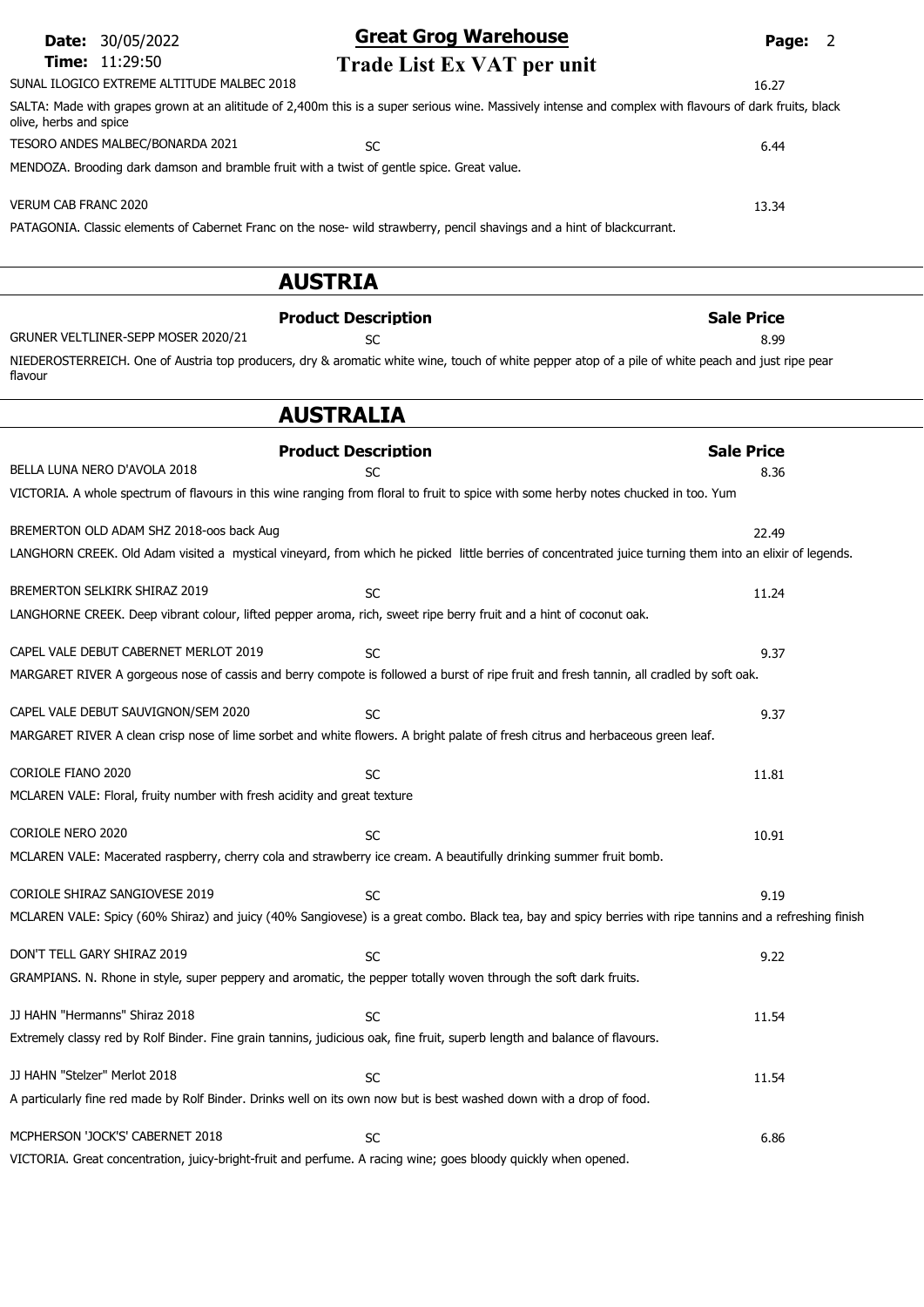SUNAL ILOGICO EXTREME ALTITUDE MALBEC 2018 — 16.27

SALTA: Made with grapes grown at an alitiude of 2,400m this is a super serious wine. Massively intense and complex with flavours of dark fruits, black olive, herbs and spice

TESORO ANDES MALBEC/BONARDA 2021 — SC — 6.44

MENDOZA. Brooding dark damson and bramble fruit with a twist of gentle spice. Great value.

VERUM CAB FRANC 2020 — 13.34

PATAGONIA. Classic elements of Cabernet Franc on the nose- wild strawberry, pencil shavings and a hint of blackcurrant.

## AUSTRIA

| | Product Description | Sale Price |
|---|---|---|
| GRUNER VELTLINER-SEPP MOSER 2020/21 | SC | 8.99 |

NIEDEROSTERREICH. One of Austria top producers, dry & aromatic white wine, touch of white pepper atop of a pile of white peach and just ripe pear flavour

## AUSTRALIA

| | Product Description | Sale Price |
|---|---|---|
| BELLA LUNA NERO D'AVOLA 2018 | SC | 8.36 |

VICTORIA. A whole spectrum of flavours in this wine ranging from floral to fruit to spice with some herby notes chucked in too. Yum

BREMERTON OLD ADAM SHZ 2018-oos back Aug — 22.49

LANGHORN CREEK. Old Adam visited a mystical vineyard, from which he picked little berries of concentrated juice turning them into an elixir of legends.

BREMERTON SELKIRK SHIRAZ 2019 — SC — 11.24

LANGHORNE CREEK. Deep vibrant colour, lifted pepper aroma, rich, sweet ripe berry fruit and a hint of coconut oak.

CAPEL VALE DEBUT CABERNET MERLOT 2019 — SC — 9.37

MARGARET RIVER A gorgeous nose of cassis and berry compote is followed a burst of ripe fruit and fresh tannin, all cradled by soft oak.

CAPEL VALE DEBUT SAUVIGNON/SEM 2020 — SC — 9.37

MARGARET RIVER A clean crisp nose of lime sorbet and white flowers. A bright palate of fresh citrus and herbaceous green leaf.

CORIOLE FIANO 2020 — SC — 11.81

MCLAREN VALE: Floral, fruity number with fresh acidity and great texture

CORIOLE NERO 2020 — SC — 10.91

MCLAREN VALE: Macerated raspberry, cherry cola and strawberry ice cream. A beautifully drinking summer fruit bomb.

CORIOLE SHIRAZ SANGIOVESE 2019 — SC — 9.19

MCLAREN VALE: Spicy (60% Shiraz) and juicy (40% Sangiovese) is a great combo. Black tea, bay and spicy berries with ripe tannins and a refreshing finish

DON'T TELL GARY SHIRAZ 2019 — SC — 9.22

GRAMPIANS. N. Rhone in style, super peppery and aromatic, the pepper totally woven through the soft dark fruits.

JJ HAHN "Hermanns" Shiraz 2018 — SC — 11.54

Extremely classy red by Rolf Binder. Fine grain tannins, judicious oak, fine fruit, superb length and balance of flavours.

JJ HAHN "Stelzer" Merlot 2018 — SC — 11.54

A particularly fine red made by Rolf Binder. Drinks well on its own now but is best washed down with a drop of food.

MCPHERSON 'JOCK'S' CABERNET 2018 — SC — 6.86

VICTORIA. Great concentration, juicy-bright-fruit and perfume. A racing wine; goes bloody quickly when opened.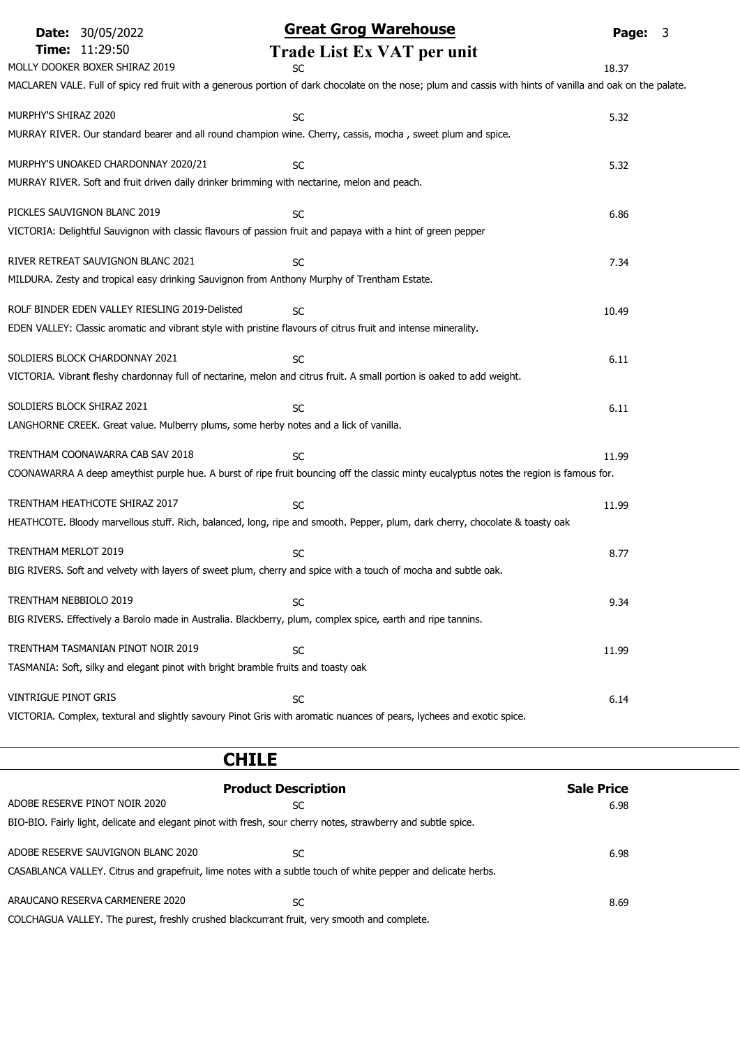MOLLY DOOKER BOXER SHIRAZ 2019 | SC | 18.37

MACLAREN VALE. Full of spicy red fruit with a generous portion of dark chocolate on the nose; plum and cassis with hints of vanilla and oak on the palate.

MURPHY'S SHIRAZ 2020 | SC | 5.32

MURRAY RIVER. Our standard bearer and all round champion wine. Cherry, cassis, mocha , sweet plum and spice.

MURPHY'S UNOAKED CHARDONNAY 2020/21 | SC | 5.32

MURRAY RIVER. Soft and fruit driven daily drinker brimming with nectarine, melon and peach.

PICKLES SAUVIGNON BLANC 2019 | SC | 6.86

VICTORIA: Delightful Sauvignon with classic flavours of passion fruit and papaya with a hint of green pepper

RIVER RETREAT SAUVIGNON BLANC 2021 | SC | 7.34

MILDURA. Zesty and tropical easy drinking Sauvignon from Anthony Murphy of Trentham Estate.

ROLF BINDER EDEN VALLEY RIESLING 2019-Delisted | SC | 10.49

EDEN VALLEY: Classic aromatic and vibrant style with pristine flavours of citrus fruit and intense minerality.

SOLDIERS BLOCK CHARDONNAY 2021 | SC | 6.11

VICTORIA. Vibrant fleshy chardonnay full of nectarine, melon and citrus fruit. A small portion is oaked to add weight.

SOLDIERS BLOCK SHIRAZ 2021 | SC | 6.11

LANGHORNE CREEK. Great value. Mulberry plums, some herby notes and a lick of vanilla.

TRENTHAM COONAWARRA CAB SAV 2018 | SC | 11.99

COONAWARRA A deep ameythist purple hue. A burst of ripe fruit bouncing off the classic minty eucalyptus notes the region is famous for.

TRENTHAM HEATHCOTE SHIRAZ 2017 | SC | 11.99

HEATHCOTE. Bloody marvellous stuff. Rich, balanced, long, ripe and smooth. Pepper, plum, dark cherry, chocolate & toasty oak

TRENTHAM MERLOT 2019 | SC | 8.77

BIG RIVERS. Soft and velvety with layers of sweet plum, cherry and spice with a touch of mocha and subtle oak.

TRENTHAM NEBBIOLO 2019 | SC | 9.34

BIG RIVERS. Effectively a Barolo made in Australia. Blackberry, plum, complex spice, earth and ripe tannins.

TRENTHAM TASMANIAN PINOT NOIR 2019 | SC | 11.99

TASMANIA: Soft, silky and elegant pinot with bright bramble fruits and toasty oak

VINTRIGUE PINOT GRIS | SC | 6.14

VICTORIA. Complex, textural and slightly savoury Pinot Gris with aromatic nuances of pears, lychees and exotic spice.

## CHILE

| Product Description | | Sale Price |
|---|---|---|
| ADOBE RESERVE PINOT NOIR 2020 | SC | 6.98 |

BIO-BIO. Fairly light, delicate and elegant pinot with fresh, sour cherry notes, strawberry and subtle spice.

ADOBE RESERVE SAUVIGNON BLANC 2020 | SC | 6.98

CASABLANCA VALLEY. Citrus and grapefruit, lime notes with a subtle touch of white pepper and delicate herbs.

ARAUCANO RESERVA CARMENERE 2020 | SC | 8.69

COLCHAGUA VALLEY. The purest, freshly crushed blackcurrant fruit, very smooth and complete.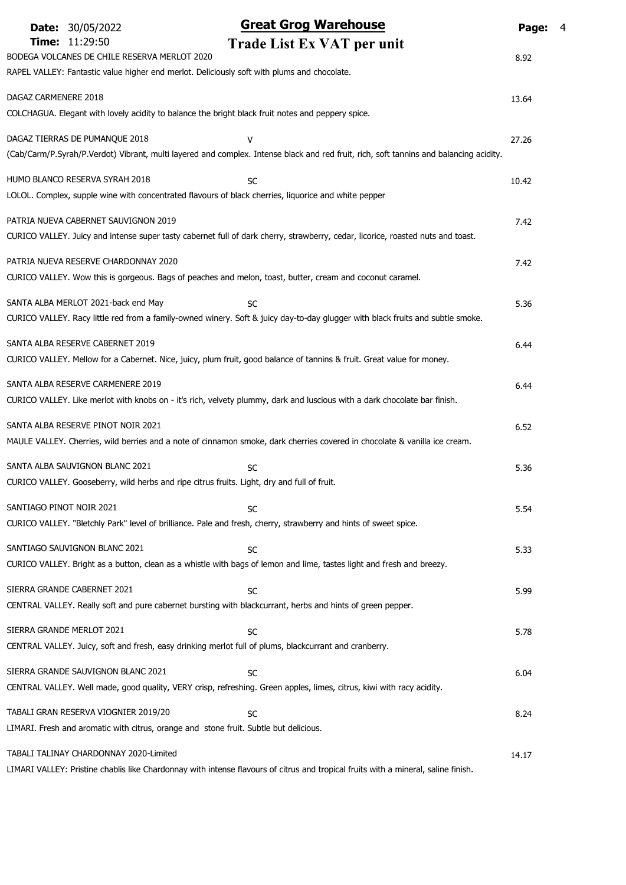# Great Grog Warehouse

## Trade List Ex VAT per unit

Date: 30/05/2022
Time: 11:29:50

| Wine | Code | Price |
|---|---|---|
| BODEGA VOLCANES DE CHILE RESERVA MERLOT 2020<br>RAPEL VALLEY: Fantastic value higher end merlot. Deliciously soft with plums and chocolate. | | 8.92 |
| DAGAZ CARMENERE 2018<br>COLCHAGUA. Elegant with lovely acidity to balance the bright black fruit notes and peppery spice. | | 13.64 |
| DAGAZ TIERRAS DE PUMANQUE 2018<br>(Cab/Carm/P.Syrah/P.Verdot) Vibrant, multi layered and complex. Intense black and red fruit, rich, soft tannins and balancing acidity. | V | 27.26 |
| HUMO BLANCO RESERVA SYRAH 2018<br>LOLOL. Complex, supple wine with concentrated flavours of black cherries, liquorice and white pepper | SC | 10.42 |
| PATRIA NUEVA CABERNET SAUVIGNON 2019<br>CURICO VALLEY. Juicy and intense super tasty cabernet full of dark cherry, strawberry, cedar, licorice, roasted nuts and toast. | | 7.42 |
| PATRIA NUEVA RESERVE CHARDONNAY 2020<br>CURICO VALLEY. Wow this is gorgeous. Bags of peaches and melon, toast, butter, cream and coconut caramel. | | 7.42 |
| SANTA ALBA MERLOT 2021-back end May<br>CURICO VALLEY. Racy little red from a family-owned winery. Soft & juicy day-to-day glugger with black fruits and subtle smoke. | SC | 5.36 |
| SANTA ALBA RESERVE CABERNET 2019<br>CURICO VALLEY. Mellow for a Cabernet. Nice, juicy, plum fruit, good balance of tannins & fruit. Great value for money. | | 6.44 |
| SANTA ALBA RESERVE CARMENERE 2019<br>CURICO VALLEY. Like merlot with knobs on - it's rich, velvety plummy, dark and luscious with a dark chocolate bar finish. | | 6.44 |
| SANTA ALBA RESERVE PINOT NOIR 2021<br>MAULE VALLEY. Cherries, wild berries and a note of cinnamon smoke, dark cherries covered in chocolate & vanilla ice cream. | | 6.52 |
| SANTA ALBA SAUVIGNON BLANC 2021<br>CURICO VALLEY. Gooseberry, wild herbs and ripe citrus fruits. Light, dry and full of fruit. | SC | 5.36 |
| SANTIAGO PINOT NOIR 2021<br>CURICO VALLEY. "Bletchly Park" level of brilliance. Pale and fresh, cherry, strawberry and hints of sweet spice. | SC | 5.54 |
| SANTIAGO SAUVIGNON BLANC 2021<br>CURICO VALLEY. Bright as a button, clean as a whistle with bags of lemon and lime, tastes light and fresh and breezy. | SC | 5.33 |
| SIERRA GRANDE CABERNET 2021<br>CENTRAL VALLEY. Really soft and pure cabernet bursting with blackcurrant, herbs and hints of green pepper. | SC | 5.99 |
| SIERRA GRANDE MERLOT 2021<br>CENTRAL VALLEY. Juicy, soft and fresh, easy drinking merlot full of plums, blackcurrant and cranberry. | SC | 5.78 |
| SIERRA GRANDE SAUVIGNON BLANC 2021<br>CENTRAL VALLEY. Well made, good quality, VERY crisp, refreshing. Green apples, limes, citrus, kiwi with racy acidity. | SC | 6.04 |
| TABALI GRAN RESERVA VIOGNIER 2019/20<br>LIMARI. Fresh and aromatic with citrus, orange and stone fruit. Subtle but delicious. | SC | 8.24 |
| TABALI TALINAY CHARDONNAY 2020-Limited<br>LIMARI VALLEY: Pristine chablis like Chardonnay with intense flavours of citrus and tropical fruits with a mineral, saline finish. | | 14.17 |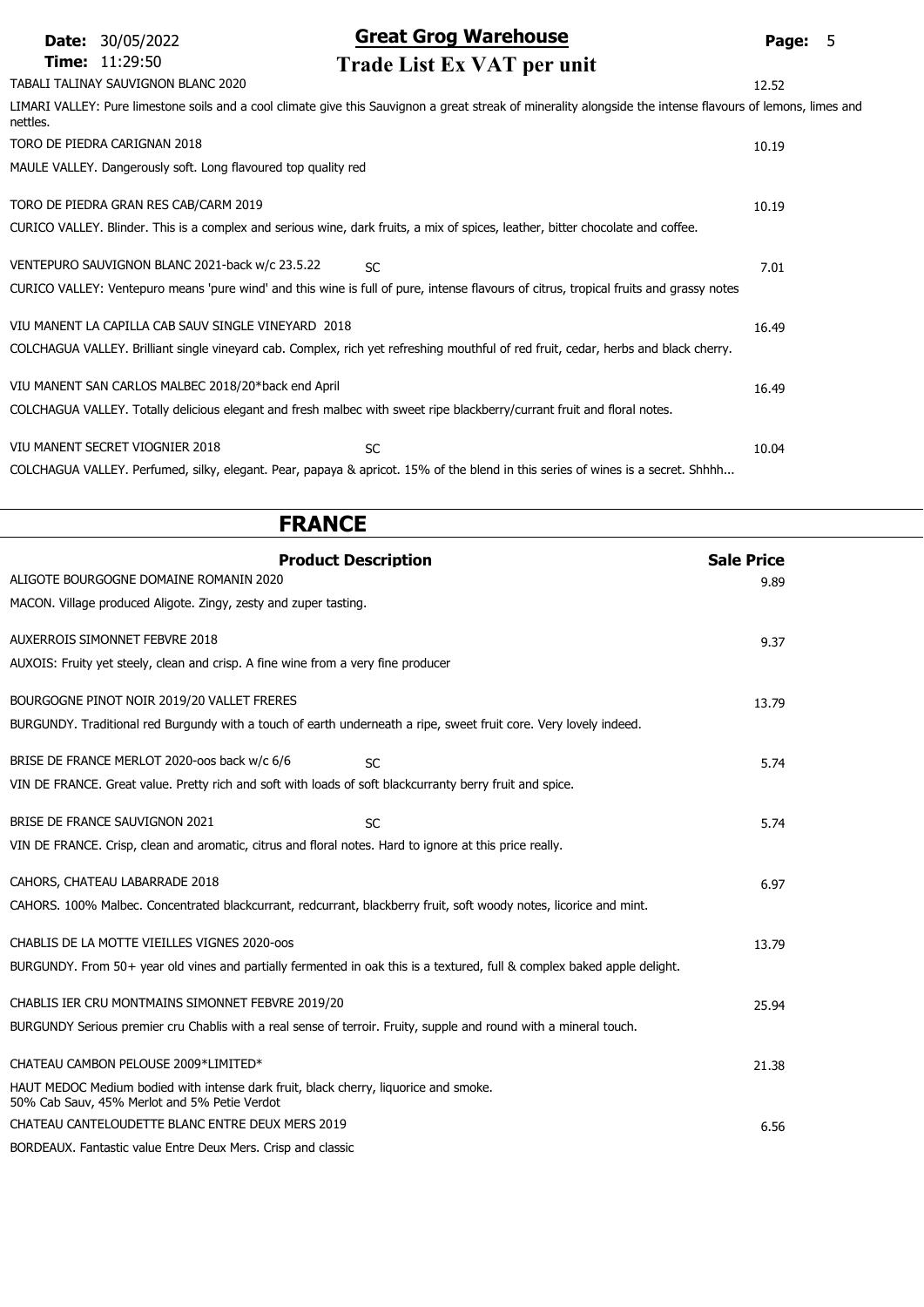| Product | | Sale Price |
|---|---|---|
| TABALI TALINAY SAUVIGNON BLANC 2020 | | 12.52 |
| LIMARI VALLEY: Pure limestone soils and a cool climate give this Sauvignon a great streak of minerality alongside the intense flavours of lemons, limes and nettles. | | |
| TORO DE PIEDRA CARIGNAN 2018 | | 10.19 |
| MAULE VALLEY. Dangerously soft. Long flavoured top quality red | | |
| TORO DE PIEDRA GRAN RES CAB/CARM 2019 | | 10.19 |
| CURICO VALLEY. Blinder. This is a complex and serious wine, dark fruits, a mix of spices, leather, bitter chocolate and coffee. | | |
| VENTEPURO SAUVIGNON BLANC 2021-back w/c 23.5.22 | SC | 7.01 |
| CURICO VALLEY: Ventepuro means 'pure wind' and this wine is full of pure, intense flavours of citrus, tropical fruits and grassy notes | | |
| VIU MANENT LA CAPILLA CAB SAUV SINGLE VINEYARD 2018 | | 16.49 |
| COLCHAGUA VALLEY. Brilliant single vineyard cab. Complex, rich yet refreshing mouthful of red fruit, cedar, herbs and black cherry. | | |
| VIU MANENT SAN CARLOS MALBEC 2018/20*back end April | | 16.49 |
| COLCHAGUA VALLEY. Totally delicious elegant and fresh malbec with sweet ripe blackberry/currant fruit and floral notes. | | |
| VIU MANENT SECRET VIOGNIER 2018 | SC | 10.04 |
| COLCHAGUA VALLEY. Perfumed, silky, elegant. Pear, papaya & apricot. 15% of the blend in this series of wines is a secret. Shhhh... | | |

## FRANCE

| Product Description | | Sale Price |
|---|---|---|
| ALIGOTE BOURGOGNE DOMAINE ROMANIN 2020 | | 9.89 |
| MACON. Village produced Aligote. Zingy, zesty and zuper tasting. | | |
| AUXERROIS SIMONNET FEBVRE 2018 | | 9.37 |
| AUXOIS: Fruity yet steely, clean and crisp. A fine wine from a very fine producer | | |
| BOURGOGNE PINOT NOIR 2019/20 VALLET FRERES | | 13.79 |
| BURGUNDY. Traditional red Burgundy with a touch of earth underneath a ripe, sweet fruit core. Very lovely indeed. | | |
| BRISE DE FRANCE MERLOT 2020-oos back w/c 6/6 | SC | 5.74 |
| VIN DE FRANCE. Great value. Pretty rich and soft with loads of soft blackcurranty berry fruit and spice. | | |
| BRISE DE FRANCE SAUVIGNON 2021 | SC | 5.74 |
| VIN DE FRANCE. Crisp, clean and aromatic, citrus and floral notes. Hard to ignore at this price really. | | |
| CAHORS, CHATEAU LABARRADE 2018 | | 6.97 |
| CAHORS. 100% Malbec. Concentrated blackcurrant, redcurrant, blackberry fruit, soft woody notes, licorice and mint. | | |
| CHABLIS DE LA MOTTE VIEILLES VIGNES 2020-oos | | 13.79 |
| BURGUNDY. From 50+ year old vines and partially fermented in oak this is a textured, full & complex baked apple delight. | | |
| CHABLIS IER CRU MONTMAINS SIMONNET FEBVRE 2019/20 | | 25.94 |
| BURGUNDY Serious premier cru Chablis with a real sense of terroir. Fruity, supple and round with a mineral touch. | | |
| CHATEAU CAMBON PELOUSE 2009*LIMITED* | | 21.38 |
| HAUT MEDOC Medium bodied with intense dark fruit, black cherry, liquorice and smoke. 50% Cab Sauv, 45% Merlot and 5% Petie Verdot | | |
| CHATEAU CANTELOUDETTE BLANC ENTRE DEUX MERS 2019 | | 6.56 |
| BORDEAUX. Fantastic value Entre Deux Mers. Crisp and classic | | |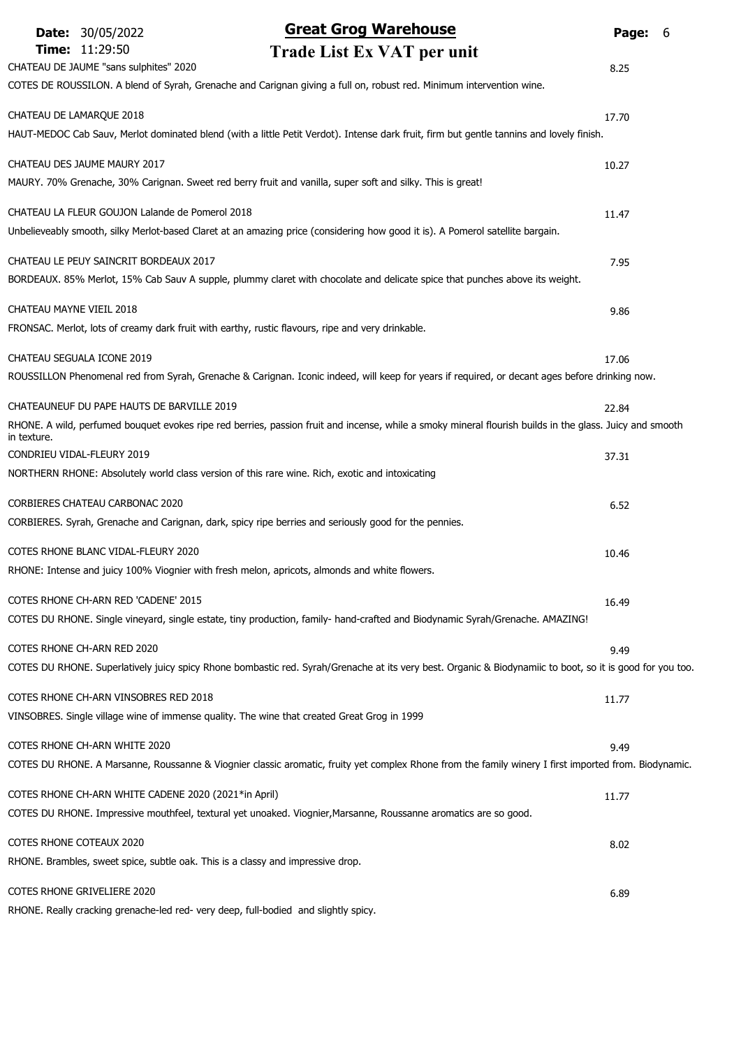# Great Grog Warehouse

## Trade List Ex VAT per unit

**Date:** 30/05/2022
**Time:** 11:29:50

CHATEAU DE JAUME "sans sulphites" 2020 — 8.25

COTES DE ROUSSILON. A blend of Syrah, Grenache and Carignan giving a full on, robust red. Minimum intervention wine.

CHATEAU DE LAMARQUE 2018 — 17.70

HAUT-MEDOC Cab Sauv, Merlot dominated blend (with a little Petit Verdot). Intense dark fruit, firm but gentle tannins and lovely finish.

CHATEAU DES JAUME MAURY 2017 — 10.27

MAURY. 70% Grenache, 30% Carignan. Sweet red berry fruit and vanilla, super soft and silky. This is great!

CHATEAU LA FLEUR GOUJON Lalande de Pomerol 2018 — 11.47

Unbelieveably smooth, silky Merlot-based Claret at an amazing price (considering how good it is). A Pomerol satellite bargain.

CHATEAU LE PEUY SAINCRIT BORDEAUX 2017 — 7.95

BORDEAUX. 85% Merlot, 15% Cab Sauv A supple, plummy claret with chocolate and delicate spice that punches above its weight.

CHATEAU MAYNE VIEIL 2018 — 9.86

FRONSAC. Merlot, lots of creamy dark fruit with earthy, rustic flavours, ripe and very drinkable.

CHATEAU SEGUALA ICONE 2019 — 17.06

ROUSSILLON Phenomenal red from Syrah, Grenache & Carignan. Iconic indeed, will keep for years if required, or decant ages before drinking now.

CHATEAUNEUF DU PAPE HAUTS DE BARVILLE 2019 — 22.84

RHONE. A wild, perfumed bouquet evokes ripe red berries, passion fruit and incense, while a smoky mineral flourish builds in the glass. Juicy and smooth in texture.

CONDRIEU VIDAL-FLEURY 2019 — 37.31

NORTHERN RHONE: Absolutely world class version of this rare wine. Rich, exotic and intoxicating

CORBIERES CHATEAU CARBONAC 2020 — 6.52

CORBIERES. Syrah, Grenache and Carignan, dark, spicy ripe berries and seriously good for the pennies.

COTES RHONE BLANC VIDAL-FLEURY 2020 — 10.46

RHONE: Intense and juicy 100% Viognier with fresh melon, apricots, almonds and white flowers.

COTES RHONE CH-ARN RED 'CADENE' 2015 — 16.49

COTES DU RHONE. Single vineyard, single estate, tiny production, family- hand-crafted and Biodynamic Syrah/Grenache. AMAZING!

COTES RHONE CH-ARN RED 2020 — 9.49

COTES DU RHONE. Superlatively juicy spicy Rhone bombastic red. Syrah/Grenache at its very best. Organic & Biodynamiic to boot, so it is good for you too.

COTES RHONE CH-ARN VINSOBRES RED 2018 — 11.77

VINSOBRES. Single village wine of immense quality. The wine that created Great Grog in 1999

COTES RHONE CH-ARN WHITE 2020 — 9.49

COTES DU RHONE. A Marsanne, Roussanne & Viognier classic aromatic, fruity yet complex Rhone from the family winery I first imported from. Biodynamic.

COTES RHONE CH-ARN WHITE CADENE 2020 (2021*in April) — 11.77

COTES DU RHONE. Impressive mouthfeel, textural yet unoaked. Viognier,Marsanne, Roussanne aromatics are so good.

COTES RHONE COTEAUX 2020 — 8.02

RHONE. Brambles, sweet spice, subtle oak. This is a classy and impressive drop.

COTES RHONE GRIVELIERE 2020 — 6.89

RHONE. Really cracking grenache-led red- very deep, full-bodied and slightly spicy.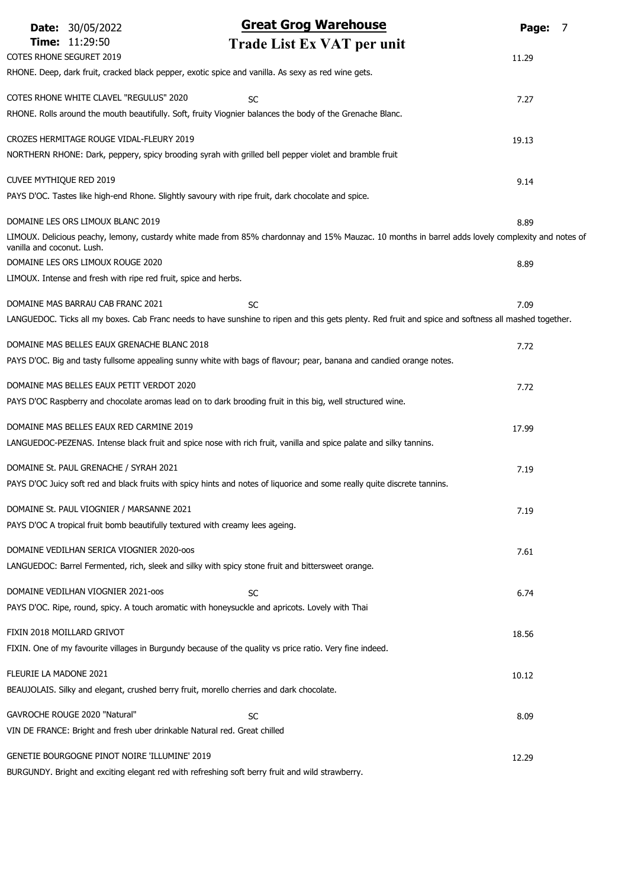**COTES RHONE SEGURET 2019** — 11.29

RHONE. Deep, dark fruit, cracked black pepper, exotic spice and vanilla. As sexy as red wine gets.

**COTES RHONE WHITE CLAVEL "REGULUS" 2020** — SC — 7.27

RHONE. Rolls around the mouth beautifully. Soft, fruity Viognier balances the body of the Grenache Blanc.

**CROZES HERMITAGE ROUGE VIDAL-FLEURY 2019** — 19.13

NORTHERN RHONE: Dark, peppery, spicy brooding syrah with grilled bell pepper violet and bramble fruit

**CUVEE MYTHIQUE RED 2019** — 9.14

PAYS D'OC. Tastes like high-end Rhone. Slightly savoury with ripe fruit, dark chocolate and spice.

**DOMAINE LES ORS LIMOUX BLANC 2019** — 8.89

LIMOUX. Delicious peachy, lemony, custardy white made from 85% chardonnay and 15% Mauzac. 10 months in barrel adds lovely complexity and notes of vanilla and coconut. Lush.

**DOMAINE LES ORS LIMOUX ROUGE 2020** — 8.89

LIMOUX. Intense and fresh with ripe red fruit, spice and herbs.

**DOMAINE MAS BARRAU CAB FRANC 2021** — SC — 7.09

LANGUEDOC. Ticks all my boxes. Cab Franc needs to have sunshine to ripen and this gets plenty. Red fruit and spice and softness all mashed together.

**DOMAINE MAS BELLES EAUX GRENACHE BLANC 2018** — 7.72

PAYS D'OC. Big and tasty fullsome appealing sunny white with bags of flavour; pear, banana and candied orange notes.

**DOMAINE MAS BELLES EAUX PETIT VERDOT 2020** — 7.72

PAYS D'OC Raspberry and chocolate aromas lead on to dark brooding fruit in this big, well structured wine.

**DOMAINE MAS BELLES EAUX RED CARMINE 2019** — 17.99

LANGUEDOC-PEZENAS. Intense black fruit and spice nose with rich fruit, vanilla and spice palate and silky tannins.

**DOMAINE St. PAUL GRENACHE / SYRAH 2021** — 7.19

PAYS D'OC Juicy soft red and black fruits with spicy hints and notes of liquorice and some really quite discrete tannins.

**DOMAINE St. PAUL VIOGNIER / MARSANNE 2021** — 7.19

PAYS D'OC A tropical fruit bomb beautifully textured with creamy lees ageing.

**DOMAINE VEDILHAN SERICA VIOGNIER 2020-oos** — 7.61

LANGUEDOC: Barrel Fermented, rich, sleek and silky with spicy stone fruit and bittersweet orange.

**DOMAINE VEDILHAN VIOGNIER 2021-oos** — SC — 6.74

PAYS D'OC. Ripe, round, spicy. A touch aromatic with honeysuckle and apricots. Lovely with Thai

**FIXIN 2018 MOILLARD GRIVOT** — 18.56

FIXIN. One of my favourite villages in Burgundy because of the quality vs price ratio. Very fine indeed.

**FLEURIE LA MADONE 2021** — 10.12

BEAUJOLAIS. Silky and elegant, crushed berry fruit, morello cherries and dark chocolate.

**GAVROCHE ROUGE 2020 "Natural"** — SC — 8.09

VIN DE FRANCE: Bright and fresh uber drinkable Natural red. Great chilled

**GENETIE BOURGOGNE PINOT NOIRE 'ILLUMINE' 2019** — 12.29

BURGUNDY. Bright and exciting elegant red with refreshing soft berry fruit and wild strawberry.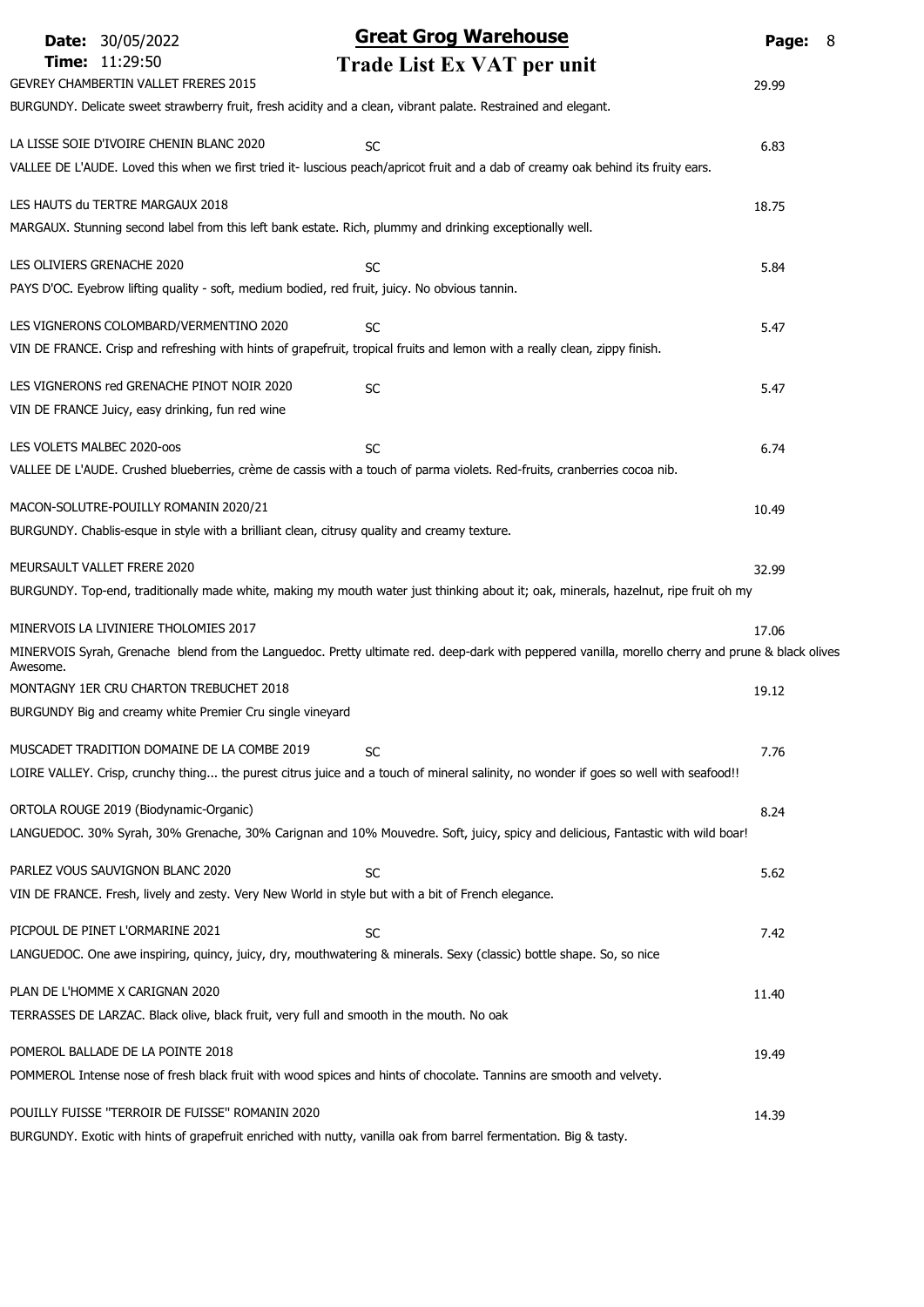# Great Grog Warehouse

## Trade List Ex VAT per unit

Date: 30/05/2022
Time: 11:29:50

**GEVREY CHAMBERTIN VALLET FRERES 2015** — 29.99

BURGUNDY. Delicate sweet strawberry fruit, fresh acidity and a clean, vibrant palate. Restrained and elegant.

**LA LISSE SOIE D'IVOIRE CHENIN BLANC 2020** — SC — 6.83

VALLEE DE L'AUDE. Loved this when we first tried it- luscious peach/apricot fruit and a dab of creamy oak behind its fruity ears.

**LES HAUTS du TERTRE MARGAUX 2018** — 18.75

MARGAUX. Stunning second label from this left bank estate. Rich, plummy and drinking exceptionally well.

**LES OLIVIERS GRENACHE 2020** — SC — 5.84

PAYS D'OC. Eyebrow lifting quality - soft, medium bodied, red fruit, juicy. No obvious tannin.

**LES VIGNERONS COLOMBARD/VERMENTINO 2020** — SC — 5.47

VIN DE FRANCE. Crisp and refreshing with hints of grapefruit, tropical fruits and lemon with a really clean, zippy finish.

**LES VIGNERONS red GRENACHE PINOT NOIR 2020** — SC — 5.47

VIN DE FRANCE Juicy, easy drinking, fun red wine

**LES VOLETS MALBEC 2020-oos** — SC — 6.74

VALLEE DE L'AUDE. Crushed blueberries, crème de cassis with a touch of parma violets. Red-fruits, cranberries cocoa nib.

**MACON-SOLUTRE-POUILLY ROMANIN 2020/21** — 10.49

BURGUNDY. Chablis-esque in style with a brilliant clean, citrusy quality and creamy texture.

**MEURSAULT VALLET FRERE 2020** — 32.99

BURGUNDY. Top-end, traditionally made white, making my mouth water just thinking about it; oak, minerals, hazelnut, ripe fruit oh my

**MINERVOIS LA LIVINIERE THOLOMIES 2017** — 17.06

MINERVOIS Syrah, Grenache blend from the Languedoc. Pretty ultimate red. deep-dark with peppered vanilla, morello cherry and prune & black olives Awesome.

**MONTAGNY 1ER CRU CHARTON TREBUCHET 2018** — 19.12

BURGUNDY Big and creamy white Premier Cru single vineyard

**MUSCADET TRADITION DOMAINE DE LA COMBE 2019** — SC — 7.76

LOIRE VALLEY. Crisp, crunchy thing... the purest citrus juice and a touch of mineral salinity, no wonder if goes so well with seafood!!

**ORTOLA ROUGE 2019 (Biodynamic-Organic)** — 8.24

LANGUEDOC. 30% Syrah, 30% Grenache, 30% Carignan and 10% Mouvedre. Soft, juicy, spicy and delicious, Fantastic with wild boar!

**PARLEZ VOUS SAUVIGNON BLANC 2020** — SC — 5.62

VIN DE FRANCE. Fresh, lively and zesty. Very New World in style but with a bit of French elegance.

**PICPOUL DE PINET L'ORMARINE 2021** — SC — 7.42

LANGUEDOC. One awe inspiring, quincy, juicy, dry, mouthwatering & minerals. Sexy (classic) bottle shape. So, so nice

**PLAN DE L'HOMME X CARIGNAN 2020** — 11.40

TERRASSES DE LARZAC. Black olive, black fruit, very full and smooth in the mouth. No oak

**POMEROL BALLADE DE LA POINTE 2018** — 19.49

POMMEROL Intense nose of fresh black fruit with wood spices and hints of chocolate. Tannins are smooth and velvety.

**POUILLY FUISSE "TERROIR DE FUISSE" ROMANIN 2020** — 14.39

BURGUNDY. Exotic with hints of grapefruit enriched with nutty, vanilla oak from barrel fermentation. Big & tasty.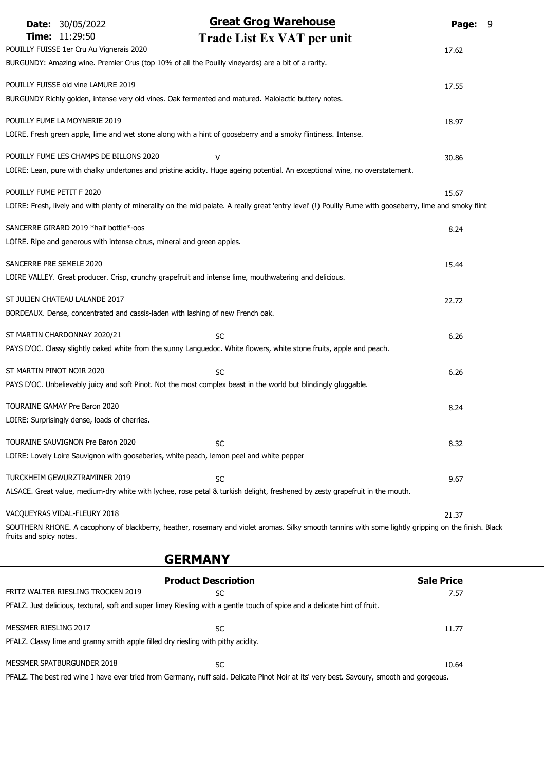POUILLY FUISSE 1er Cru Au Vignerais 2020 — 17.62

BURGUNDY: Amazing wine. Premier Crus (top 10% of all the Pouilly vineyards) are a bit of a rarity.

POUILLY FUISSE old vine LAMURE 2019 — 17.55

BURGUNDY Richly golden, intense very old vines. Oak fermented and matured. Malolactic buttery notes.

POUILLY FUME LA MOYNERIE 2019 — 18.97

LOIRE. Fresh green apple, lime and wet stone along with a hint of gooseberry and a smoky flintiness. Intense.

POUILLY FUME LES CHAMPS DE BILLONS 2020 — V — 30.86

LOIRE: Lean, pure with chalky undertones and pristine acidity. Huge ageing potential. An exceptional wine, no overstatement.

POUILLY FUME PETIT F 2020 — 15.67

LOIRE: Fresh, lively and with plenty of minerality on the mid palate. A really great 'entry level' (!) Pouilly Fume with gooseberry, lime and smoky flint

SANCERRE GIRARD 2019 *half bottle*-oos — 8.24

LOIRE. Ripe and generous with intense citrus, mineral and green apples.

SANCERRE PRE SEMELE 2020 — 15.44

LOIRE VALLEY. Great producer. Crisp, crunchy grapefruit and intense lime, mouthwatering and delicious.

ST JULIEN CHATEAU LALANDE 2017 — 22.72

BORDEAUX. Dense, concentrated and cassis-laden with lashing of new French oak.

ST MARTIN CHARDONNAY 2020/21 — SC — 6.26

PAYS D'OC. Classy slightly oaked white from the sunny Languedoc. White flowers, white stone fruits, apple and peach.

ST MARTIN PINOT NOIR 2020 — SC — 6.26

PAYS D'OC. Unbelievably juicy and soft Pinot. Not the most complex beast in the world but blindingly gluggable.

TOURAINE GAMAY Pre Baron 2020 — 8.24

LOIRE: Surprisingly dense, loads of cherries.

TOURAINE SAUVIGNON Pre Baron 2020 — SC — 8.32

LOIRE: Lovely Loire Sauvignon with gooseberies, white peach, lemon peel and white pepper

TURCKHEIM GEWURZTRAMINER 2019 — SC — 9.67

ALSACE. Great value, medium-dry white with lychee, rose petal & turkish delight, freshened by zesty grapefruit in the mouth.

VACQUEYRAS VIDAL-FLEURY 2018 — 21.37

SOUTHERN RHONE. A cacophony of blackberry, heather, rosemary and violet aromas. Silky smooth tannins with some lightly gripping on the finish. Black fruits and spicy notes.

## GERMANY

| Product Description | | Sale Price |
|---|---|---|
| FRITZ WALTER RIESLING TROCKEN 2019 | SC | 7.57 |

PFALZ. Just delicious, textural, soft and super limey Riesling with a gentle touch of spice and a delicate hint of fruit.

MESSMER RIESLING 2017 — SC — 11.77

PFALZ. Classy lime and granny smith apple filled dry riesling with pithy acidity.

MESSMER SPATBURGUNDER 2018 — SC — 10.64

PFALZ. The best red wine I have ever tried from Germany, nuff said. Delicate Pinot Noir at its' very best. Savoury, smooth and gorgeous.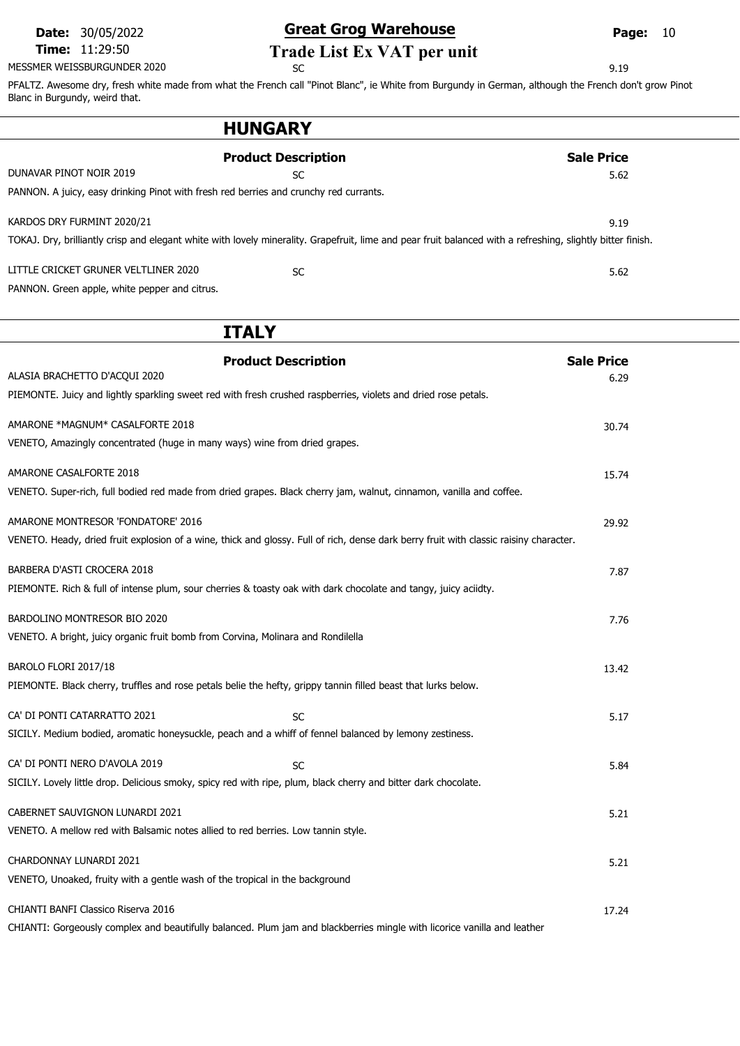| Product Description | | Sale Price |
|---|---|---|
| MESSMER WEISSBURGUNDER 2020 | SC | 9.19 |

PFALTZ. Awesome dry, fresh white made from what the French call "Pinot Blanc", ie White from Burgundy in German, although the French don't grow Pinot Blanc in Burgundy, weird that.

## HUNGARY

| Product Description | | Sale Price |
|---|---|---|
| DUNAVAR PINOT NOIR 2019 | SC | 5.62 |

PANNON. A juicy, easy drinking Pinot with fresh red berries and crunchy red currants.

| Product Description | | Sale Price |
|---|---|---|
| KARDOS DRY FURMINT 2020/21 | | 9.19 |

TOKAJ. Dry, brilliantly crisp and elegant white with lovely minerality. Grapefruit, lime and pear fruit balanced with a refreshing, slightly bitter finish.

| Product Description | | Sale Price |
|---|---|---|
| LITTLE CRICKET GRUNER VELTLINER 2020 | SC | 5.62 |

PANNON. Green apple, white pepper and citrus.

## ITALY

| Product Description | | Sale Price |
|---|---|---|
| ALASIA BRACHETTO D'ACQUI 2020 | | 6.29 |

PIEMONTE. Juicy and lightly sparkling sweet red with fresh crushed raspberries, violets and dried rose petals.

| Product Description | | Sale Price |
|---|---|---|
| AMARONE *MAGNUM* CASALFORTE 2018 | | 30.74 |

VENETO, Amazingly concentrated (huge in many ways) wine from dried grapes.

| Product Description | | Sale Price |
|---|---|---|
| AMARONE CASALFORTE 2018 | | 15.74 |

VENETO. Super-rich, full bodied red made from dried grapes. Black cherry jam, walnut, cinnamon, vanilla and coffee.

| Product Description | | Sale Price |
|---|---|---|
| AMARONE MONTRESOR 'FONDATORE' 2016 | | 29.92 |

VENETO. Heady, dried fruit explosion of a wine, thick and glossy. Full of rich, dense dark berry fruit with classic raisiny character.

| Product Description | | Sale Price |
|---|---|---|
| BARBERA D'ASTI CROCERA 2018 | | 7.87 |

PIEMONTE. Rich & full of intense plum, sour cherries & toasty oak with dark chocolate and tangy, juicy aciidty.

| Product Description | | Sale Price |
|---|---|---|
| BARDOLINO MONTRESOR BIO 2020 | | 7.76 |

VENETO. A bright, juicy organic fruit bomb from Corvina, Molinara and Rondilella

| Product Description | | Sale Price |
|---|---|---|
| BAROLO FLORI 2017/18 | | 13.42 |

PIEMONTE. Black cherry, truffles and rose petals belie the hefty, grippy tannin filled beast that lurks below.

| Product Description | | Sale Price |
|---|---|---|
| CA' DI PONTI CATARRATTO 2021 | SC | 5.17 |

SICILY. Medium bodied, aromatic honeysuckle, peach and a whiff of fennel balanced by lemony zestiness.

| Product Description | | Sale Price |
|---|---|---|
| CA' DI PONTI NERO D'AVOLA 2019 | SC | 5.84 |

SICILY. Lovely little drop. Delicious smoky, spicy red with ripe, plum, black cherry and bitter dark chocolate.

| Product Description | | Sale Price |
|---|---|---|
| CABERNET SAUVIGNON LUNARDI 2021 | | 5.21 |

VENETO. A mellow red with Balsamic notes allied to red berries. Low tannin style.

| Product Description | | Sale Price |
|---|---|---|
| CHARDONNAY LUNARDI 2021 | | 5.21 |

VENETO, Unoaked, fruity with a gentle wash of the tropical in the background

| Product Description | | Sale Price |
|---|---|---|
| CHIANTI BANFI Classico Riserva 2016 | | 17.24 |

CHIANTI: Gorgeously complex and beautifully balanced. Plum jam and blackberries mingle with licorice vanilla and leather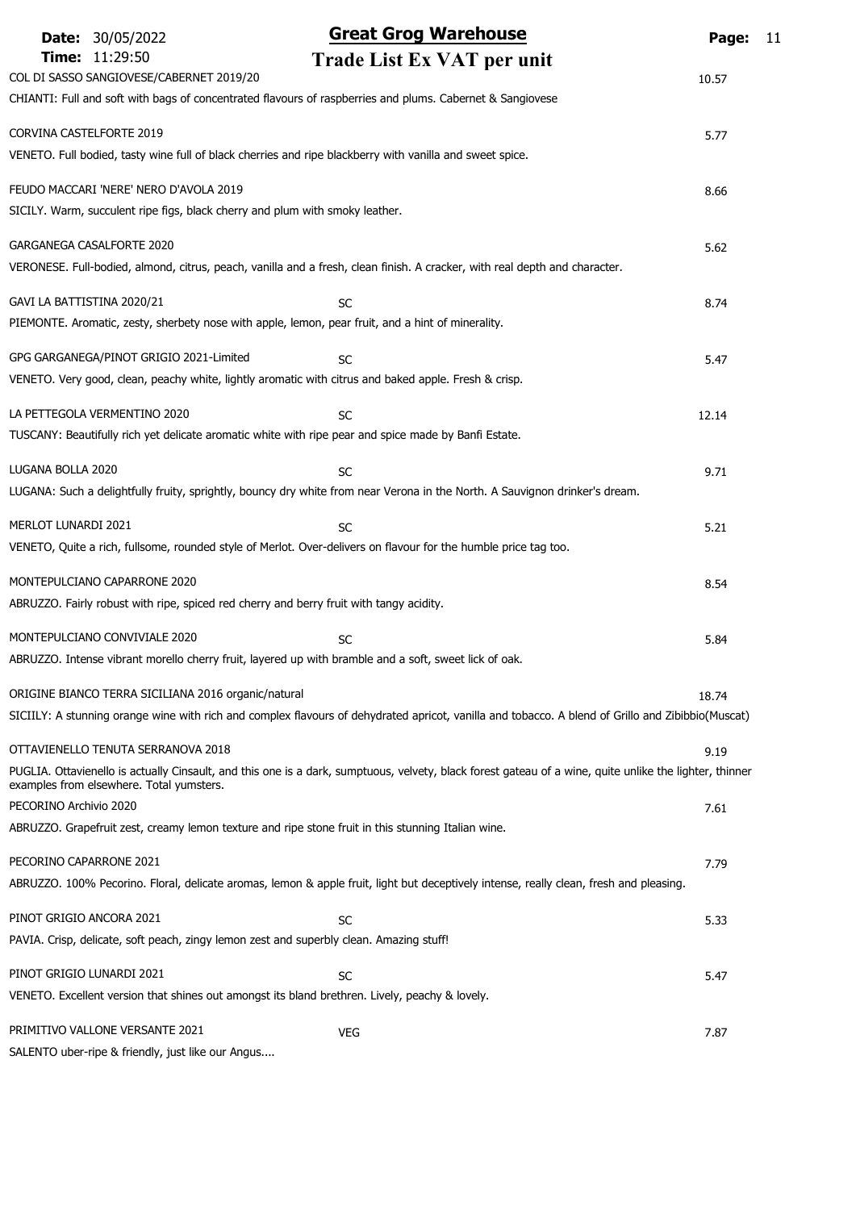**Great Grog Warehouse**

**Trade List Ex VAT per unit**

Date: 30/05/2022
Time: 11:29:50

| Wine | Tag | Price |
|---|---|---|
| COL DI SASSO SANGIOVESE/CABERNET 2019/20 | | 10.57 |
| CHIANTI: Full and soft with bags of concentrated flavours of raspberries and plums. Cabernet & Sangiovese | | |
| CORVINA CASTELFORTE 2019 | | 5.77 |
| VENETO. Full bodied, tasty wine full of black cherries and ripe blackberry with vanilla and sweet spice. | | |
| FEUDO MACCARI 'NERE' NERO D'AVOLA 2019 | | 8.66 |
| SICILY. Warm, succulent ripe figs, black cherry and plum with smoky leather. | | |
| GARGANEGA CASALFORTE 2020 | | 5.62 |
| VERONESE. Full-bodied, almond, citrus, peach, vanilla and a fresh, clean finish. A cracker, with real depth and character. | | |
| GAVI LA BATTISTINA 2020/21 | SC | 8.74 |
| PIEMONTE. Aromatic, zesty, sherbety nose with apple, lemon, pear fruit, and a hint of minerality. | | |
| GPG GARGANEGA/PINOT GRIGIO 2021-Limited | SC | 5.47 |
| VENETO. Very good, clean, peachy white, lightly aromatic with citrus and baked apple. Fresh & crisp. | | |
| LA PETTEGOLA VERMENTINO 2020 | SC | 12.14 |
| TUSCANY: Beautifully rich yet delicate aromatic white with ripe pear and spice made by Banfi Estate. | | |
| LUGANA BOLLA 2020 | SC | 9.71 |
| LUGANA: Such a delightfully fruity, sprightly, bouncy dry white from near Verona in the North. A Sauvignon drinker's dream. | | |
| MERLOT LUNARDI 2021 | SC | 5.21 |
| VENETO, Quite a rich, fullsome, rounded style of Merlot. Over-delivers on flavour for the humble price tag too. | | |
| MONTEPULCIANO CAPARRONE 2020 | | 8.54 |
| ABRUZZO. Fairly robust with ripe, spiced red cherry and berry fruit with tangy acidity. | | |
| MONTEPULCIANO CONVIVIALE 2020 | SC | 5.84 |
| ABRUZZO. Intense vibrant morello cherry fruit, layered up with bramble and a soft, sweet lick of oak. | | |
| ORIGINE BIANCO TERRA SICILIANA 2016 organic/natural | | 18.74 |
| SICIILY: A stunning orange wine with rich and complex flavours of dehydrated apricot, vanilla and tobacco. A blend of Grillo and Zibibbio(Muscat) | | |
| OTTAVIENELLO TENUTA SERRANOVA 2018 | | 9.19 |
| PUGLIA. Ottavienello is actually Cinsault, and this one is a dark, sumptuous, velvety, black forest gateau of a wine, quite unlike the lighter, thinner examples from elsewhere. Total yumsters. | | |
| PECORINO Archivio 2020 | | 7.61 |
| ABRUZZO. Grapefruit zest, creamy lemon texture and ripe stone fruit in this stunning Italian wine. | | |
| PECORINO CAPARRONE 2021 | | 7.79 |
| ABRUZZO. 100% Pecorino. Floral, delicate aromas, lemon & apple fruit, light but deceptively intense, really clean, fresh and pleasing. | | |
| PINOT GRIGIO ANCORA 2021 | SC | 5.33 |
| PAVIA. Crisp, delicate, soft peach, zingy lemon zest and superbly clean. Amazing stuff! | | |
| PINOT GRIGIO LUNARDI 2021 | SC | 5.47 |
| VENETO. Excellent version that shines out amongst its bland brethren. Lively, peachy & lovely. | | |
| PRIMITIVO VALLONE VERSANTE 2021 | VEG | 7.87 |
| SALENTO uber-ripe & friendly, just like our Angus.... | | |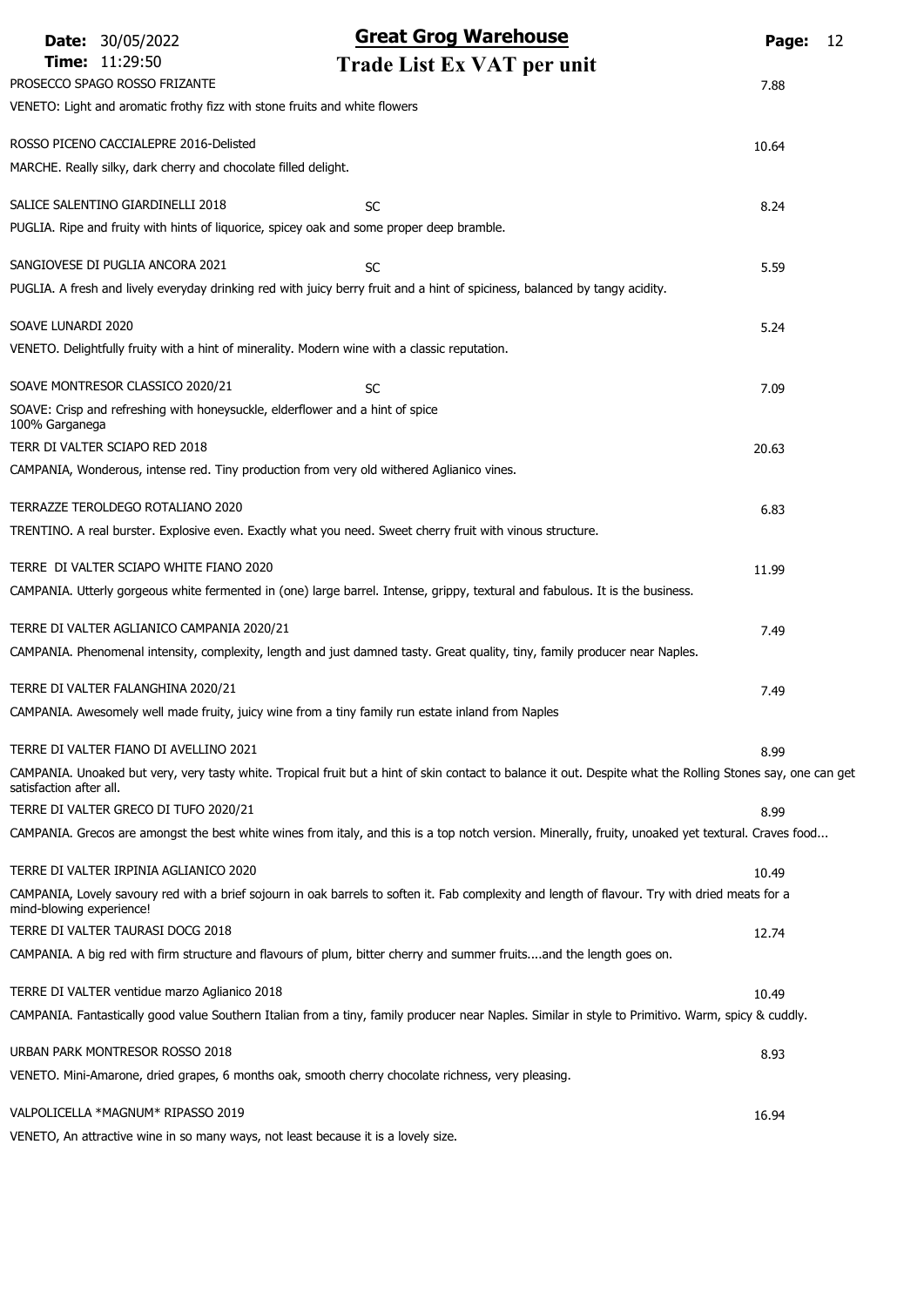# Great Grog Warehouse

## Trade List Ex VAT per unit

Date: 30/05/2022
Time: 11:29:50

| Product | | Price |
|---|---|---|
| PROSECCO SPAGO ROSSO FRIZANTE | | 7.88 |
| VENETO: Light and aromatic frothy fizz with stone fruits and white flowers | | |
| ROSSO PICENO CACCIALEPRE 2016-Delisted | | 10.64 |
| MARCHE. Really silky, dark cherry and chocolate filled delight. | | |
| SALICE SALENTINO GIARDINELLI 2018 | SC | 8.24 |
| PUGLIA. Ripe and fruity with hints of liquorice, spicey oak and some proper deep bramble. | | |
| SANGIOVESE DI PUGLIA ANCORA 2021 | SC | 5.59 |
| PUGLIA. A fresh and lively everyday drinking red with juicy berry fruit and a hint of spiciness, balanced by tangy acidity. | | |
| SOAVE LUNARDI 2020 | | 5.24 |
| VENETO. Delightfully fruity with a hint of minerality. Modern wine with a classic reputation. | | |
| SOAVE MONTRESOR CLASSICO 2020/21 | SC | 7.09 |
| SOAVE: Crisp and refreshing with honeysuckle, elderflower and a hint of spice 100% Garganega | | |
| TERR DI VALTER SCIAPO RED 2018 | | 20.63 |
| CAMPANIA, Wonderous, intense red. Tiny production from very old withered Aglianico vines. | | |
| TERRAZZE TEROLDEGO ROTALIANO 2020 | | 6.83 |
| TRENTINO. A real burster. Explosive even. Exactly what you need. Sweet cherry fruit with vinous structure. | | |
| TERRE DI VALTER SCIAPO WHITE FIANO 2020 | | 11.99 |
| CAMPANIA. Utterly gorgeous white fermented in (one) large barrel. Intense, grippy, textural and fabulous. It is the business. | | |
| TERRE DI VALTER AGLIANICO CAMPANIA 2020/21 | | 7.49 |
| CAMPANIA. Phenomenal intensity, complexity, length and just damned tasty. Great quality, tiny, family producer near Naples. | | |
| TERRE DI VALTER FALANGHINA 2020/21 | | 7.49 |
| CAMPANIA. Awesomely well made fruity, juicy wine from a tiny family run estate inland from Naples | | |
| TERRE DI VALTER FIANO DI AVELLINO 2021 | | 8.99 |
| CAMPANIA. Unoaked but very, very tasty white. Tropical fruit but a hint of skin contact to balance it out. Despite what the Rolling Stones say, one can get satisfaction after all. | | |
| TERRE DI VALTER GRECO DI TUFO 2020/21 | | 8.99 |
| CAMPANIA. Grecos are amongst the best white wines from italy, and this is a top notch version. Minerally, fruity, unoaked yet textural. Craves food... | | |
| TERRE DI VALTER IRPINIA AGLIANICO 2020 | | 10.49 |
| CAMPANIA, Lovely savoury red with a brief sojourn in oak barrels to soften it. Fab complexity and length of flavour. Try with dried meats for a mind-blowing experience! | | |
| TERRE DI VALTER TAURASI DOCG 2018 | | 12.74 |
| CAMPANIA. A big red with firm structure and flavours of plum, bitter cherry and summer fruits....and the length goes on. | | |
| TERRE DI VALTER ventidue marzo Aglianico 2018 | | 10.49 |
| CAMPANIA. Fantastically good value Southern Italian from a tiny, family producer near Naples. Similar in style to Primitivo. Warm, spicy & cuddly. | | |
| URBAN PARK MONTRESOR ROSSO 2018 | | 8.93 |
| VENETO. Mini-Amarone, dried grapes, 6 months oak, smooth cherry chocolate richness, very pleasing. | | |
| VALPOLICELLA *MAGNUM* RIPASSO 2019 | | 16.94 |
| VENETO, An attractive wine in so many ways, not least because it is a lovely size. | | |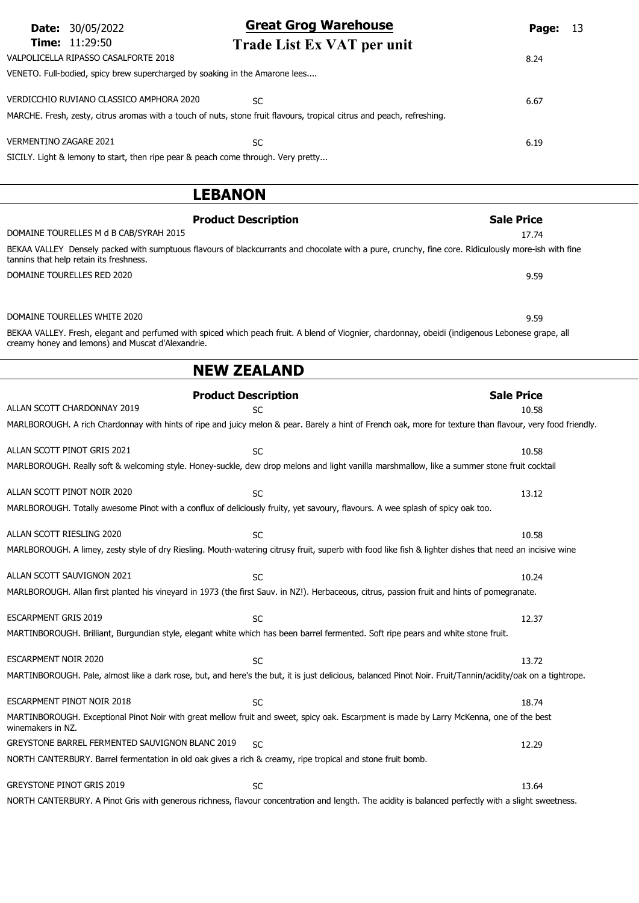VALPOLICELLA RIPASSO CASALFORTE 2018 — 8.24

VENETO. Full-bodied, spicy brew supercharged by soaking in the Amarone lees....

VERDICCHIO RUVIANO CLASSICO AMPHORA 2020 — SC — 6.67

MARCHE. Fresh, zesty, citrus aromas with a touch of nuts, stone fruit flavours, tropical citrus and peach, refreshing.

VERMENTINO ZAGARE 2021 — SC — 6.19

SICILY. Light & lemony to start, then ripe pear & peach come through. Very pretty...

## LEBANON

| Product Description | | Sale Price |
|---|---|---|
| DOMAINE TOURELLES M d B CAB/SYRAH 2015 | | 17.74 |
| BEKAA VALLEY Densely packed with sumptuous flavours of blackcurrants and chocolate with a pure, crunchy, fine core. Ridiculously more-ish with fine tannins that help retain its freshness. | | |
| DOMAINE TOURELLES RED 2020 | | 9.59 |
| DOMAINE TOURELLES WHITE 2020 | | 9.59 |
| BEKAA VALLEY. Fresh, elegant and perfumed with spiced which peach fruit. A blend of Viognier, chardonnay, obeidi (indigenous Lebonese grape, all creamy honey and lemons) and Muscat d'Alexandrie. | | |

## NEW ZEALAND

| Product Description | | Sale Price |
|---|---|---|
| ALLAN SCOTT CHARDONNAY 2019 | SC | 10.58 |
| MARLBOROUGH. A rich Chardonnay with hints of ripe and juicy melon & pear. Barely a hint of French oak, more for texture than flavour, very food friendly. | | |
| ALLAN SCOTT PINOT GRIS 2021 | SC | 10.58 |
| MARLBOROUGH. Really soft & welcoming style. Honey-suckle, dew drop melons and light vanilla marshmallow, like a summer stone fruit cocktail | | |
| ALLAN SCOTT PINOT NOIR 2020 | SC | 13.12 |
| MARLBOROUGH. Totally awesome Pinot with a conflux of deliciously fruity, yet savoury, flavours. A wee splash of spicy oak too. | | |
| ALLAN SCOTT RIESLING 2020 | SC | 10.58 |
| MARLBOROUGH. A limey, zesty style of dry Riesling. Mouth-watering citrusy fruit, superb with food like fish & lighter dishes that need an incisive wine | | |
| ALLAN SCOTT SAUVIGNON 2021 | SC | 10.24 |
| MARLBOROUGH. Allan first planted his vineyard in 1973 (the first Sauv. in NZ!). Herbaceous, citrus, passion fruit and hints of pomegranate. | | |
| ESCARPMENT GRIS 2019 | SC | 12.37 |
| MARTINBOROUGH. Brilliant, Burgundian style, elegant white which has been barrel fermented. Soft ripe pears and white stone fruit. | | |
| ESCARPMENT NOIR 2020 | SC | 13.72 |
| MARTINBOROUGH. Pale, almost like a dark rose, but, and here's the but, it is just delicious, balanced Pinot Noir. Fruit/Tannin/acidity/oak on a tightrope. | | |
| ESCARPMENT PINOT NOIR 2018 | SC | 18.74 |
| MARTINBOROUGH. Exceptional Pinot Noir with great mellow fruit and sweet, spicy oak. Escarpment is made by Larry McKenna, one of the best winemakers in NZ. | | |
| GREYSTONE BARREL FERMENTED SAUVIGNON BLANC 2019 | SC | 12.29 |
| NORTH CANTERBURY. Barrel fermentation in old oak gives a rich & creamy, ripe tropical and stone fruit bomb. | | |
| GREYSTONE PINOT GRIS 2019 | SC | 13.64 |
| NORTH CANTERBURY. A Pinot Gris with generous richness, flavour concentration and length. The acidity is balanced perfectly with a slight sweetness. | | |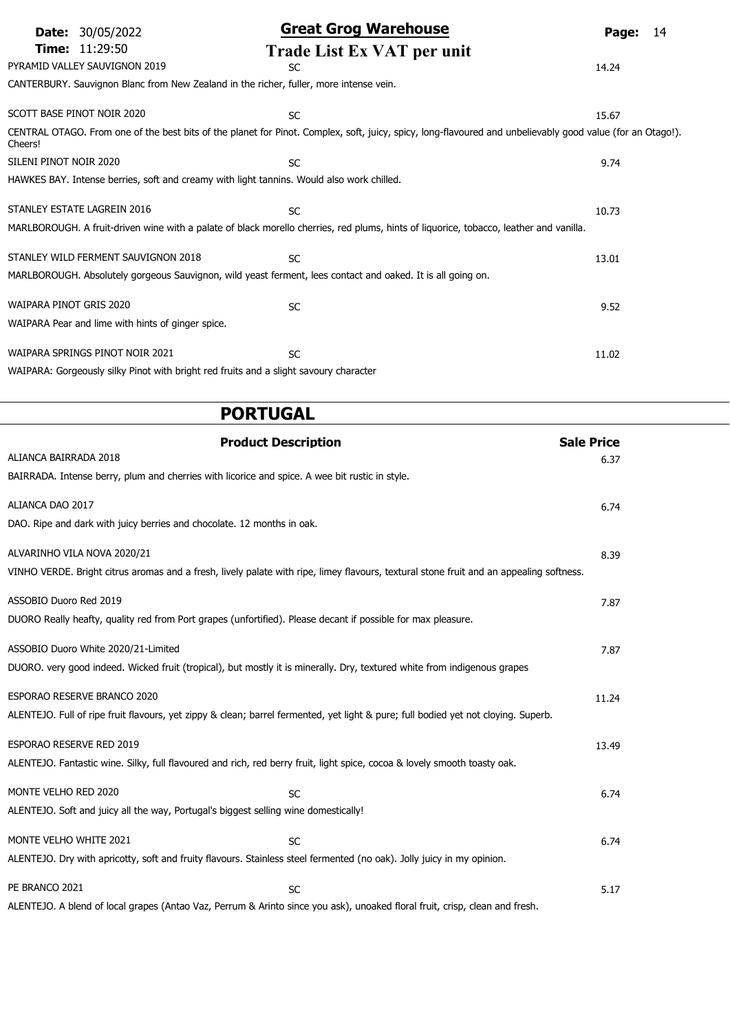PYRAMID VALLEY SAUVIGNON 2019 — SC — 14.24

CANTERBURY. Sauvignon Blanc from New Zealand in the richer, fuller, more intense vein.

SCOTT BASE PINOT NOIR 2020 — SC — 15.67

CENTRAL OTAGO. From one of the best bits of the planet for Pinot. Complex, soft, juicy, spicy, long-flavoured and unbelievably good value (for an Otago!). Cheers!

SILENI PINOT NOIR 2020 — SC — 9.74

HAWKES BAY. Intense berries, soft and creamy with light tannins. Would also work chilled.

STANLEY ESTATE LAGREIN 2016 — SC — 10.73

MARLBOROUGH. A fruit-driven wine with a palate of black morello cherries, red plums, hints of liquorice, tobacco, leather and vanilla.

STANLEY WILD FERMENT SAUVIGNON 2018 — SC — 13.01

MARLBOROUGH. Absolutely gorgeous Sauvignon, wild yeast ferment, lees contact and oaked. It is all going on.

WAIPARA PINOT GRIS 2020 — SC — 9.52

WAIPARA Pear and lime with hints of ginger spice.

WAIPARA SPRINGS PINOT NOIR 2021 — SC — 11.02

WAIPARA: Gorgeously silky Pinot with bright red fruits and a slight savoury character

## PORTUGAL

**Product Description** — **Sale Price**

ALIANCA BAIRRADA 2018 — 6.37

BAIRRADA. Intense berry, plum and cherries with licorice and spice. A wee bit rustic in style.

ALIANCA DAO 2017 — 6.74

DAO. Ripe and dark with juicy berries and chocolate. 12 months in oak.

ALVARINHO VILA NOVA 2020/21 — 8.39

VINHO VERDE. Bright citrus aromas and a fresh, lively palate with ripe, limey flavours, textural stone fruit and an appealing softness.

ASSOBIO Duoro Red 2019 — 7.87

DUORO Really heafty, quality red from Port grapes (unfortified). Please decant if possible for max pleasure.

ASSOBIO Duoro White 2020/21-Limited — 7.87

DUORO. very good indeed. Wicked fruit (tropical), but mostly it is minerally. Dry, textured white from indigenous grapes

ESPORAO RESERVE BRANCO 2020 — 11.24

ALENTEJO. Full of ripe fruit flavours, yet zippy & clean; barrel fermented, yet light & pure; full bodied yet not cloying. Superb.

ESPORAO RESERVE RED 2019 — 13.49

ALENTEJO. Fantastic wine. Silky, full flavoured and rich, red berry fruit, light spice, cocoa & lovely smooth toasty oak.

MONTE VELHO RED 2020 — SC — 6.74

ALENTEJO. Soft and juicy all the way, Portugal's biggest selling wine domestically!

MONTE VELHO WHITE 2021 — SC — 6.74

ALENTEJO. Dry with apricotty, soft and fruity flavours. Stainless steel fermented (no oak). Jolly juicy in my opinion.

PE BRANCO 2021 — SC — 5.17

ALENTEJO. A blend of local grapes (Antao Vaz, Perrum & Arinto since you ask), unoaked floral fruit, crisp, clean and fresh.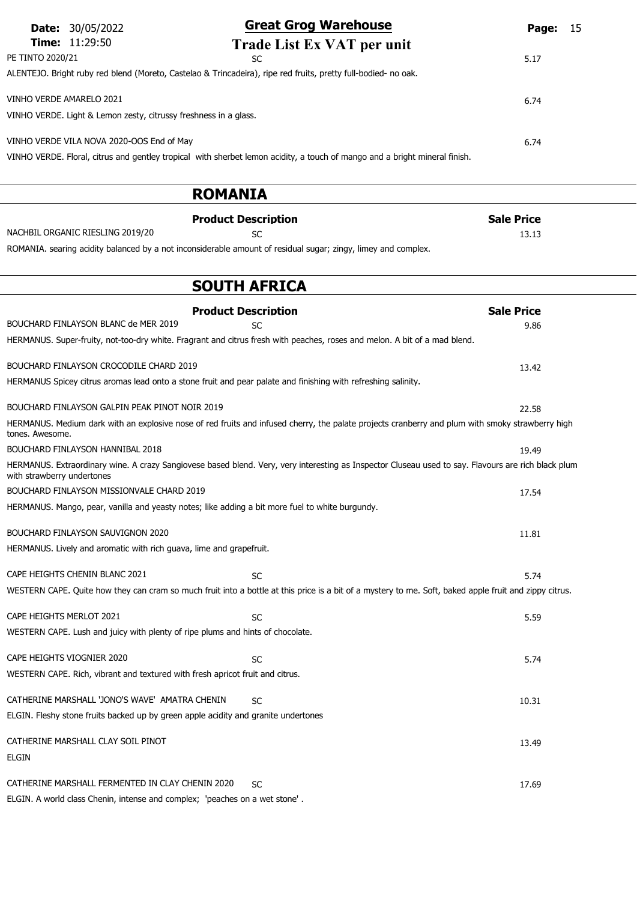PE TINTO 2020/21 | SC | 5.17

ALENTEJO. Bright ruby red blend (Moreto, Castelao & Trincadeira), ripe red fruits, pretty full-bodied- no oak.

VINHO VERDE AMARELO 2021 | | 6.74

VINHO VERDE. Light & Lemon zesty, citrussy freshness in a glass.

VINHO VERDE VILA NOVA 2020-OOS End of May | | 6.74

VINHO VERDE. Floral, citrus and gentley tropical with sherbet lemon acidity, a touch of mango and a bright mineral finish.

## ROMANIA

| | Product Description | Sale Price |
|---|---|---|
| NACHBIL ORGANIC RIESLING 2019/20 | SC | 13.13 |

ROMANIA. searing acidity balanced by a not inconsiderable amount of residual sugar; zingy, limey and complex.

## SOUTH AFRICA

| | Product Description | Sale Price |
|---|---|---|
| BOUCHARD FINLAYSON BLANC de MER 2019 | SC | 9.86 |

HERMANUS. Super-fruity, not-too-dry white. Fragrant and citrus fresh with peaches, roses and melon. A bit of a mad blend.

BOUCHARD FINLAYSON CROCODILE CHARD 2019 | | 13.42

HERMANUS Spicey citrus aromas lead onto a stone fruit and pear palate and finishing with refreshing salinity.

BOUCHARD FINLAYSON GALPIN PEAK PINOT NOIR 2019 | | 22.58

HERMANUS. Medium dark with an explosive nose of red fruits and infused cherry, the palate projects cranberry and plum with smoky strawberry high tones. Awesome.

BOUCHARD FINLAYSON HANNIBAL 2018 | | 19.49

HERMANUS. Extraordinary wine. A crazy Sangiovese based blend. Very, very interesting as Inspector Cluseau used to say. Flavours are rich black plum with strawberry undertones

BOUCHARD FINLAYSON MISSIONVALE CHARD 2019 | | 17.54

HERMANUS. Mango, pear, vanilla and yeasty notes; like adding a bit more fuel to white burgundy.

BOUCHARD FINLAYSON SAUVIGNON 2020 | | 11.81

HERMANUS. Lively and aromatic with rich guava, lime and grapefruit.

CAPE HEIGHTS CHENIN BLANC 2021 | SC | 5.74

WESTERN CAPE. Quite how they can cram so much fruit into a bottle at this price is a bit of a mystery to me. Soft, baked apple fruit and zippy citrus.

CAPE HEIGHTS MERLOT 2021 | SC | 5.59

WESTERN CAPE. Lush and juicy with plenty of ripe plums and hints of chocolate.

CAPE HEIGHTS VIOGNIER 2020 | SC | 5.74

WESTERN CAPE. Rich, vibrant and textured with fresh apricot fruit and citrus.

CATHERINE MARSHALL 'JONO'S WAVE' AMATRA CHENIN | SC | 10.31

ELGIN. Fleshy stone fruits backed up by green apple acidity and granite undertones

CATHERINE MARSHALL CLAY SOIL PINOT | | 13.49

ELGIN

CATHERINE MARSHALL FERMENTED IN CLAY CHENIN 2020 | SC | 17.69

ELGIN. A world class Chenin, intense and complex; 'peaches on a wet stone' .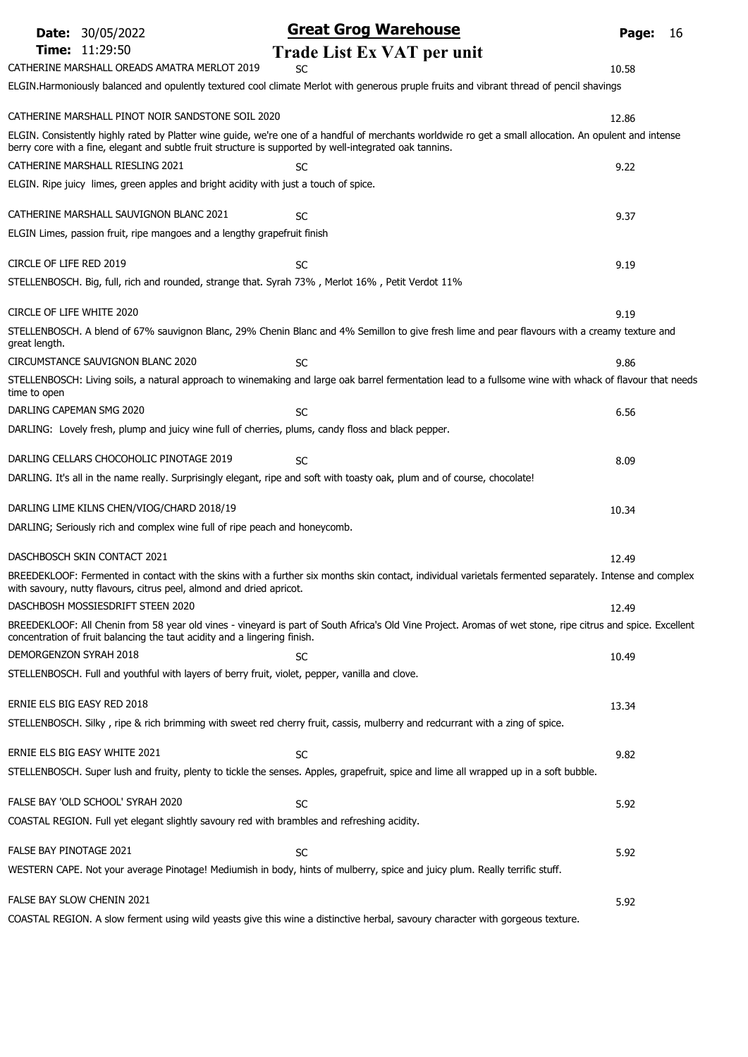# Great Grog Warehouse

## Trade List Ex VAT per unit

**CATHERINE MARSHALL OREADS AMATRA MERLOT 2019** — SC — 10.58

ELGIN.Harmoniously balanced and opulently textured cool climate Merlot with generous pruple fruits and vibrant thread of pencil shavings

**CATHERINE MARSHALL PINOT NOIR SANDSTONE SOIL 2020** — 12.86

ELGIN. Consistently highly rated by Platter wine guide, we're one of a handful of merchants worldwide ro get a small allocation. An opulent and intense berry core with a fine, elegant and subtle fruit structure is supported by well-integrated oak tannins.

**CATHERINE MARSHALL RIESLING 2021** — SC — 9.22

ELGIN. Ripe juicy limes, green apples and bright acidity with just a touch of spice.

**CATHERINE MARSHALL SAUVIGNON BLANC 2021** — SC — 9.37

ELGIN Limes, passion fruit, ripe mangoes and a lengthy grapefruit finish

**CIRCLE OF LIFE RED 2019** — SC — 9.19

STELLENBOSCH. Big, full, rich and rounded, strange that. Syrah 73% , Merlot 16% , Petit Verdot 11%

**CIRCLE OF LIFE WHITE 2020** — 9.19

STELLENBOSCH. A blend of 67% sauvignon Blanc, 29% Chenin Blanc and 4% Semillon to give fresh lime and pear flavours with a creamy texture and great length.

**CIRCUMSTANCE SAUVIGNON BLANC 2020** — SC — 9.86

STELLENBOSCH: Living soils, a natural approach to winemaking and large oak barrel fermentation lead to a fullsome wine with whack of flavour that needs time to open

**DARLING CAPEMAN SMG 2020** — SC — 6.56

DARLING: Lovely fresh, plump and juicy wine full of cherries, plums, candy floss and black pepper.

**DARLING CELLARS CHOCOHOLIC PINOTAGE 2019** — SC — 8.09

DARLING. It's all in the name really. Surprisingly elegant, ripe and soft with toasty oak, plum and of course, chocolate!

**DARLING LIME KILNS CHEN/VIOG/CHARD 2018/19** — 10.34

DARLING; Seriously rich and complex wine full of ripe peach and honeycomb.

**DASCHBOSCH SKIN CONTACT 2021** — 12.49

BREEDEKLOOF: Fermented in contact with the skins with a further six months skin contact, individual varietals fermented separately. Intense and complex with savoury, nutty flavours, citrus peel, almond and dried apricot.

**DASCHBOSH MOSSIESDRIFT STEEN 2020** — 12.49

BREEDEKLOOF: All Chenin from 58 year old vines - vineyard is part of South Africa's Old Vine Project. Aromas of wet stone, ripe citrus and spice. Excellent concentration of fruit balancing the taut acidity and a lingering finish.

**DEMORGENZON SYRAH 2018** — SC — 10.49

STELLENBOSCH. Full and youthful with layers of berry fruit, violet, pepper, vanilla and clove.

**ERNIE ELS BIG EASY RED 2018** — 13.34

STELLENBOSCH. Silky , ripe & rich brimming with sweet red cherry fruit, cassis, mulberry and redcurrant with a zing of spice.

**ERNIE ELS BIG EASY WHITE 2021** — SC — 9.82

STELLENBOSCH. Super lush and fruity, plenty to tickle the senses. Apples, grapefruit, spice and lime all wrapped up in a soft bubble.

**FALSE BAY 'OLD SCHOOL' SYRAH 2020** — SC — 5.92

COASTAL REGION. Full yet elegant slightly savoury red with brambles and refreshing acidity.

**FALSE BAY PINOTAGE 2021** — SC — 5.92

WESTERN CAPE. Not your average Pinotage! Mediumish in body, hints of mulberry, spice and juicy plum. Really terrific stuff.

**FALSE BAY SLOW CHENIN 2021** — 5.92

COASTAL REGION. A slow ferment using wild yeasts give this wine a distinctive herbal, savoury character with gorgeous texture.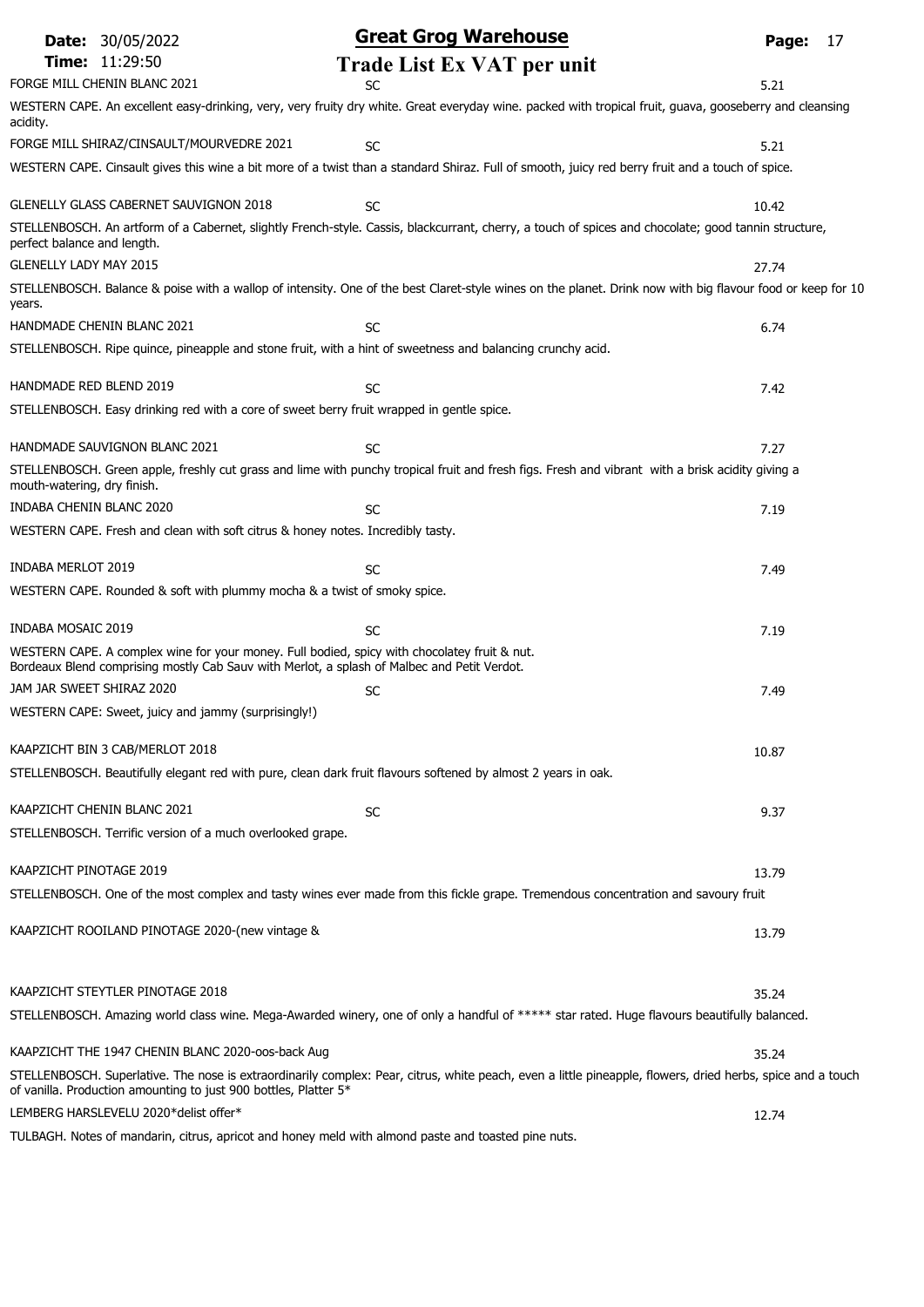# Great Grog Warehouse

## Trade List Ex VAT per unit

**Date:** 30/05/2022
**Time:** 11:29:50

FORGE MILL CHENIN BLANC 2021 — SC — 5.21

WESTERN CAPE. An excellent easy-drinking, very, very fruity dry white. Great everyday wine. packed with tropical fruit, guava, gooseberry and cleansing acidity.

FORGE MILL SHIRAZ/CINSAULT/MOURVEDRE 2021 — SC — 5.21

WESTERN CAPE. Cinsault gives this wine a bit more of a twist than a standard Shiraz. Full of smooth, juicy red berry fruit and a touch of spice.

GLENELLY GLASS CABERNET SAUVIGNON 2018 — SC — 10.42

STELLENBOSCH. An artform of a Cabernet, slightly French-style. Cassis, blackcurrant, cherry, a touch of spices and chocolate; good tannin structure, perfect balance and length.

GLENELLY LADY MAY 2015 — 27.74

STELLENBOSCH. Balance & poise with a wallop of intensity. One of the best Claret-style wines on the planet. Drink now with big flavour food or keep for 10 years.

HANDMADE CHENIN BLANC 2021 — SC — 6.74

STELLENBOSCH. Ripe quince, pineapple and stone fruit, with a hint of sweetness and balancing crunchy acid.

HANDMADE RED BLEND 2019 — SC — 7.42

STELLENBOSCH. Easy drinking red with a core of sweet berry fruit wrapped in gentle spice.

HANDMADE SAUVIGNON BLANC 2021 — SC — 7.27

STELLENBOSCH. Green apple, freshly cut grass and lime with punchy tropical fruit and fresh figs. Fresh and vibrant with a brisk acidity giving a mouth-watering, dry finish.

INDABA CHENIN BLANC 2020 — SC — 7.19

WESTERN CAPE. Fresh and clean with soft citrus & honey notes. Incredibly tasty.

INDABA MERLOT 2019 — SC — 7.49

WESTERN CAPE. Rounded & soft with plummy mocha & a twist of smoky spice.

INDABA MOSAIC 2019 — SC — 7.19

WESTERN CAPE. A complex wine for your money. Full bodied, spicy with chocolatey fruit & nut.
Bordeaux Blend comprising mostly Cab Sauv with Merlot, a splash of Malbec and Petit Verdot.

JAM JAR SWEET SHIRAZ 2020 — SC — 7.49

WESTERN CAPE: Sweet, juicy and jammy (surprisingly!)

KAAPZICHT BIN 3 CAB/MERLOT 2018 — 10.87

STELLENBOSCH. Beautifully elegant red with pure, clean dark fruit flavours softened by almost 2 years in oak.

KAAPZICHT CHENIN BLANC 2021 — SC — 9.37

STELLENBOSCH. Terrific version of a much overlooked grape.

KAAPZICHT PINOTAGE 2019 — 13.79

STELLENBOSCH. One of the most complex and tasty wines ever made from this fickle grape. Tremendous concentration and savoury fruit

KAAPZICHT ROOILAND PINOTAGE 2020-(new vintage & — 13.79

KAAPZICHT STEYTLER PINOTAGE 2018 — 35.24

STELLENBOSCH. Amazing world class wine. Mega-Awarded winery, one of only a handful of ***** star rated. Huge flavours beautifully balanced.

KAAPZICHT THE 1947 CHENIN BLANC 2020-oos-back Aug — 35.24

STELLENBOSCH. Superlative. The nose is extraordinarily complex: Pear, citrus, white peach, even a little pineapple, flowers, dried herbs, spice and a touch of vanilla. Production amounting to just 900 bottles, Platter 5*

LEMBERG HARSLEVELU 2020*delist offer* — 12.74

TULBAGH. Notes of mandarin, citrus, apricot and honey meld with almond paste and toasted pine nuts.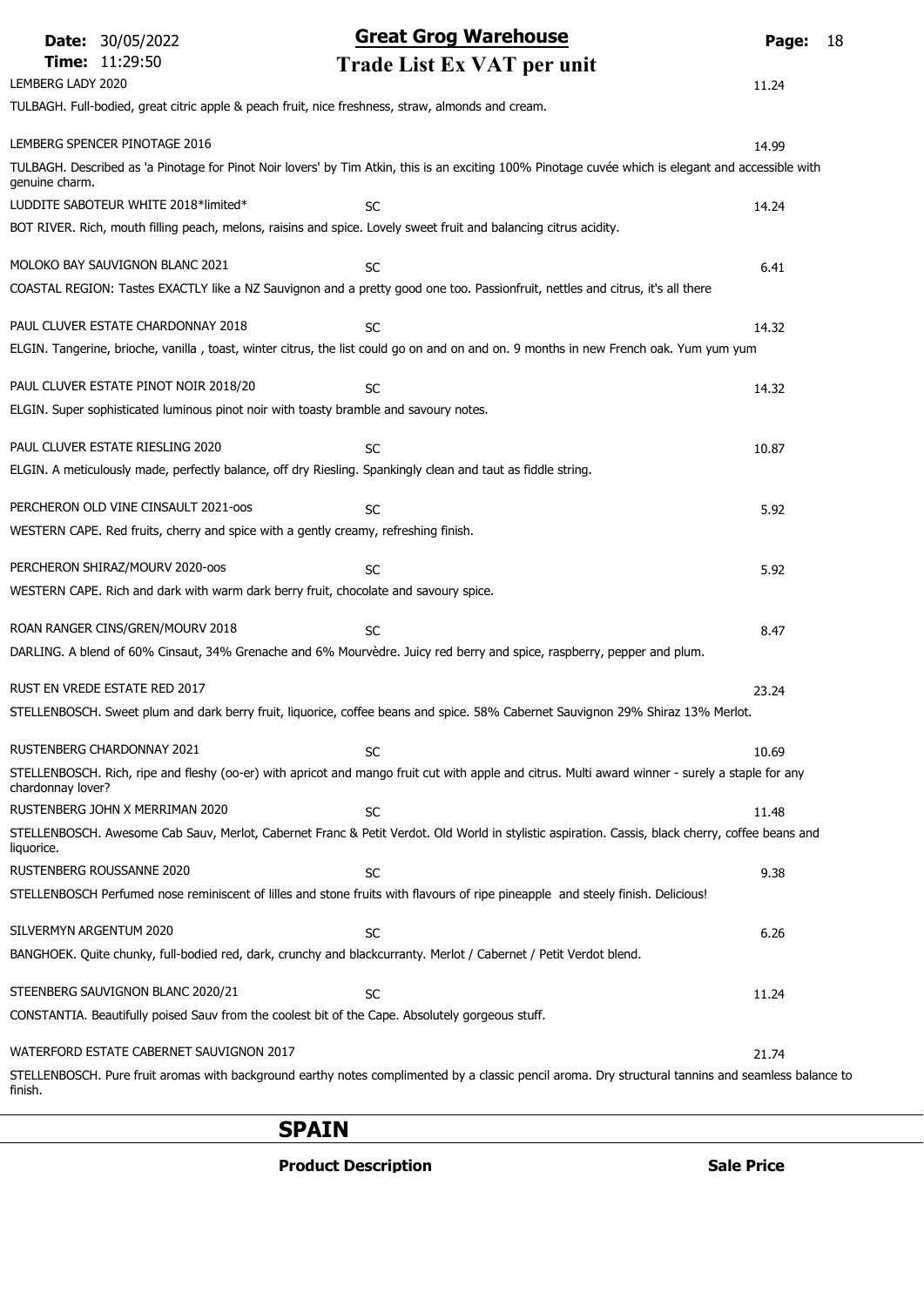**Great Grog Warehouse**

**Trade List Ex VAT per unit**

**Date:** 30/05/2022
**Time:** 11:29:50

LEMBERG LADY 2020 — 11.24

TULBAGH. Full-bodied, great citric apple & peach fruit, nice freshness, straw, almonds and cream.

LEMBERG SPENCER PINOTAGE 2016 — 14.99

TULBAGH. Described as 'a Pinotage for Pinot Noir lovers' by Tim Atkin, this is an exciting 100% Pinotage cuvée which is elegant and accessible with genuine charm.

LUDDITE SABOTEUR WHITE 2018*limited* — SC — 14.24

BOT RIVER. Rich, mouth filling peach, melons, raisins and spice. Lovely sweet fruit and balancing citrus acidity.

MOLOKO BAY SAUVIGNON BLANC 2021 — SC — 6.41

COASTAL REGION: Tastes EXACTLY like a NZ Sauvignon and a pretty good one too. Passionfruit, nettles and citrus, it's all there

PAUL CLUVER ESTATE CHARDONNAY 2018 — SC — 14.32

ELGIN. Tangerine, brioche, vanilla , toast, winter citrus, the list could go on and on and on. 9 months in new French oak. Yum yum yum

PAUL CLUVER ESTATE PINOT NOIR 2018/20 — SC — 14.32

ELGIN. Super sophisticated luminous pinot noir with toasty bramble and savoury notes.

PAUL CLUVER ESTATE RIESLING 2020 — SC — 10.87

ELGIN. A meticulously made, perfectly balance, off dry Riesling. Spankingly clean and taut as fiddle string.

PERCHERON OLD VINE CINSAULT 2021-oos — SC — 5.92

WESTERN CAPE. Red fruits, cherry and spice with a gently creamy, refreshing finish.

PERCHERON SHIRAZ/MOURV 2020-oos — SC — 5.92

WESTERN CAPE. Rich and dark with warm dark berry fruit, chocolate and savoury spice.

ROAN RANGER CINS/GREN/MOURV 2018 — SC — 8.47

DARLING. A blend of 60% Cinsaut, 34% Grenache and 6% Mourvèdre. Juicy red berry and spice, raspberry, pepper and plum.

RUST EN VREDE ESTATE RED 2017 — 23.24

STELLENBOSCH. Sweet plum and dark berry fruit, liquorice, coffee beans and spice. 58% Cabernet Sauvignon 29% Shiraz 13% Merlot.

RUSTENBERG CHARDONNAY 2021 — SC — 10.69

STELLENBOSCH. Rich, ripe and fleshy (oo-er) with apricot and mango fruit cut with apple and citrus. Multi award winner - surely a staple for any chardonnay lover?

RUSTENBERG JOHN X MERRIMAN 2020 — SC — 11.48

STELLENBOSCH. Awesome Cab Sauv, Merlot, Cabernet Franc & Petit Verdot. Old World in stylistic aspiration. Cassis, black cherry, coffee beans and liquorice.

RUSTENBERG ROUSSANNE 2020 — SC — 9.38

STELLENBOSCH Perfumed nose reminiscent of lilles and stone fruits with flavours of ripe pineapple and steely finish. Delicious!

SILVERMYN ARGENTUM 2020 — SC — 6.26

BANGHOEK. Quite chunky, full-bodied red, dark, crunchy and blackcurranty. Merlot / Cabernet / Petit Verdot blend.

STEENBERG SAUVIGNON BLANC 2020/21 — SC — 11.24

CONSTANTIA. Beautifully poised Sauv from the coolest bit of the Cape. Absolutely gorgeous stuff.

WATERFORD ESTATE CABERNET SAUVIGNON 2017 — 21.74

STELLENBOSCH. Pure fruit aromas with background earthy notes complimented by a classic pencil aroma. Dry structural tannins and seamless balance to finish.

## SPAIN

| Product Description | Sale Price |
|---|---|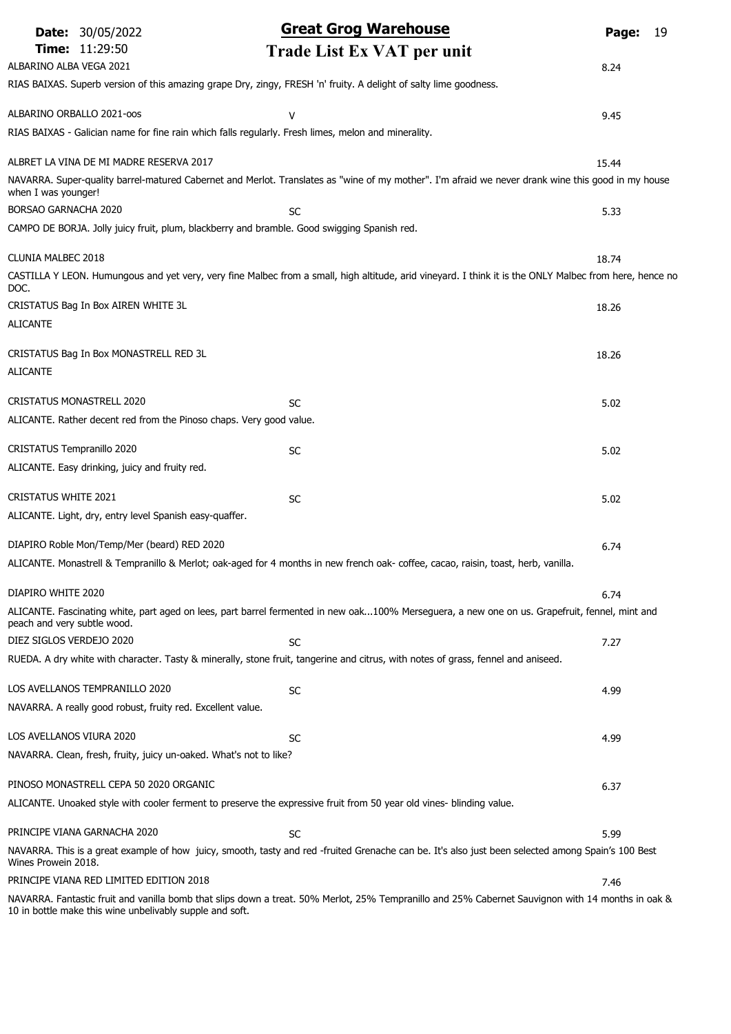# Great Grog Warehouse

## Trade List Ex VAT per unit

Date: 30/05/2022
Time: 11:29:50

| Wine | Code | Price |
|---|---|---|
| ALBARINO ALBA VEGA 2021 | | 8.24 |

RIAS BAIXAS. Superb version of this amazing grape Dry, zingy, FRESH 'n' fruity. A delight of salty lime goodness.

| Wine | Code | Price |
|---|---|---|
| ALBARINO ORBALLO 2021-oos | V | 9.45 |

RIAS BAIXAS - Galician name for fine rain which falls regularly. Fresh limes, melon and minerality.

| Wine | Code | Price |
|---|---|---|
| ALBRET LA VINA DE MI MADRE RESERVA 2017 | | 15.44 |

NAVARRA. Super-quality barrel-matured Cabernet and Merlot. Translates as "wine of my mother". I'm afraid we never drank wine this good in my house when I was younger!

| Wine | Code | Price |
|---|---|---|
| BORSAO GARNACHA 2020 | SC | 5.33 |

CAMPO DE BORJA. Jolly juicy fruit, plum, blackberry and bramble. Good swigging Spanish red.

| Wine | Code | Price |
|---|---|---|
| CLUNIA MALBEC 2018 | | 18.74 |

CASTILLA Y LEON. Humungous and yet very, very fine Malbec from a small, high altitude, arid vineyard. I think it is the ONLY Malbec from here, hence no DOC.

| Wine | Code | Price |
|---|---|---|
| CRISTATUS Bag In Box AIREN WHITE 3L | | 18.26 |

ALICANTE

| Wine | Code | Price |
|---|---|---|
| CRISTATUS Bag In Box MONASTRELL RED 3L | | 18.26 |

ALICANTE

| Wine | Code | Price |
|---|---|---|
| CRISTATUS MONASTRELL 2020 | SC | 5.02 |

ALICANTE. Rather decent red from the Pinoso chaps. Very good value.

| Wine | Code | Price |
|---|---|---|
| CRISTATUS Tempranillo 2020 | SC | 5.02 |

ALICANTE. Easy drinking, juicy and fruity red.

| Wine | Code | Price |
|---|---|---|
| CRISTATUS WHITE 2021 | SC | 5.02 |

ALICANTE. Light, dry, entry level Spanish easy-quaffer.

| Wine | Code | Price |
|---|---|---|
| DIAPIRO Roble Mon/Temp/Mer (beard) RED 2020 | | 6.74 |

ALICANTE. Monastrell & Tempranillo & Merlot; oak-aged for 4 months in new french oak- coffee, cacao, raisin, toast, herb, vanilla.

| Wine | Code | Price |
|---|---|---|
| DIAPIRO WHITE 2020 | | 6.74 |

ALICANTE. Fascinating white, part aged on lees, part barrel fermented in new oak...100% Merseguera, a new one on us. Grapefruit, fennel, mint and peach and very subtle wood.

| Wine | Code | Price |
|---|---|---|
| DIEZ SIGLOS VERDEJO 2020 | SC | 7.27 |

RUEDA. A dry white with character. Tasty & minerally, stone fruit, tangerine and citrus, with notes of grass, fennel and aniseed.

| Wine | Code | Price |
|---|---|---|
| LOS AVELLANOS TEMPRANILLO 2020 | SC | 4.99 |

NAVARRA. A really good robust, fruity red. Excellent value.

| Wine | Code | Price |
|---|---|---|
| LOS AVELLANOS VIURA 2020 | SC | 4.99 |

NAVARRA. Clean, fresh, fruity, juicy un-oaked. What's not to like?

| Wine | Code | Price |
|---|---|---|
| PINOSO MONASTRELL CEPA 50 2020 ORGANIC | | 6.37 |

ALICANTE. Unoaked style with cooler ferment to preserve the expressive fruit from 50 year old vines- blinding value.

| Wine | Code | Price |
|---|---|---|
| PRINCIPE VIANA GARNACHA 2020 | SC | 5.99 |

NAVARRA. This is a great example of how juicy, smooth, tasty and red -fruited Grenache can be. It's also just been selected among Spain's 100 Best Wines Prowein 2018.

| Wine | Code | Price |
|---|---|---|
| PRINCIPE VIANA RED LIMITED EDITION 2018 | | 7.46 |

NAVARRA. Fantastic fruit and vanilla bomb that slips down a treat. 50% Merlot, 25% Tempranillo and 25% Cabernet Sauvignon with 14 months in oak & 10 in bottle make this wine unbelivably supple and soft.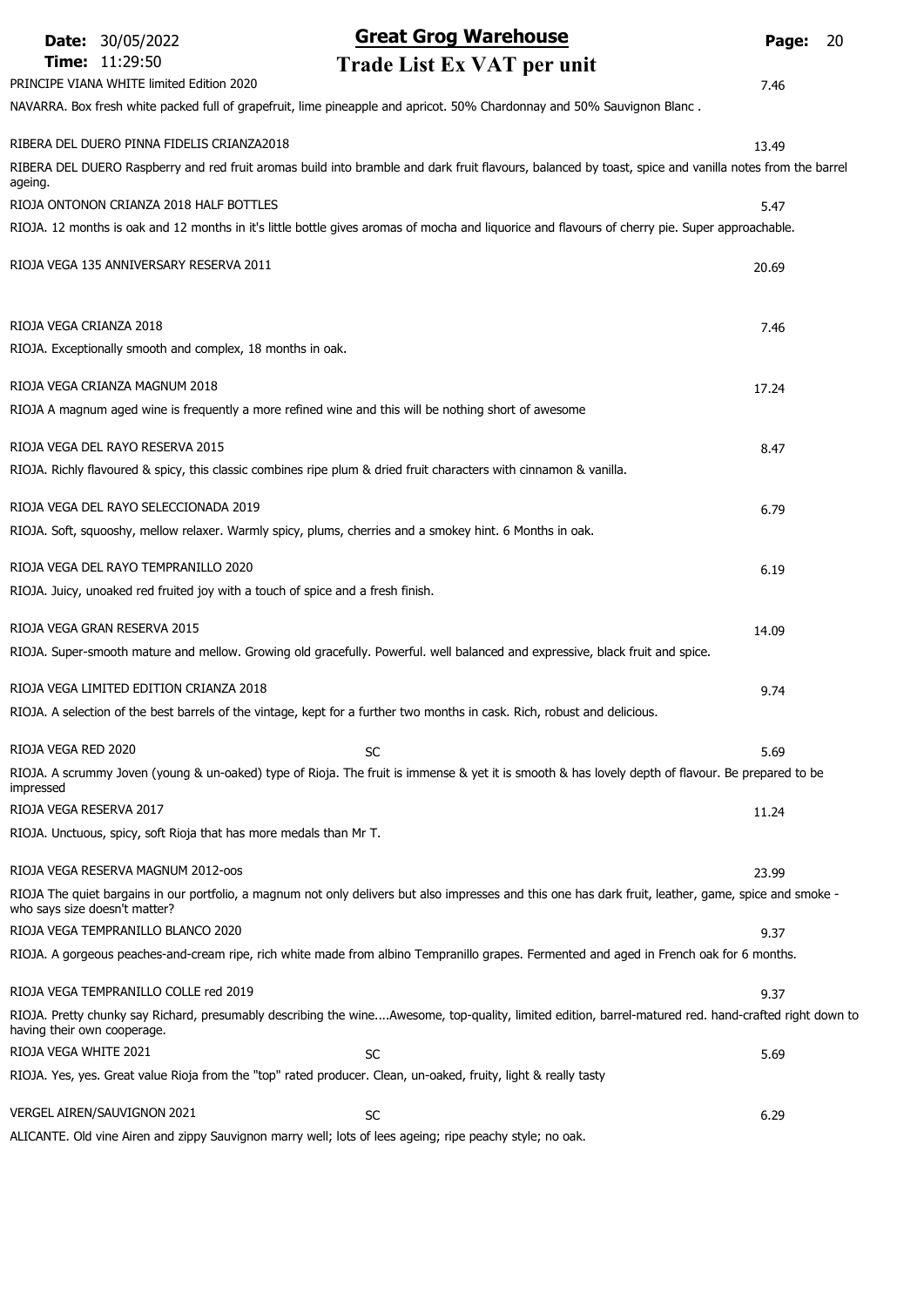PRINCIPE VIANA WHITE limited Edition 2020 — 7.46

NAVARRA. Box fresh white packed full of grapefruit, lime pineapple and apricot. 50% Chardonnay and 50% Sauvignon Blanc .

RIBERA DEL DUERO PINNA FIDELIS CRIANZA2018 — 13.49

RIBERA DEL DUERO Raspberry and red fruit aromas build into bramble and dark fruit flavours, balanced by toast, spice and vanilla notes from the barrel ageing.

RIOJA ONTONON CRIANZA 2018 HALF BOTTLES — 5.47

RIOJA. 12 months is oak and 12 months in it's little bottle gives aromas of mocha and liquorice and flavours of cherry pie. Super approachable.

RIOJA VEGA 135 ANNIVERSARY RESERVA 2011 — 20.69

RIOJA VEGA CRIANZA 2018 — 7.46

RIOJA. Exceptionally smooth and complex, 18 months in oak.

RIOJA VEGA CRIANZA MAGNUM 2018 — 17.24

RIOJA A magnum aged wine is frequently a more refined wine and this will be nothing short of awesome

RIOJA VEGA DEL RAYO RESERVA 2015 — 8.47

RIOJA. Richly flavoured & spicy, this classic combines ripe plum & dried fruit characters with cinnamon & vanilla.

RIOJA VEGA DEL RAYO SELECCIONADA 2019 — 6.79

RIOJA. Soft, squooshy, mellow relaxer. Warmly spicy, plums, cherries and a smokey hint. 6 Months in oak.

RIOJA VEGA DEL RAYO TEMPRANILLO 2020 — 6.19

RIOJA. Juicy, unoaked red fruited joy with a touch of spice and a fresh finish.

RIOJA VEGA GRAN RESERVA 2015 — 14.09

RIOJA. Super-smooth mature and mellow. Growing old gracefully. Powerful. well balanced and expressive, black fruit and spice.

RIOJA VEGA LIMITED EDITION CRIANZA 2018 — 9.74

RIOJA. A selection of the best barrels of the vintage, kept for a further two months in cask. Rich, robust and delicious.

RIOJA VEGA RED 2020 — SC — 5.69

RIOJA. A scrummy Joven (young & un-oaked) type of Rioja. The fruit is immense & yet it is smooth & has lovely depth of flavour. Be prepared to be impressed

RIOJA VEGA RESERVA 2017 — 11.24

RIOJA. Unctuous, spicy, soft Rioja that has more medals than Mr T.

RIOJA VEGA RESERVA MAGNUM 2012-oos — 23.99

RIOJA The quiet bargains in our portfolio, a magnum not only delivers but also impresses and this one has dark fruit, leather, game, spice and smoke - who says size doesn't matter?

RIOJA VEGA TEMPRANILLO BLANCO 2020 — 9.37

RIOJA. A gorgeous peaches-and-cream ripe, rich white made from albino Tempranillo grapes. Fermented and aged in French oak for 6 months.

RIOJA VEGA TEMPRANILLO COLLE red 2019 — 9.37

RIOJA. Pretty chunky say Richard, presumably describing the wine....Awesome, top-quality, limited edition, barrel-matured red. hand-crafted right down to having their own cooperage.

RIOJA VEGA WHITE 2021 — SC — 5.69

RIOJA. Yes, yes. Great value Rioja from the "top" rated producer. Clean, un-oaked, fruity, light & really tasty

VERGEL AIREN/SAUVIGNON 2021 — SC — 6.29

ALICANTE. Old vine Airen and zippy Sauvignon marry well; lots of lees ageing; ripe peachy style; no oak.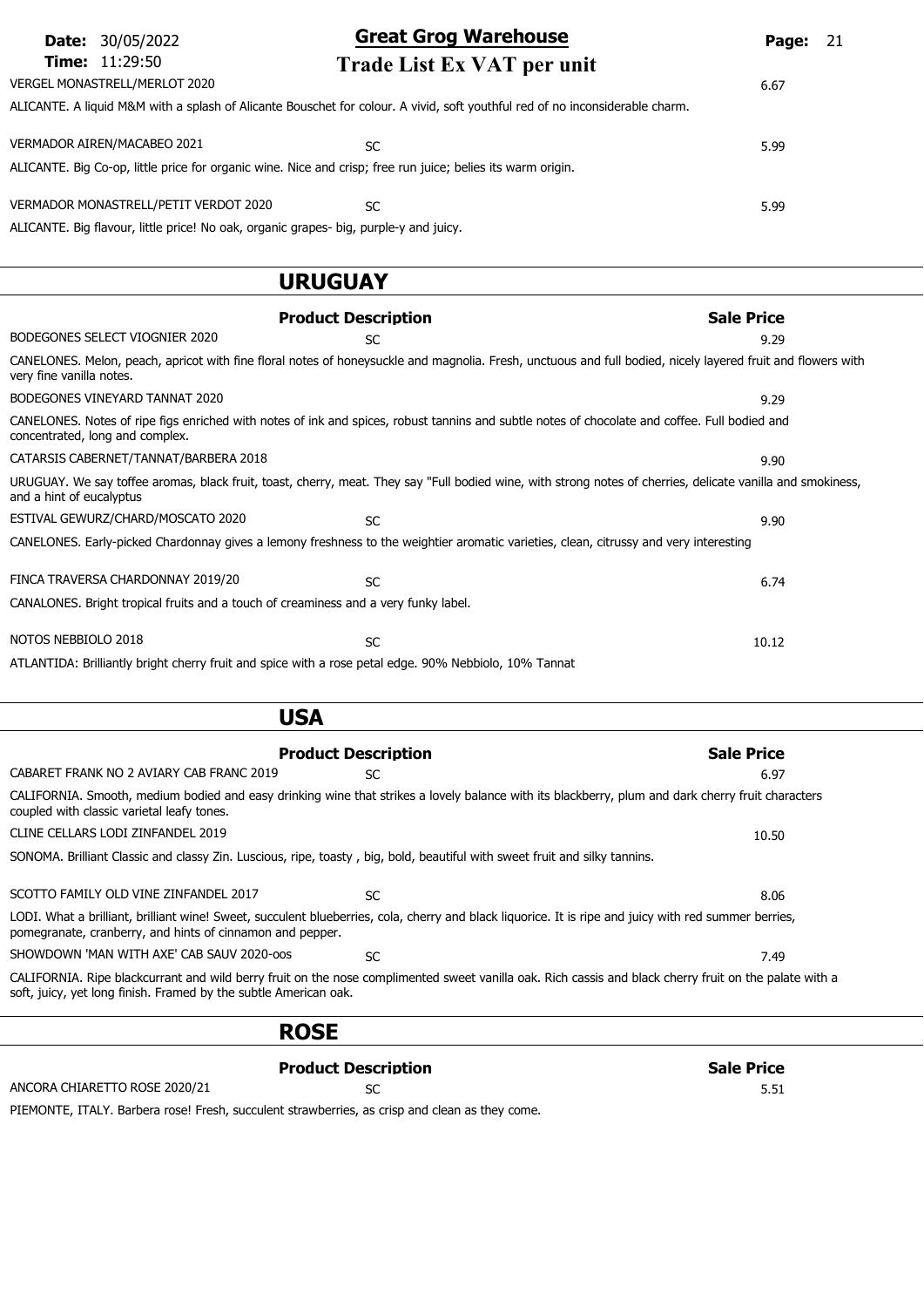VERGEL MONASTRELL/MERLOT 2020 — 6.67

ALICANTE. A liquid M&M with a splash of Alicante Bouschet for colour. A vivid, soft youthful red of no inconsiderable charm.

VERMADOR AIREN/MACABEO 2021 — SC — 5.99

ALICANTE. Big Co-op, little price for organic wine. Nice and crisp; free run juice; belies its warm origin.

VERMADOR MONASTRELL/PETIT VERDOT 2020 — SC — 5.99

ALICANTE. Big flavour, little price! No oak, organic grapes- big, purple-y and juicy.

## URUGUAY

| Product Description | | Sale Price |
|---|---|---|
| BODEGONES SELECT VIOGNIER 2020 | SC | 9.29 |

CANELONES. Melon, peach, apricot with fine floral notes of honeysuckle and magnolia. Fresh, unctuous and full bodied, nicely layered fruit and flowers with very fine vanilla notes.

BODEGONES VINEYARD TANNAT 2020 — 9.29

CANELONES. Notes of ripe figs enriched with notes of ink and spices, robust tannins and subtle notes of chocolate and coffee. Full bodied and concentrated, long and complex.

CATARSIS CABERNET/TANNAT/BARBERA 2018 — 9.90

URUGUAY. We say toffee aromas, black fruit, toast, cherry, meat. They say "Full bodied wine, with strong notes of cherries, delicate vanilla and smokiness, and a hint of eucalyptus

ESTIVAL GEWURZ/CHARD/MOSCATO 2020 — SC — 9.90

CANELONES. Early-picked Chardonnay gives a lemony freshness to the weightier aromatic varieties, clean, citrussy and very interesting

FINCA TRAVERSA CHARDONNAY 2019/20 — SC — 6.74

CANALONES. Bright tropical fruits and a touch of creaminess and a very funky label.

NOTOS NEBBIOLO 2018 — SC — 10.12

ATLANTIDA: Brilliantly bright cherry fruit and spice with a rose petal edge. 90% Nebbiolo, 10% Tannat

## USA

| Product Description | | Sale Price |
|---|---|---|
| CABARET FRANK NO 2 AVIARY CAB FRANC 2019 | SC | 6.97 |

CALIFORNIA. Smooth, medium bodied and easy drinking wine that strikes a lovely balance with its blackberry, plum and dark cherry fruit characters coupled with classic varietal leafy tones.

CLINE CELLARS LODI ZINFANDEL 2019 — 10.50

SONOMA. Brilliant Classic and classy Zin. Luscious, ripe, toasty , big, bold, beautiful with sweet fruit and silky tannins.

SCOTTO FAMILY OLD VINE ZINFANDEL 2017 — SC — 8.06

LODI. What a brilliant, brilliant wine! Sweet, succulent blueberries, cola, cherry and black liquorice. It is ripe and juicy with red summer berries, pomegranate, cranberry, and hints of cinnamon and pepper.

SHOWDOWN 'MAN WITH AXE' CAB SAUV 2020-oos — SC — 7.49

CALIFORNIA. Ripe blackcurrant and wild berry fruit on the nose complimented sweet vanilla oak. Rich cassis and black cherry fruit on the palate with a soft, juicy, yet long finish. Framed by the subtle American oak.

## ROSE

| Product Description | | Sale Price |
|---|---|---|
| ANCORA CHIARETTO ROSE 2020/21 | SC | 5.51 |

PIEMONTE, ITALY. Barbera rose! Fresh, succulent strawberries, as crisp and clean as they come.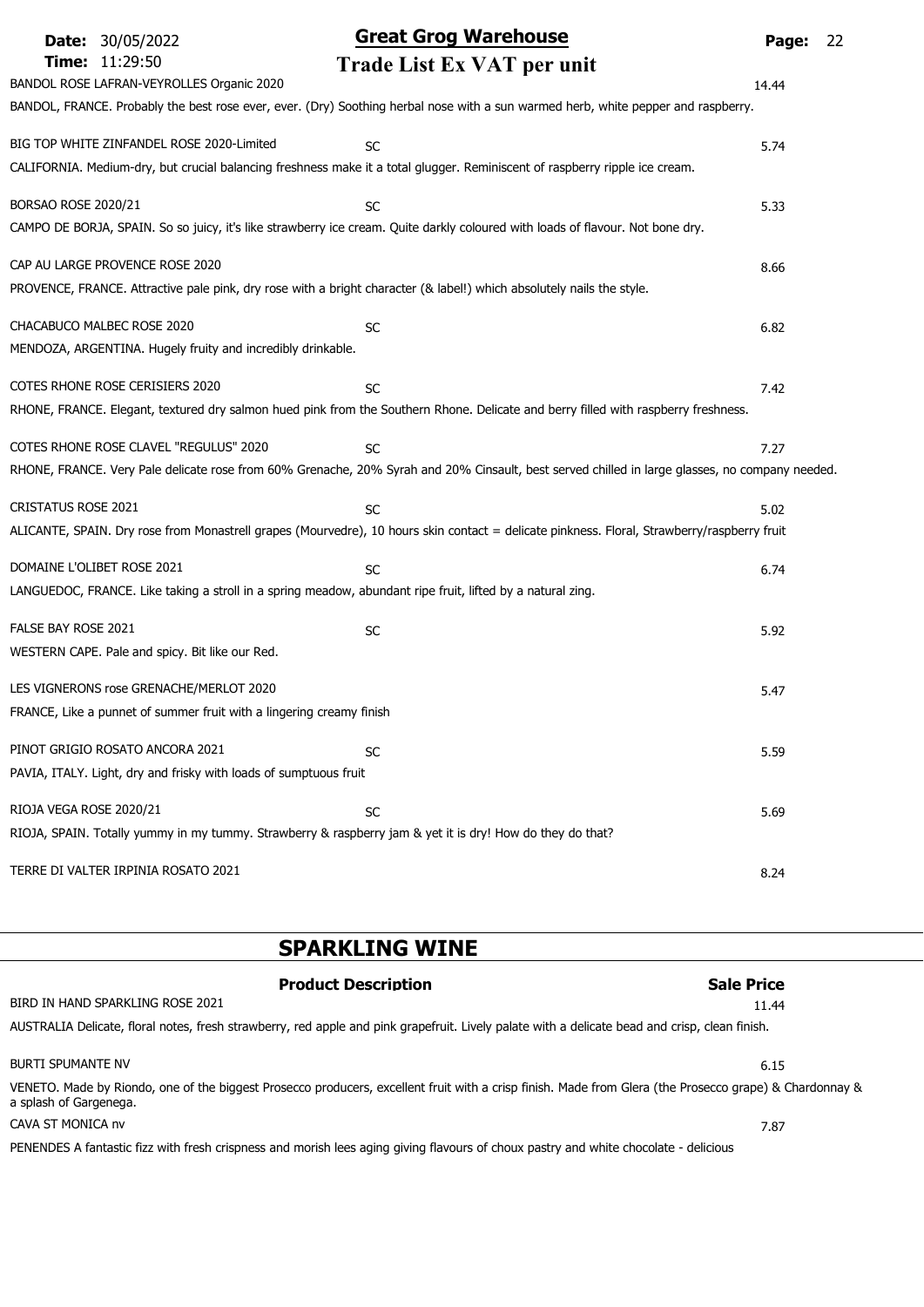# Great Grog Warehouse

## Trade List Ex VAT per unit

**Date:** 30/05/2022
**Time:** 11:29:50

**BANDOL ROSE LAFRAN-VEYROLLES Organic 2020** — 14.44
BANDOL, FRANCE. Probably the best rose ever, ever. (Dry) Soothing herbal nose with a sun warmed herb, white pepper and raspberry.

**BIG TOP WHITE ZINFANDEL ROSE 2020-Limited** — SC — 5.74
CALIFORNIA. Medium-dry, but crucial balancing freshness make it a total glugger. Reminiscent of raspberry ripple ice cream.

**BORSAO ROSE 2020/21** — SC — 5.33
CAMPO DE BORJA, SPAIN. So so juicy, it's like strawberry ice cream. Quite darkly coloured with loads of flavour. Not bone dry.

**CAP AU LARGE PROVENCE ROSE 2020** — 8.66
PROVENCE, FRANCE. Attractive pale pink, dry rose with a bright character (& label!) which absolutely nails the style.

**CHACABUCO MALBEC ROSE 2020** — SC — 6.82
MENDOZA, ARGENTINA. Hugely fruity and incredibly drinkable.

**COTES RHONE ROSE CERISIERS 2020** — SC — 7.42
RHONE, FRANCE. Elegant, textured dry salmon hued pink from the Southern Rhone. Delicate and berry filled with raspberry freshness.

**COTES RHONE ROSE CLAVEL "REGULUS" 2020** — SC — 7.27
RHONE, FRANCE. Very Pale delicate rose from 60% Grenache, 20% Syrah and 20% Cinsault, best served chilled in large glasses, no company needed.

**CRISTATUS ROSE 2021** — SC — 5.02
ALICANTE, SPAIN. Dry rose from Monastrell grapes (Mourvedre), 10 hours skin contact = delicate pinkness. Floral, Strawberry/raspberry fruit

**DOMAINE L'OLIBET ROSE 2021** — SC — 6.74
LANGUEDOC, FRANCE. Like taking a stroll in a spring meadow, abundant ripe fruit, lifted by a natural zing.

**FALSE BAY ROSE 2021** — SC — 5.92
WESTERN CAPE. Pale and spicy. Bit like our Red.

**LES VIGNERONS rose GRENACHE/MERLOT 2020** — 5.47
FRANCE, Like a punnet of summer fruit with a lingering creamy finish

**PINOT GRIGIO ROSATO ANCORA 2021** — SC — 5.59
PAVIA, ITALY. Light, dry and frisky with loads of sumptuous fruit

**RIOJA VEGA ROSE 2020/21** — SC — 5.69
RIOJA, SPAIN. Totally yummy in my tummy. Strawberry & raspberry jam & yet it is dry! How do they do that?

**TERRE DI VALTER IRPINIA ROSATO 2021** — 8.24

## SPARKLING WINE

| Product Description | Sale Price |
|---|---|
| **BIRD IN HAND SPARKLING ROSE 2021**<br>AUSTRALIA Delicate, floral notes, fresh strawberry, red apple and pink grapefruit. Lively palate with a delicate bead and crisp, clean finish. | 11.44 |
| **BURTI SPUMANTE NV**<br>VENETO. Made by Riondo, one of the biggest Prosecco producers, excellent fruit with a crisp finish. Made from Glera (the Prosecco grape) & Chardonnay & a splash of Gargenega. | 6.15 |
| **CAVA ST MONICA nv**<br>PENENDES A fantastic fizz with fresh crispness and morish lees aging giving flavours of choux pastry and white chocolate - delicious | 7.87 |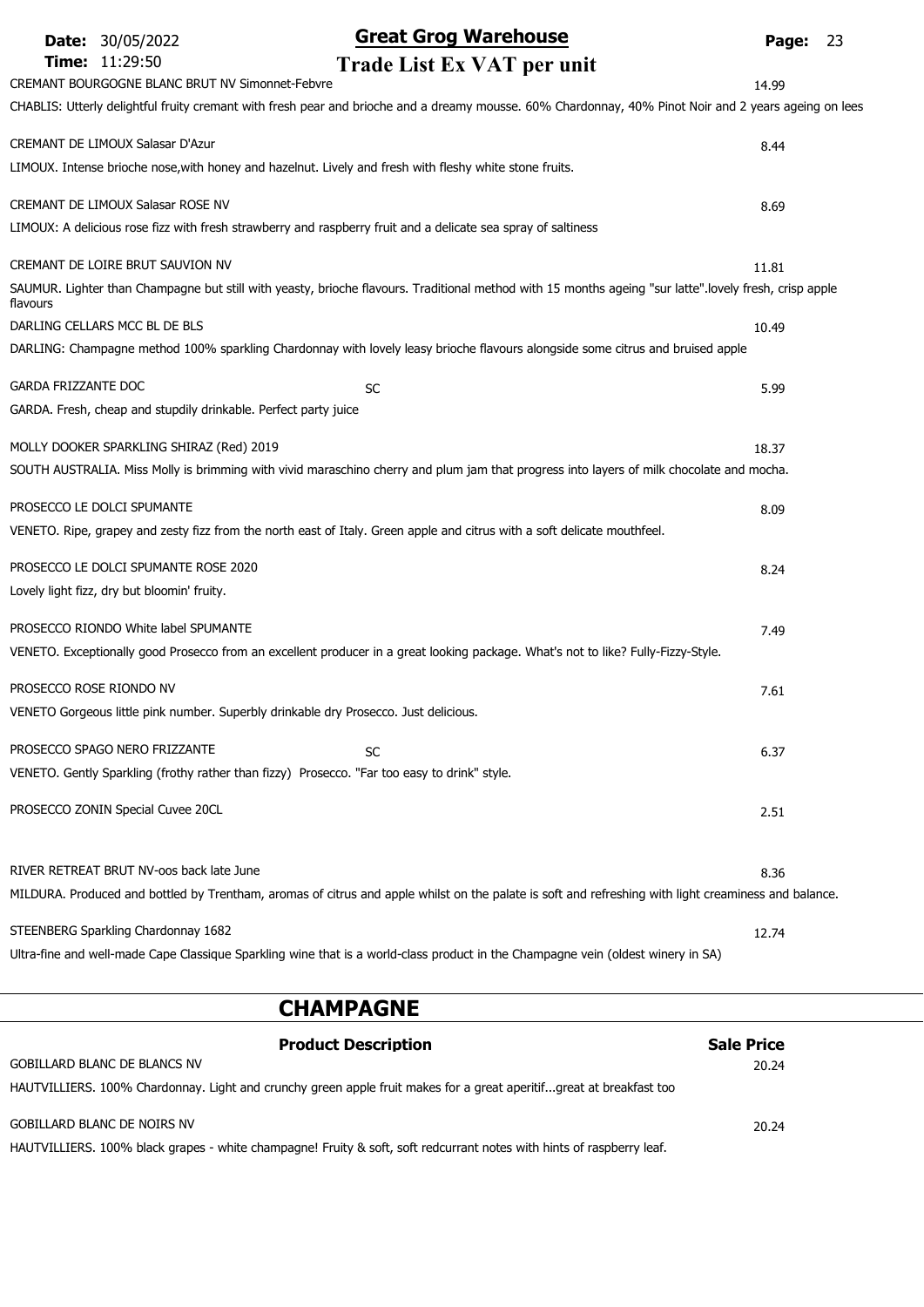CREMANT BOURGOGNE BLANC BRUT NV Simonnet-Febvre — 14.99

CHABLIS: Utterly delightful fruity cremant with fresh pear and brioche and a dreamy mousse. 60% Chardonnay, 40% Pinot Noir and 2 years ageing on lees

CREMANT DE LIMOUX Salasar D'Azur — 8.44

LIMOUX. Intense brioche nose,with honey and hazelnut. Lively and fresh with fleshy white stone fruits.

CREMANT DE LIMOUX Salasar ROSE NV — 8.69

LIMOUX: A delicious rose fizz with fresh strawberry and raspberry fruit and a delicate sea spray of saltiness

CREMANT DE LOIRE BRUT SAUVION NV — 11.81

SAUMUR. Lighter than Champagne but still with yeasty, brioche flavours. Traditional method with 15 months ageing "sur latte".lovely fresh, crisp apple flavours

DARLING CELLARS MCC BL DE BLS — 10.49

DARLING: Champagne method 100% sparkling Chardonnay with lovely leasy brioche flavours alongside some citrus and bruised apple

GARDA FRIZZANTE DOC — SC — 5.99

GARDA. Fresh, cheap and stupdily drinkable. Perfect party juice

MOLLY DOOKER SPARKLING SHIRAZ (Red) 2019 — 18.37

SOUTH AUSTRALIA. Miss Molly is brimming with vivid maraschino cherry and plum jam that progress into layers of milk chocolate and mocha.

PROSECCO LE DOLCI SPUMANTE — 8.09

VENETO. Ripe, grapey and zesty fizz from the north east of Italy. Green apple and citrus with a soft delicate mouthfeel.

PROSECCO LE DOLCI SPUMANTE ROSE 2020 — 8.24

Lovely light fizz, dry but bloomin' fruity.

PROSECCO RIONDO White label SPUMANTE — 7.49

VENETO. Exceptionally good Prosecco from an excellent producer in a great looking package. What's not to like? Fully-Fizzy-Style.

PROSECCO ROSE RIONDO NV — 7.61

VENETO Gorgeous little pink number. Superbly drinkable dry Prosecco. Just delicious.

PROSECCO SPAGO NERO FRIZZANTE — SC — 6.37

VENETO. Gently Sparkling (frothy rather than fizzy) Prosecco. "Far too easy to drink" style.

PROSECCO ZONIN Special Cuvee 20CL — 2.51

RIVER RETREAT BRUT NV-oos back late June — 8.36

MILDURA. Produced and bottled by Trentham, aromas of citrus and apple whilst on the palate is soft and refreshing with light creaminess and balance.

STEENBERG Sparkling Chardonnay 1682 — 12.74

Ultra-fine and well-made Cape Classique Sparkling wine that is a world-class product in the Champagne vein (oldest winery in SA)

## CHAMPAGNE

| Product Description | Sale Price |
|---|---|
| GOBILLARD BLANC DE BLANCS NV | 20.24 |
| HAUTVILLIERS. 100% Chardonnay. Light and crunchy green apple fruit makes for a great aperitif...great at breakfast too | |
| GOBILLARD BLANC DE NOIRS NV | 20.24 |
| HAUTVILLIERS. 100% black grapes - white champagne! Fruity & soft, soft redcurrant notes with hints of raspberry leaf. | |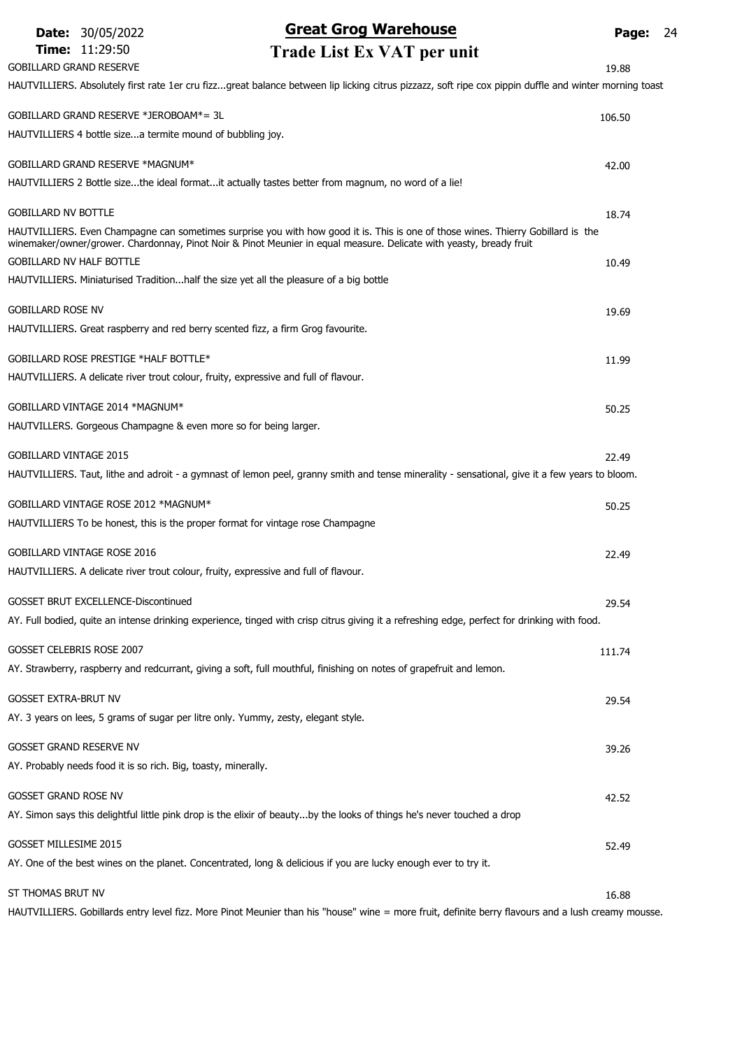| Product | Price |
|---|---|
| **GOBILLARD GRAND RESERVE** | 19.88 |
| HAUTVILLIERS. Absolutely first rate 1er cru fizz...great balance between lip licking citrus pizzazz, soft ripe cox pippin duffle and winter morning toast | |
| **GOBILLARD GRAND RESERVE *JEROBOAM*= 3L** | 106.50 |
| HAUTVILLIERS 4 bottle size...a termite mound of bubbling joy. | |
| **GOBILLARD GRAND RESERVE *MAGNUM*** | 42.00 |
| HAUTVILLIERS 2 Bottle size...the ideal format...it actually tastes better from magnum, no word of a lie! | |
| **GOBILLARD NV BOTTLE** | 18.74 |
| HAUTVILLIERS. Even Champagne can sometimes surprise you with how good it is. This is one of those wines. Thierry Gobillard is the winemaker/owner/grower. Chardonnay, Pinot Noir & Pinot Meunier in equal measure. Delicate with yeasty, bready fruit | |
| **GOBILLARD NV HALF BOTTLE** | 10.49 |
| HAUTVILLIERS. Miniaturised Tradition...half the size yet all the pleasure of a big bottle | |
| **GOBILLARD ROSE NV** | 19.69 |
| HAUTVILLIERS. Great raspberry and red berry scented fizz, a firm Grog favourite. | |
| **GOBILLARD ROSE PRESTIGE *HALF BOTTLE*** | 11.99 |
| HAUTVILLIERS. A delicate river trout colour, fruity, expressive and full of flavour. | |
| **GOBILLARD VINTAGE 2014 *MAGNUM*** | 50.25 |
| HAUTVILLERS. Gorgeous Champagne & even more so for being larger. | |
| **GOBILLARD VINTAGE 2015** | 22.49 |
| HAUTVILLIERS. Taut, lithe and adroit - a gymnast of lemon peel, granny smith and tense minerality - sensational, give it a few years to bloom. | |
| **GOBILLARD VINTAGE ROSE 2012 *MAGNUM*** | 50.25 |
| HAUTVILLIERS To be honest, this is the proper format for vintage rose Champagne | |
| **GOBILLARD VINTAGE ROSE 2016** | 22.49 |
| HAUTVILLIERS. A delicate river trout colour, fruity, expressive and full of flavour. | |
| **GOSSET BRUT EXCELLENCE-Discontinued** | 29.54 |
| AY. Full bodied, quite an intense drinking experience, tinged with crisp citrus giving it a refreshing edge, perfect for drinking with food. | |
| **GOSSET CELEBRIS ROSE 2007** | 111.74 |
| AY. Strawberry, raspberry and redcurrant, giving a soft, full mouthful, finishing on notes of grapefruit and lemon. | |
| **GOSSET EXTRA-BRUT NV** | 29.54 |
| AY. 3 years on lees, 5 grams of sugar per litre only. Yummy, zesty, elegant style. | |
| **GOSSET GRAND RESERVE NV** | 39.26 |
| AY. Probably needs food it is so rich. Big, toasty, minerally. | |
| **GOSSET GRAND ROSE NV** | 42.52 |
| AY. Simon says this delightful little pink drop is the elixir of beauty...by the looks of things he's never touched a drop | |
| **GOSSET MILLESIME 2015** | 52.49 |
| AY. One of the best wines on the planet. Concentrated, long & delicious if you are lucky enough ever to try it. | |
| **ST THOMAS BRUT NV** | 16.88 |
| HAUTVILLIERS. Gobillards entry level fizz. More Pinot Meunier than his "house" wine = more fruit, definite berry flavours and a lush creamy mousse. | |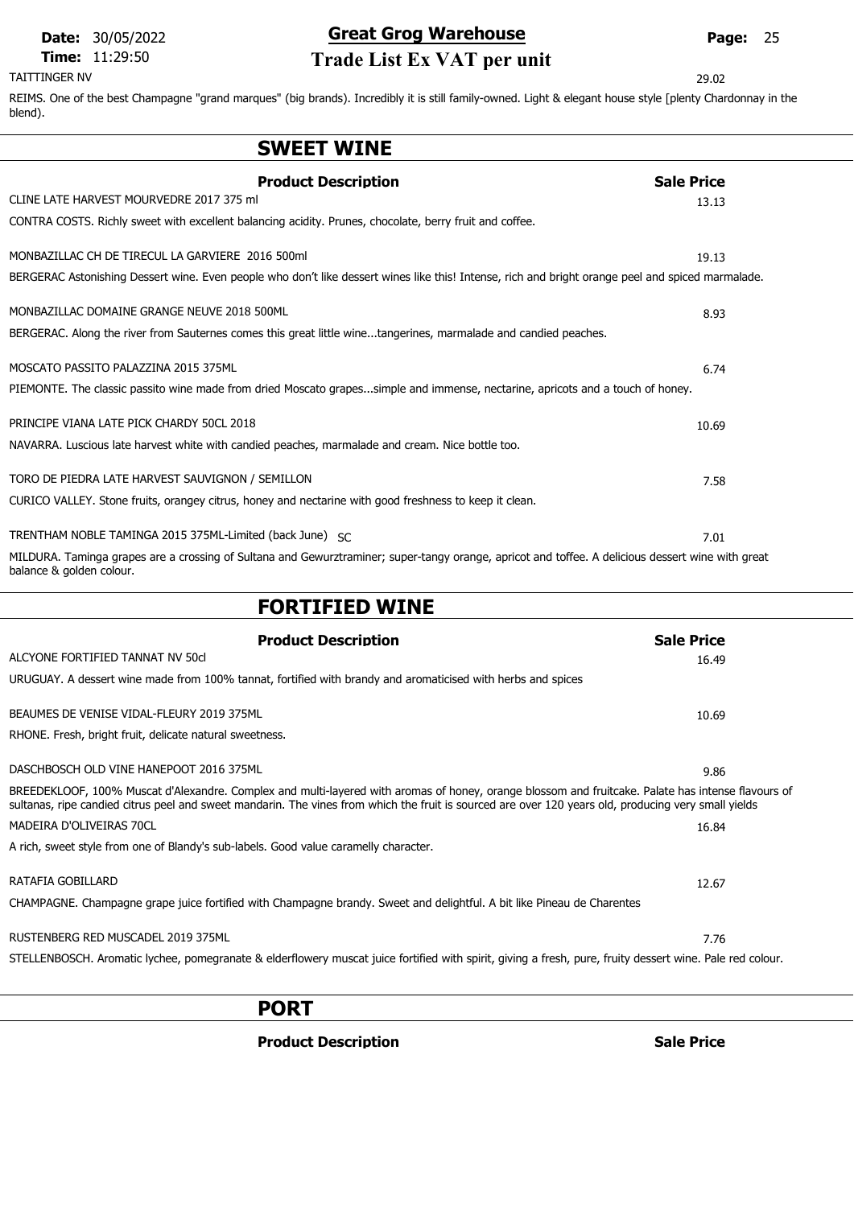TAITTINGER NV 29.02

REIMS. One of the best Champagne "grand marques" (big brands). Incredibly it is still family-owned. Light & elegant house style [plenty Chardonnay in the blend).

## SWEET WINE

| Product Description | Sale Price |
|---|---|
| CLINE LATE HARVEST MOURVEDRE 2017 375 ml | 13.13 |
| CONTRA COSTS. Richly sweet with excellent balancing acidity. Prunes, chocolate, berry fruit and coffee. | |
| MONBAZILLAC CH DE TIRECUL LA GARVIERE 2016 500ml | 19.13 |
| BERGERAC Astonishing Dessert wine. Even people who don't like dessert wines like this! Intense, rich and bright orange peel and spiced marmalade. | |
| MONBAZILLAC DOMAINE GRANGE NEUVE 2018 500ML | 8.93 |
| BERGERAC. Along the river from Sauternes comes this great little wine...tangerines, marmalade and candied peaches. | |
| MOSCATO PASSITO PALAZZINA 2015 375ML | 6.74 |
| PIEMONTE. The classic passito wine made from dried Moscato grapes...simple and immense, nectarine, apricots and a touch of honey. | |
| PRINCIPE VIANA LATE PICK CHARDY 50CL 2018 | 10.69 |
| NAVARRA. Luscious late harvest white with candied peaches, marmalade and cream. Nice bottle too. | |
| TORO DE PIEDRA LATE HARVEST SAUVIGNON / SEMILLON | 7.58 |
| CURICO VALLEY. Stone fruits, orangey citrus, honey and nectarine with good freshness to keep it clean. | |
| TRENTHAM NOBLE TAMINGA 2015 375ML-Limited (back June) SC | 7.01 |
| MILDURA. Taminga grapes are a crossing of Sultana and Gewurztraminer; super-tangy orange, apricot and toffee. A delicious dessert wine with great balance & golden colour. | |

## FORTIFIED WINE

| Product Description | Sale Price |
|---|---|
| ALCYONE FORTIFIED TANNAT NV 50cl | 16.49 |
| URUGUAY. A dessert wine made from 100% tannat, fortified with brandy and aromaticised with herbs and spices | |
| BEAUMES DE VENISE VIDAL-FLEURY 2019 375ML | 10.69 |
| RHONE. Fresh, bright fruit, delicate natural sweetness. | |
| DASCHBOSCH OLD VINE HANEPOOT 2016 375ML | 9.86 |
| BREEDEKLOOF, 100% Muscat d'Alexandre. Complex and multi-layered with aromas of honey, orange blossom and fruitcake. Palate has intense flavours of sultanas, ripe candied citrus peel and sweet mandarin. The vines from which the fruit is sourced are over 120 years old, producing very small yields | |
| MADEIRA D'OLIVEIRAS 70CL | 16.84 |
| A rich, sweet style from one of Blandy's sub-labels. Good value caramelly character. | |
| RATAFIA GOBILLARD | 12.67 |
| CHAMPAGNE. Champagne grape juice fortified with Champagne brandy. Sweet and delightful. A bit like Pineau de Charentes | |
| RUSTENBERG RED MUSCADEL 2019 375ML | 7.76 |
| STELLENBOSCH. Aromatic lychee, pomegranate & elderflowery muscat juice fortified with spirit, giving a fresh, pure, fruity dessert wine. Pale red colour. | |

## PORT

| Product Description | Sale Price |
|---|---|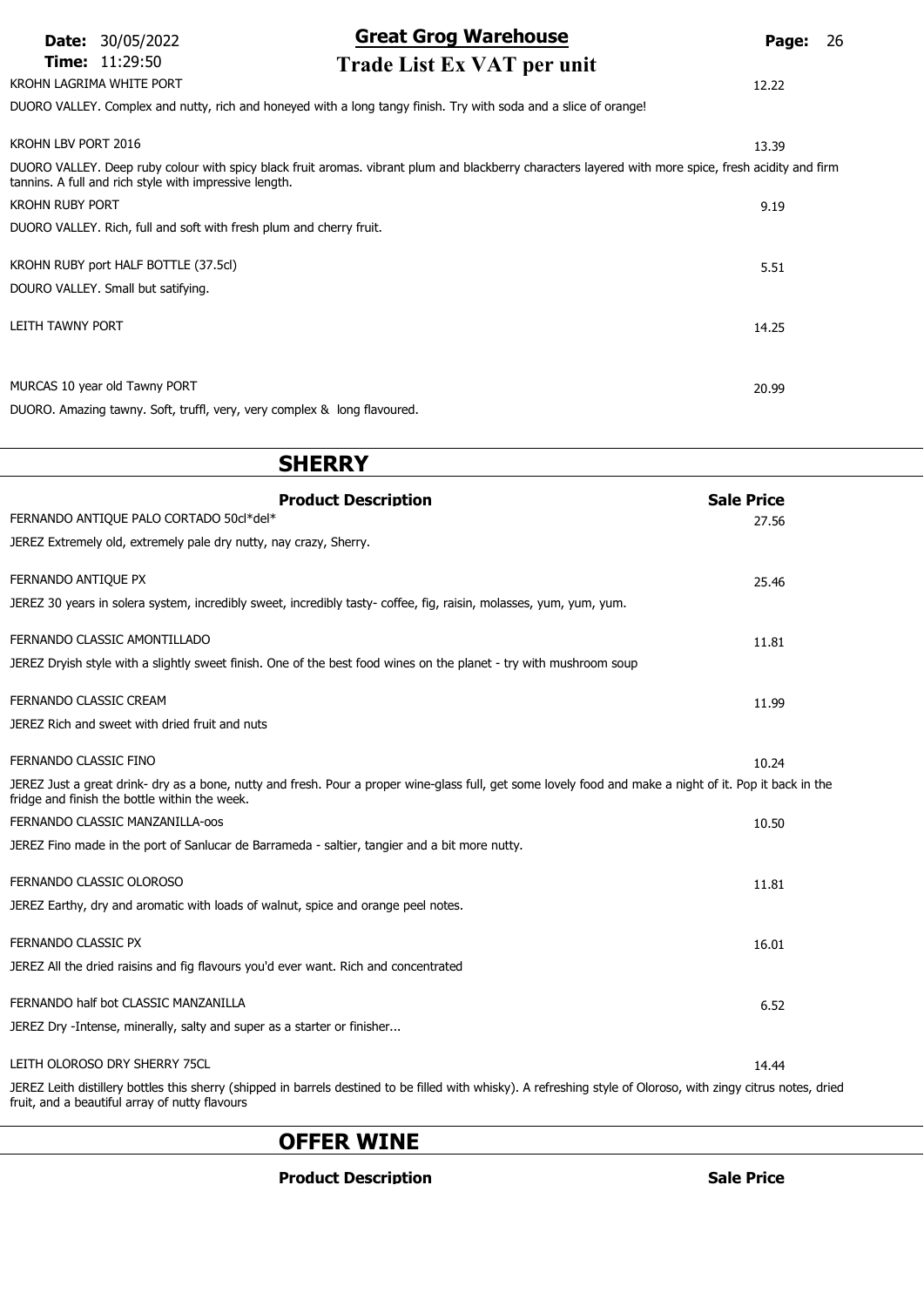KROHN LAGRIMA WHITE PORT — 12.22

DUORO VALLEY. Complex and nutty, rich and honeyed with a long tangy finish. Try with soda and a slice of orange!

KROHN LBV PORT 2016 — 13.39

DUORO VALLEY. Deep ruby colour with spicy black fruit aromas. vibrant plum and blackberry characters layered with more spice, fresh acidity and firm tannins. A full and rich style with impressive length.

KROHN RUBY PORT — 9.19

DUORO VALLEY. Rich, full and soft with fresh plum and cherry fruit.

KROHN RUBY port HALF BOTTLE (37.5cl) — 5.51

DOURO VALLEY. Small but satifying.

LEITH TAWNY PORT — 14.25

MURCAS 10 year old Tawny PORT — 20.99

DUORO. Amazing tawny. Soft, truffl, very, very complex & long flavoured.

## SHERRY

| Product Description | Sale Price |
|---|---|
| FERNANDO ANTIQUE PALO CORTADO 50cl*del* | 27.56 |

JEREZ Extremely old, extremely pale dry nutty, nay crazy, Sherry.

FERNANDO ANTIQUE PX — 25.46

JEREZ 30 years in solera system, incredibly sweet, incredibly tasty- coffee, fig, raisin, molasses, yum, yum, yum.

FERNANDO CLASSIC AMONTILLADO — 11.81

JEREZ Dryish style with a slightly sweet finish. One of the best food wines on the planet - try with mushroom soup

FERNANDO CLASSIC CREAM — 11.99

JEREZ Rich and sweet with dried fruit and nuts

FERNANDO CLASSIC FINO — 10.24

JEREZ Just a great drink- dry as a bone, nutty and fresh. Pour a proper wine-glass full, get some lovely food and make a night of it. Pop it back in the fridge and finish the bottle within the week.

FERNANDO CLASSIC MANZANILLA-oos — 10.50

JEREZ Fino made in the port of Sanlucar de Barrameda - saltier, tangier and a bit more nutty.

FERNANDO CLASSIC OLOROSO — 11.81

JEREZ Earthy, dry and aromatic with loads of walnut, spice and orange peel notes.

FERNANDO CLASSIC PX — 16.01

JEREZ All the dried raisins and fig flavours you'd ever want. Rich and concentrated

FERNANDO half bot CLASSIC MANZANILLA — 6.52

JEREZ Dry -Intense, minerally, salty and super as a starter or finisher...

LEITH OLOROSO DRY SHERRY 75CL — 14.44

JEREZ Leith distillery bottles this sherry (shipped in barrels destined to be filled with whisky). A refreshing style of Oloroso, with zingy citrus notes, dried fruit, and a beautiful array of nutty flavours

## OFFER WINE

| Product Description | Sale Price |
|---|---|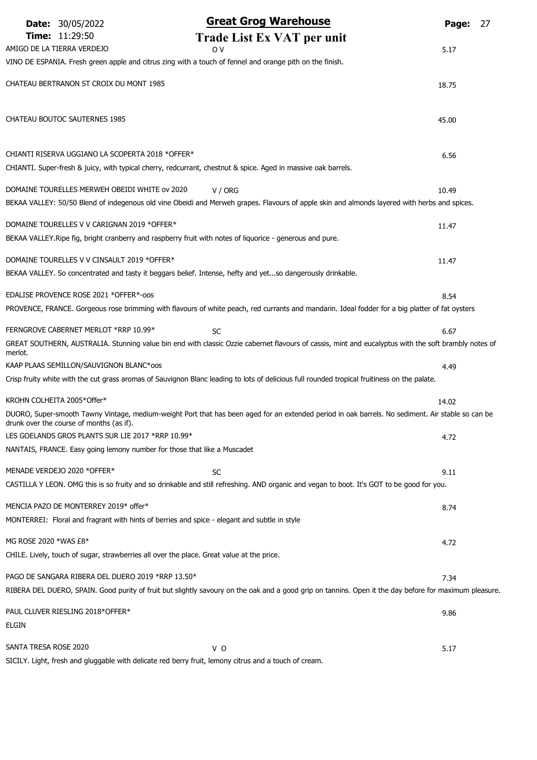# Great Grog Warehouse

## Trade List Ex VAT per unit

**Date:** 30/05/2022
**Time:** 11:29:50

| Product | Notes | Price |
|---|---|---|
| AMIGO DE LA TIERRA VERDEJO | O V | 5.17 |

VINO DE ESPANIA. Fresh green apple and citrus zing with a touch of fennel and orange pith on the finish.

| Product | Notes | Price |
|---|---|---|
| CHATEAU BERTRANON ST CROIX DU MONT 1985 | | 18.75 |
| CHATEAU BOUTOC SAUTERNES 1985 | | 45.00 |
| CHIANTI RISERVA UGGIANO LA SCOPERTA 2018 *OFFER* | | 6.56 |

CHIANTI. Super-fresh & juicy, with typical cherry, redcurrant, chestnut & spice. Aged in massive oak barrels.

| Product | Notes | Price |
|---|---|---|
| DOMAINE TOURELLES MERWEH OBEIDI WHITE ov 2020 | V / ORG | 10.49 |

BEKAA VALLEY: 50/50 Blend of indegenous old vine Obeidi and Merweh grapes. Flavours of apple skin and almonds layered with herbs and spices.

| Product | Notes | Price |
|---|---|---|
| DOMAINE TOURELLES V V CARIGNAN 2019 *OFFER* | | 11.47 |

BEKAA VALLEY.Ripe fig, bright cranberry and raspberry fruit with notes of liquorice - generous and pure.

| Product | Notes | Price |
|---|---|---|
| DOMAINE TOURELLES V V CINSAULT 2019 *OFFER* | | 11.47 |

BEKAA VALLEY. So concentrated and tasty it beggars belief. Intense, hefty and yet...so dangerously drinkable.

| Product | Notes | Price |
|---|---|---|
| EDALISE PROVENCE ROSE 2021 *OFFER*-oos | | 8.54 |

PROVENCE, FRANCE. Gorgeous rose brimming with flavours of white peach, red currants and mandarin. Ideal fodder for a big platter of fat oysters

| Product | Notes | Price |
|---|---|---|
| FERNGROVE CABERNET MERLOT *RRP 10.99* | SC | 6.67 |

GREAT SOUTHERN, AUSTRALIA. Stunning value bin end with classic Ozzie cabernet flavours of cassis, mint and eucalyptus with the soft brambly notes of merlot.

| Product | Notes | Price |
|---|---|---|
| KAAP PLAAS SEMILLON/SAUVIGNON BLANC*oos | | 4.49 |

Crisp fruity white with the cut grass aromas of Sauvignon Blanc leading to lots of delicious full rounded tropical fruitiness on the palate.

| Product | Notes | Price |
|---|---|---|
| KROHN COLHEITA 2005*Offer* | | 14.02 |

DUORO, Super-smooth Tawny Vintage, medium-weight Port that has been aged for an extended period in oak barrels. No sediment. Air stable so can be drunk over the course of months (as if).

| Product | Notes | Price |
|---|---|---|
| LES GOELANDS GROS PLANTS SUR LIE 2017 *RRP 10.99* | | 4.72 |

NANTAIS, FRANCE. Easy going lemony number for those that like a Muscadet

| Product | Notes | Price |
|---|---|---|
| MENADE VERDEJO 2020 *OFFER* | SC | 9.11 |

CASTILLA Y LEON. OMG this is so fruity and so drinkable and still refreshing. AND organic and vegan to boot. It's GOT to be good for you.

| Product | Notes | Price |
|---|---|---|
| MENCIA PAZO DE MONTERREY 2019* offer* | | 8.74 |

MONTERREI: Floral and fragrant with hints of berries and spice - elegant and subtle in style

| Product | Notes | Price |
|---|---|---|
| MG ROSE 2020 *WAS £8* | | 4.72 |

CHILE. Lively, touch of sugar, strawberries all over the place. Great value at the price.

| Product | Notes | Price |
|---|---|---|
| PAGO DE SANGARA RIBERA DEL DUERO 2019 *RRP 13.50* | | 7.34 |

RIBERA DEL DUERO, SPAIN. Good purity of fruit but slightly savoury on the oak and a good grip on tannins. Open it the day before for maximum pleasure.

| Product | Notes | Price |
|---|---|---|
| PAUL CLUVER RIESLING 2018*OFFER* | | 9.86 |

ELGIN

| Product | Notes | Price |
|---|---|---|
| SANTA TRESA ROSE 2020 | V O | 5.17 |

SICILY. Light, fresh and gluggable with delicate red berry fruit, lemony citrus and a touch of cream.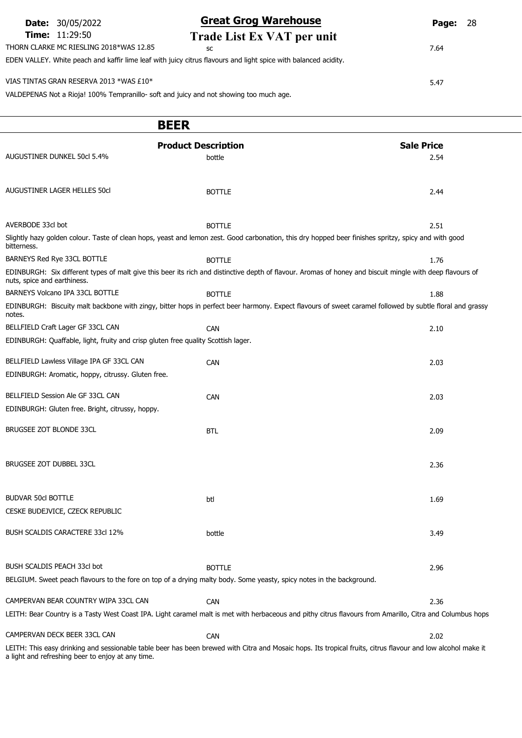THORN CLARKE MC RIESLING 2018*WAS 12.85 | SC | 7.64

EDEN VALLEY. White peach and kaffir lime leaf with juicy citrus flavours and light spice with balanced acidity.

VIAS TINTAS GRAN RESERVA 2013 *WAS £10* | | 5.47

VALDEPENAS Not a Rioja! 100% Tempranillo- soft and juicy and not showing too much age.

## BEER

| | Product Description | Sale Price |
|---|---|---|
| AUGUSTINER DUNKEL 50cl 5.4% | bottle | 2.54 |
| AUGUSTINER LAGER HELLES 50cl | BOTTLE | 2.44 |
| AVERBODE 33cl bot | BOTTLE | 2.51 |
| Slightly hazy golden colour. Taste of clean hops, yeast and lemon zest. Good carbonation, this dry hopped beer finishes spritzy, spicy and with good bitterness. | | |
| BARNEYS Red Rye 33CL BOTTLE | BOTTLE | 1.76 |
| EDINBURGH: Six different types of malt give this beer its rich and distinctive depth of flavour. Aromas of honey and biscuit mingle with deep flavours of nuts, spice and earthiness. | | |
| BARNEYS Volcano IPA 33CL BOTTLE | BOTTLE | 1.88 |
| EDINBURGH: Biscuity malt backbone with zingy, bitter hops in perfect beer harmony. Expect flavours of sweet caramel followed by subtle floral and grassy notes. | | |
| BELLFIELD Craft Lager GF 33CL CAN | CAN | 2.10 |
| EDINBURGH: Quaffable, light, fruity and crisp gluten free quality Scottish lager. | | |
| BELLFIELD Lawless Village IPA GF 33CL CAN | CAN | 2.03 |
| EDINBURGH: Aromatic, hoppy, citrussy. Gluten free. | | |
| BELLFIELD Session Ale GF 33CL CAN | CAN | 2.03 |
| EDINBURGH: Gluten free. Bright, citrussy, hoppy. | | |
| BRUGSEE ZOT BLONDE 33CL | BTL | 2.09 |
| BRUGSEE ZOT DUBBEL 33CL | | 2.36 |
| BUDVAR 50cl BOTTLE | btl | 1.69 |
| CESKE BUDEJVICE, CZECK REPUBLIC | | |
| BUSH SCALDIS CARACTERE 33cl 12% | bottle | 3.49 |
| BUSH SCALDIS PEACH 33cl bot | BOTTLE | 2.96 |
| BELGIUM. Sweet peach flavours to the fore on top of a drying malty body. Some yeasty, spicy notes in the background. | | |
| CAMPERVAN BEAR COUNTRY WIPA 33CL CAN | CAN | 2.36 |
| LEITH: Bear Country is a Tasty West Coast IPA. Light caramel malt is met with herbaceous and pithy citrus flavours from Amarillo, Citra and Columbus hops | | |
| CAMPERVAN DECK BEER 33CL CAN | CAN | 2.02 |
| LEITH: This easy drinking and sessionable table beer has been brewed with Citra and Mosaic hops. Its tropical fruits, citrus flavour and low alcohol make it a light and refreshing beer to enjoy at any time. | | |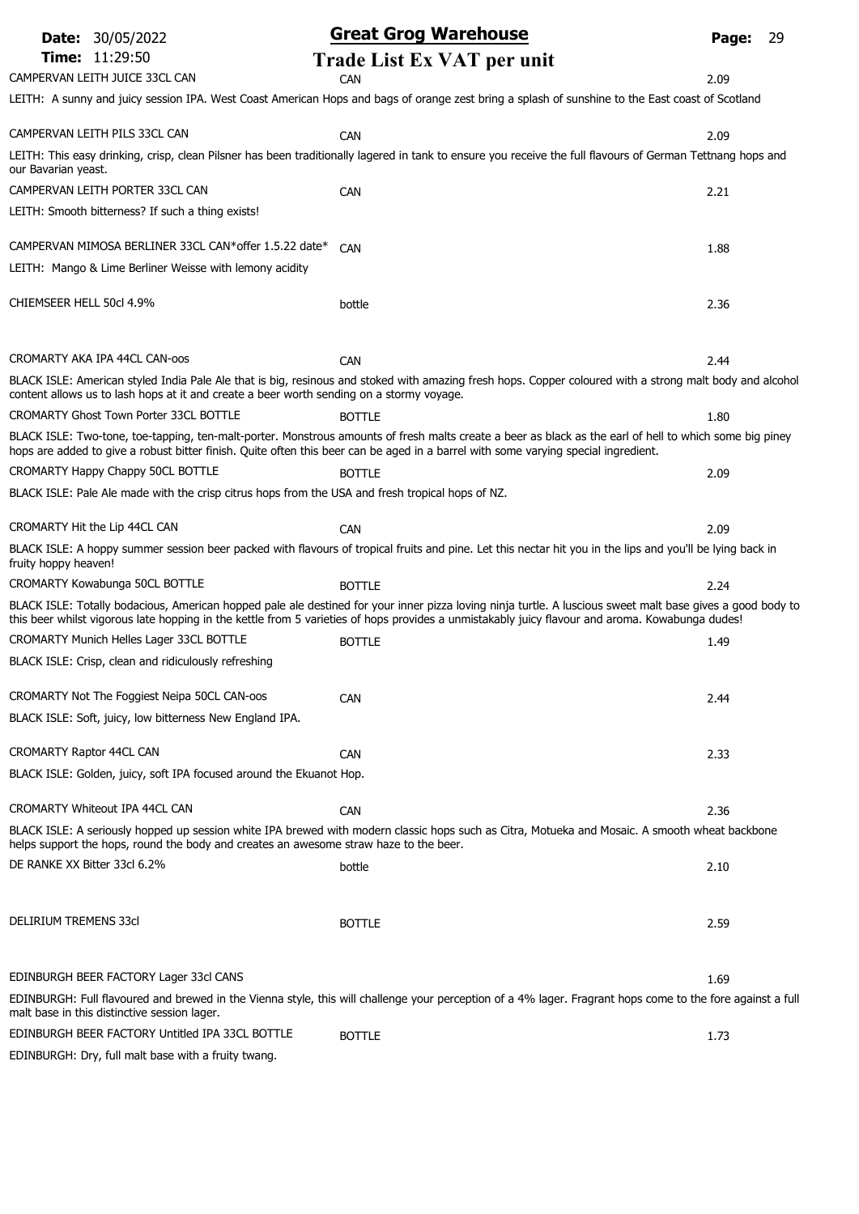# Great Grog Warehouse

## Trade List Ex VAT per unit

**Date:** 30/05/2022
**Time:** 11:29:50

| Product | Unit | Price |
| --- | --- | --- |
| CAMPERVAN LEITH JUICE 33CL CAN | CAN | 2.09 |

LEITH: A sunny and juicy session IPA. West Coast American Hops and bags of orange zest bring a splash of sunshine to the East coast of Scotland

| Product | Unit | Price |
| --- | --- | --- |
| CAMPERVAN LEITH PILS 33CL CAN | CAN | 2.09 |

LEITH: This easy drinking, crisp, clean Pilsner has been traditionally lagered in tank to ensure you receive the full flavours of German Tettnang hops and our Bavarian yeast.

| Product | Unit | Price |
| --- | --- | --- |
| CAMPERVAN LEITH PORTER 33CL CAN | CAN | 2.21 |

LEITH: Smooth bitterness? If such a thing exists!

| Product | Unit | Price |
| --- | --- | --- |
| CAMPERVAN MIMOSA BERLINER 33CL CAN*offer 1.5.22 date* | CAN | 1.88 |

LEITH: Mango & Lime Berliner Weisse with lemony acidity

| Product | Unit | Price |
| --- | --- | --- |
| CHIEMSEER HELL 50cl 4.9% | bottle | 2.36 |

| Product | Unit | Price |
| --- | --- | --- |
| CROMARTY AKA IPA 44CL CAN-oos | CAN | 2.44 |

BLACK ISLE: American styled India Pale Ale that is big, resinous and stoked with amazing fresh hops. Copper coloured with a strong malt body and alcohol content allows us to lash hops at it and create a beer worth sending on a stormy voyage.

| Product | Unit | Price |
| --- | --- | --- |
| CROMARTY Ghost Town Porter 33CL BOTTLE | BOTTLE | 1.80 |

BLACK ISLE: Two-tone, toe-tapping, ten-malt-porter. Monstrous amounts of fresh malts create a beer as black as the earl of hell to which some big piney hops are added to give a robust bitter finish. Quite often this beer can be aged in a barrel with some varying special ingredient.

| Product | Unit | Price |
| --- | --- | --- |
| CROMARTY Happy Chappy 50CL BOTTLE | BOTTLE | 2.09 |

BLACK ISLE: Pale Ale made with the crisp citrus hops from the USA and fresh tropical hops of NZ.

| Product | Unit | Price |
| --- | --- | --- |
| CROMARTY Hit the Lip 44CL CAN | CAN | 2.09 |

BLACK ISLE: A hoppy summer session beer packed with flavours of tropical fruits and pine. Let this nectar hit you in the lips and you'll be lying back in fruity hoppy heaven!

| Product | Unit | Price |
| --- | --- | --- |
| CROMARTY Kowabunga 50CL BOTTLE | BOTTLE | 2.24 |

BLACK ISLE: Totally bodacious, American hopped pale ale destined for your inner pizza loving ninja turtle. A luscious sweet malt base gives a good body to this beer whilst vigorous late hopping in the kettle from 5 varieties of hops provides a unmistakably juicy flavour and aroma. Kowabunga dudes!

| Product | Unit | Price |
| --- | --- | --- |
| CROMARTY Munich Helles Lager 33CL BOTTLE | BOTTLE | 1.49 |

BLACK ISLE: Crisp, clean and ridiculously refreshing

| Product | Unit | Price |
| --- | --- | --- |
| CROMARTY Not The Foggiest Neipa 50CL CAN-oos | CAN | 2.44 |

BLACK ISLE: Soft, juicy, low bitterness New England IPA.

| Product | Unit | Price |
| --- | --- | --- |
| CROMARTY Raptor 44CL CAN | CAN | 2.33 |

BLACK ISLE: Golden, juicy, soft IPA focused around the Ekuanot Hop.

| Product | Unit | Price |
| --- | --- | --- |
| CROMARTY Whiteout IPA 44CL CAN | CAN | 2.36 |

BLACK ISLE: A seriously hopped up session white IPA brewed with modern classic hops such as Citra, Motueka and Mosaic. A smooth wheat backbone helps support the hops, round the body and creates an awesome straw haze to the beer.

| Product | Unit | Price |
| --- | --- | --- |
| DE RANKE XX Bitter 33cl 6.2% | bottle | 2.10 |

| Product | Unit | Price |
| --- | --- | --- |
| DELIRIUM TREMENS 33cl | BOTTLE | 2.59 |

| Product | Unit | Price |
| --- | --- | --- |
| EDINBURGH BEER FACTORY Lager 33cl CANS | | 1.69 |

EDINBURGH: Full flavoured and brewed in the Vienna style, this will challenge your perception of a 4% lager. Fragrant hops come to the fore against a full malt base in this distinctive session lager.

| Product | Unit | Price |
| --- | --- | --- |
| EDINBURGH BEER FACTORY Untitled IPA 33CL BOTTLE | BOTTLE | 1.73 |

EDINBURGH: Dry, full malt base with a fruity twang.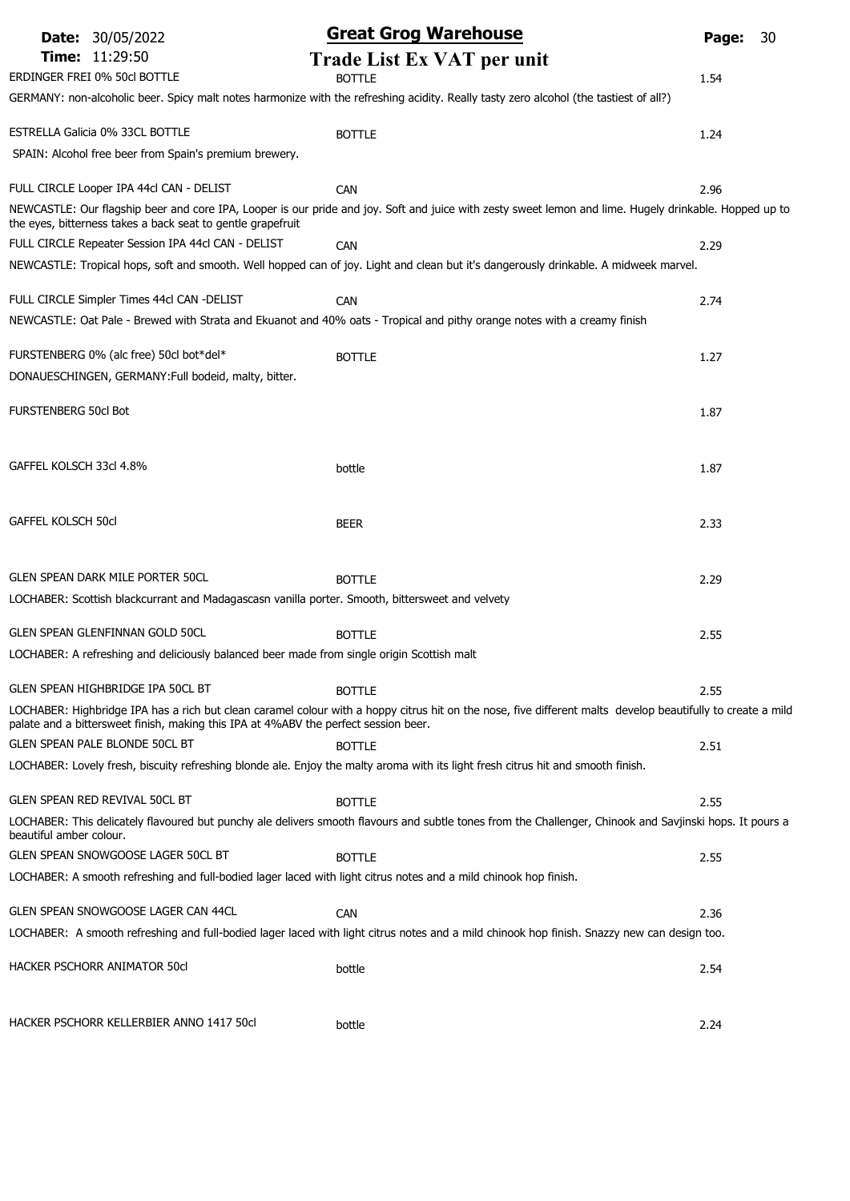**Date:** 30/05/2022 **Time:** 11:29:50

# Great Grog Warehouse

## Trade List Ex VAT per unit

ERDINGER FREI 0% 50cl BOTTLE | BOTTLE | 1.54

GERMANY: non-alcoholic beer. Spicy malt notes harmonize with the refreshing acidity. Really tasty zero alcohol (the tastiest of all?)

ESTRELLA Galicia 0% 33CL BOTTLE | BOTTLE | 1.24

SPAIN: Alcohol free beer from Spain's premium brewery.

FULL CIRCLE Looper IPA 44cl CAN - DELIST | CAN | 2.96

NEWCASTLE: Our flagship beer and core IPA, Looper is our pride and joy. Soft and juice with zesty sweet lemon and lime. Hugely drinkable. Hopped up to the eyes, bitterness takes a back seat to gentle grapefruit

FULL CIRCLE Repeater Session IPA 44cl CAN - DELIST | CAN | 2.29

NEWCASTLE: Tropical hops, soft and smooth. Well hopped can of joy. Light and clean but it's dangerously drinkable. A midweek marvel.

FULL CIRCLE Simpler Times 44cl CAN -DELIST | CAN | 2.74

NEWCASTLE: Oat Pale - Brewed with Strata and Ekuanot and 40% oats - Tropical and pithy orange notes with a creamy finish

FURSTENBERG 0% (alc free) 50cl bot*del* | BOTTLE | 1.27

DONAUESCHINGEN, GERMANY:Full bodeid, malty, bitter.

FURSTENBERG 50cl Bot | | 1.87

GAFFEL KOLSCH 33cl 4.8% | bottle | 1.87

GAFFEL KOLSCH 50cl | BEER | 2.33

GLEN SPEAN DARK MILE PORTER 50CL | BOTTLE | 2.29

LOCHABER: Scottish blackcurrant and Madagascasn vanilla porter. Smooth, bittersweet and velvety

GLEN SPEAN GLENFINNAN GOLD 50CL | BOTTLE | 2.55

LOCHABER: A refreshing and deliciously balanced beer made from single origin Scottish malt

GLEN SPEAN HIGHBRIDGE IPA 50CL BT | BOTTLE | 2.55

LOCHABER: Highbridge IPA has a rich but clean caramel colour with a hoppy citrus hit on the nose, five different malts develop beautifully to create a mild palate and a bittersweet finish, making this IPA at 4%ABV the perfect session beer.

GLEN SPEAN PALE BLONDE 50CL BT | BOTTLE | 2.51

LOCHABER: Lovely fresh, biscuity refreshing blonde ale. Enjoy the malty aroma with its light fresh citrus hit and smooth finish.

GLEN SPEAN RED REVIVAL 50CL BT | BOTTLE | 2.55

LOCHABER: This delicately flavoured but punchy ale delivers smooth flavours and subtle tones from the Challenger, Chinook and Savjinski hops. It pours a beautiful amber colour.

GLEN SPEAN SNOWGOOSE LAGER 50CL BT | BOTTLE | 2.55

LOCHABER: A smooth refreshing and full-bodied lager laced with light citrus notes and a mild chinook hop finish.

GLEN SPEAN SNOWGOOSE LAGER CAN 44CL | CAN | 2.36

LOCHABER: A smooth refreshing and full-bodied lager laced with light citrus notes and a mild chinook hop finish. Snazzy new can design too.

HACKER PSCHORR ANIMATOR 50cl | bottle | 2.54

HACKER PSCHORR KELLERBIER ANNO 1417 50cl | bottle | 2.24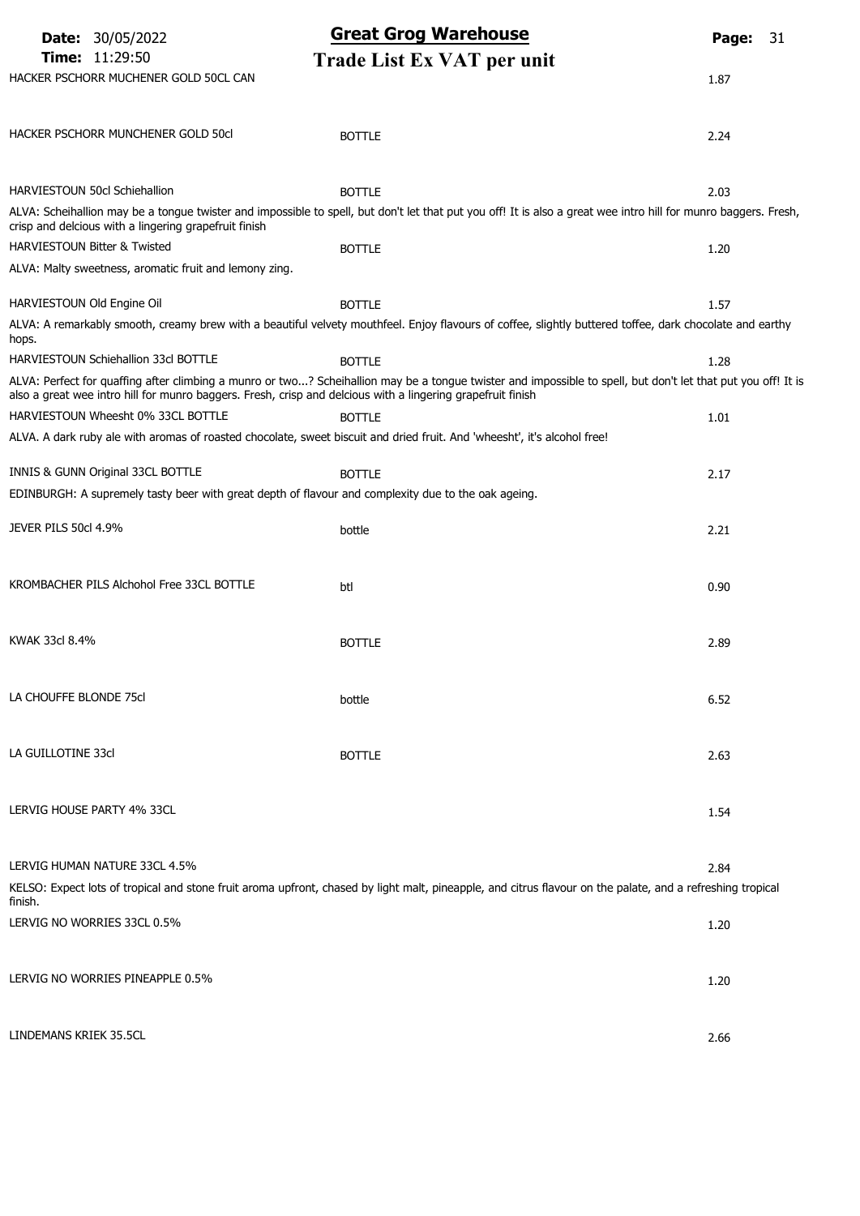# Great Grog Warehouse

## Trade List Ex VAT per unit

Date: 30/05/2022
Time: 11:29:50

| Product | Unit | Price |
|---|---|---|
| HACKER PSCHORR MUCHENER GOLD 50CL CAN | | 1.87 |
| HACKER PSCHORR MUNCHENER GOLD 50cl | BOTTLE | 2.24 |
| HARVIESTOUN 50cl Schiehallion | BOTTLE | 2.03 |
| HARVIESTOUN Bitter & Twisted | BOTTLE | 1.20 |
| HARVIESTOUN Old Engine Oil | BOTTLE | 1.57 |
| HARVIESTOUN Schiehallion 33cl BOTTLE | BOTTLE | 1.28 |
| HARVIESTOUN Wheesht 0% 33CL BOTTLE | BOTTLE | 1.01 |
| INNIS & GUNN Original 33CL BOTTLE | BOTTLE | 2.17 |
| JEVER PILS 50cl 4.9% | bottle | 2.21 |
| KROMBACHER PILS Alchohol Free 33CL BOTTLE | btl | 0.90 |
| KWAK 33cl 8.4% | BOTTLE | 2.89 |
| LA CHOUFFE BLONDE 75cl | bottle | 6.52 |
| LA GUILLOTINE 33cl | BOTTLE | 2.63 |
| LERVIG HOUSE PARTY 4% 33CL | | 1.54 |
| LERVIG HUMAN NATURE 33CL 4.5% | | 2.84 |
| LERVIG NO WORRIES 33CL 0.5% | | 1.20 |
| LERVIG NO WORRIES PINEAPPLE 0.5% | | 1.20 |
| LINDEMANS KRIEK 35.5CL | | 2.66 |

**Product notes:**

- HARVIESTOUN 50cl Schiehallion — ALVA: Scheihallion may be a tongue twister and impossible to spell, but don't let that put you off! It is also a great wee intro hill for munro baggers. Fresh, crisp and delcious with a lingering grapefruit finish
- HARVIESTOUN Bitter & Twisted — ALVA: Malty sweetness, aromatic fruit and lemony zing.
- HARVIESTOUN Old Engine Oil — ALVA: A remarkably smooth, creamy brew with a beautiful velvety mouthfeel. Enjoy flavours of coffee, slightly buttered toffee, dark chocolate and earthy hops.
- HARVIESTOUN Schiehallion 33cl BOTTLE — ALVA: Perfect for quaffing after climbing a munro or two...? Scheihallion may be a tongue twister and impossible to spell, but don't let that put you off! It is also a great wee intro hill for munro baggers. Fresh, crisp and delcious with a lingering grapefruit finish
- HARVIESTOUN Wheesht 0% 33CL BOTTLE — ALVA. A dark ruby ale with aromas of roasted chocolate, sweet biscuit and dried fruit. And 'wheesht', it's alcohol free!
- INNIS & GUNN Original 33CL BOTTLE — EDINBURGH: A supremely tasty beer with great depth of flavour and complexity due to the oak ageing.
- LERVIG HUMAN NATURE 33CL 4.5% — KELSO: Expect lots of tropical and stone fruit aroma upfront, chased by light malt, pineapple, and citrus flavour on the palate, and a refreshing tropical finish.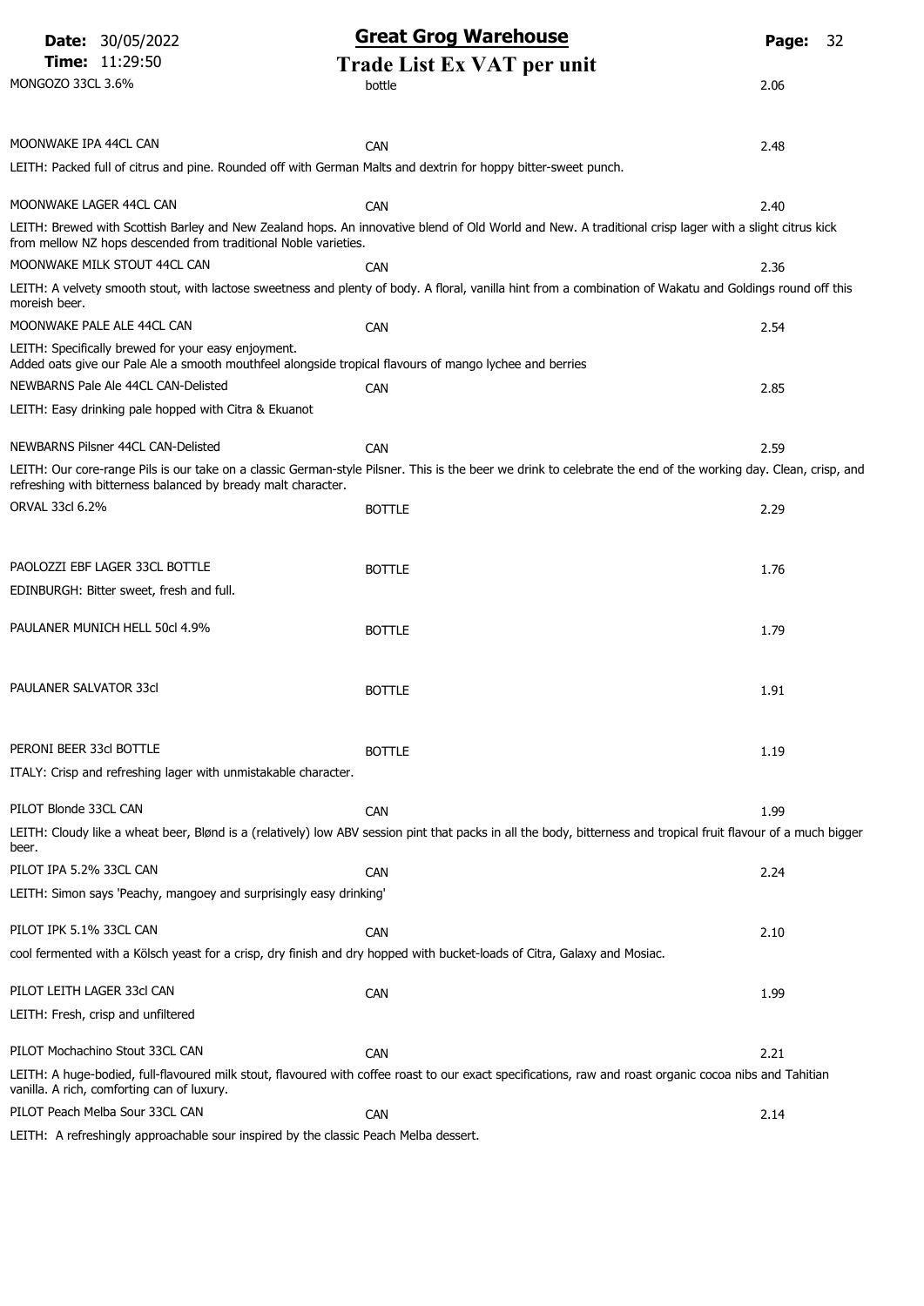## Great Grog Warehouse

### Trade List Ex VAT per unit

Date: 30/05/2022
Time: 11:29:50

| Product | Unit | Price |
|---|---|---|
| MONGOZO 33CL 3.6% | bottle | 2.06 |
| MOONWAKE IPA 44CL CAN | CAN | 2.48 |
| LEITH: Packed full of citrus and pine. Rounded off with German Malts and dextrin for hoppy bitter-sweet punch. | | |
| MOONWAKE LAGER 44CL CAN | CAN | 2.40 |
| LEITH: Brewed with Scottish Barley and New Zealand hops. An innovative blend of Old World and New. A traditional crisp lager with a slight citrus kick from mellow NZ hops descended from traditional Noble varieties. | | |
| MOONWAKE MILK STOUT 44CL CAN | CAN | 2.36 |
| LEITH: A velvety smooth stout, with lactose sweetness and plenty of body. A floral, vanilla hint from a combination of Wakatu and Goldings round off this moreish beer. | | |
| MOONWAKE PALE ALE 44CL CAN | CAN | 2.54 |
| LEITH: Specifically brewed for your easy enjoyment. Added oats give our Pale Ale a smooth mouthfeel alongside tropical flavours of mango lychee and berries | | |
| NEWBARNS Pale Ale 44CL CAN-Delisted | CAN | 2.85 |
| LEITH: Easy drinking pale hopped with Citra & Ekuanot | | |
| NEWBARNS Pilsner 44CL CAN-Delisted | CAN | 2.59 |
| LEITH: Our core-range Pils is our take on a classic German-style Pilsner. This is the beer we drink to celebrate the end of the working day. Clean, crisp, and refreshing with bitterness balanced by bready malt character. | | |
| ORVAL 33cl 6.2% | BOTTLE | 2.29 |
| PAOLOZZI EBF LAGER 33CL BOTTLE | BOTTLE | 1.76 |
| EDINBURGH: Bitter sweet, fresh and full. | | |
| PAULANER MUNICH HELL 50cl 4.9% | BOTTLE | 1.79 |
| PAULANER SALVATOR 33cl | BOTTLE | 1.91 |
| PERONI BEER 33cl BOTTLE | BOTTLE | 1.19 |
| ITALY: Crisp and refreshing lager with unmistakable character. | | |
| PILOT Blonde 33CL CAN | CAN | 1.99 |
| LEITH: Cloudy like a wheat beer, Blønd is a (relatively) low ABV session pint that packs in all the body, bitterness and tropical fruit flavour of a much bigger beer. | | |
| PILOT IPA 5.2% 33CL CAN | CAN | 2.24 |
| LEITH: Simon says 'Peachy, mangoey and surprisingly easy drinking' | | |
| PILOT IPK 5.1% 33CL CAN | CAN | 2.10 |
| cool fermented with a Kölsch yeast for a crisp, dry finish and dry hopped with bucket-loads of Citra, Galaxy and Mosiac. | | |
| PILOT LEITH LAGER 33cl CAN | CAN | 1.99 |
| LEITH: Fresh, crisp and unfiltered | | |
| PILOT Mochachino Stout 33CL CAN | CAN | 2.21 |
| LEITH: A huge-bodied, full-flavoured milk stout, flavoured with coffee roast to our exact specifications, raw and roast organic cocoa nibs and Tahitian vanilla. A rich, comforting can of luxury. | | |
| PILOT Peach Melba Sour 33CL CAN | CAN | 2.14 |
| LEITH: A refreshingly approachable sour inspired by the classic Peach Melba dessert. | | |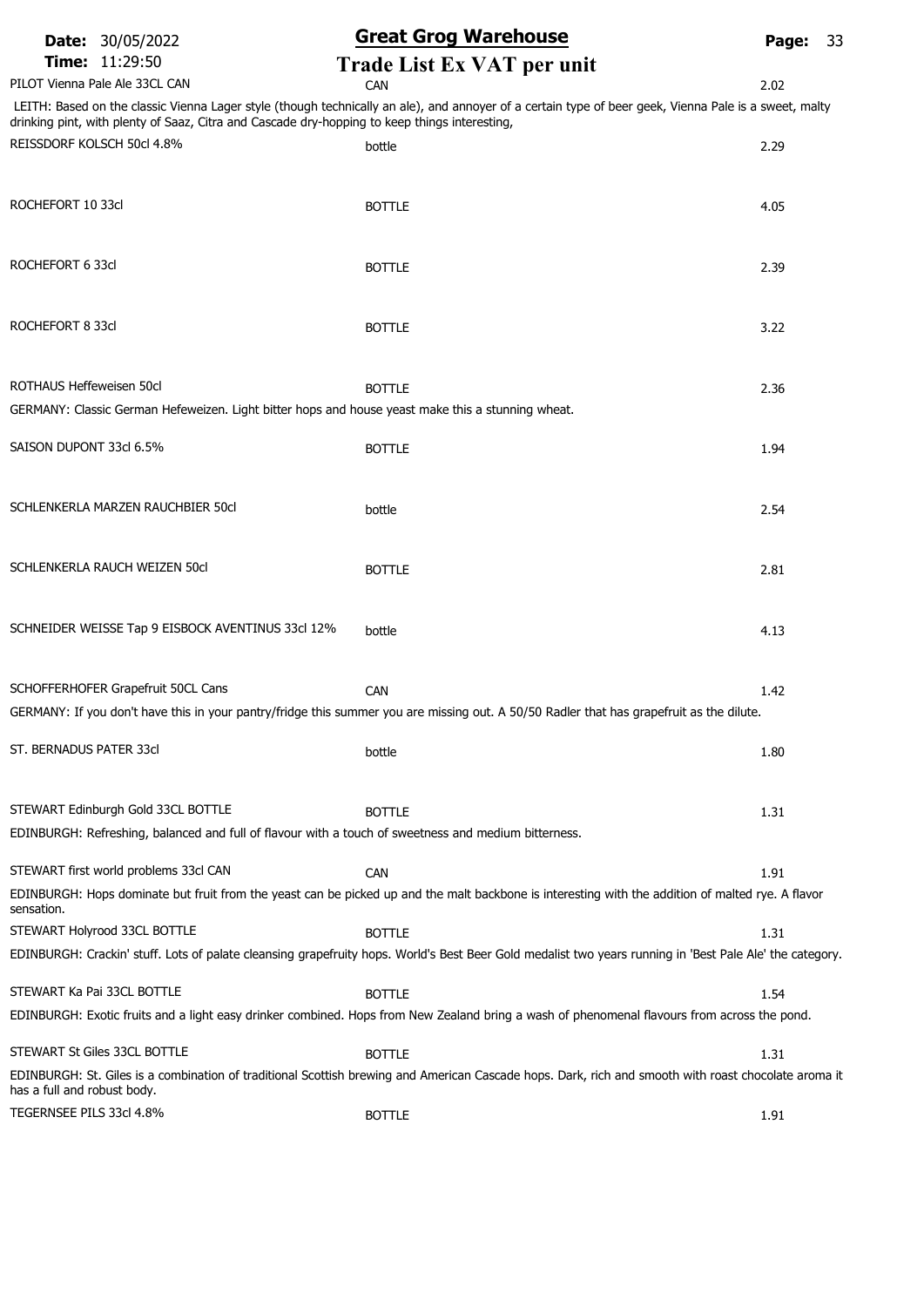# Great Grog Warehouse

## Trade List Ex VAT per unit

Date: 30/05/2022
Time: 11:29:50

| Product | Unit | Price |
|---|---|---|
| PILOT Vienna Pale Ale 33CL CAN | CAN | 2.02 |

LEITH: Based on the classic Vienna Lager style (though technically an ale), and annoyer of a certain type of beer geek, Vienna Pale is a sweet, malty drinking pint, with plenty of Saaz, Citra and Cascade dry-hopping to keep things interesting,

| Product | Unit | Price |
|---|---|---|
| REISSDORF KOLSCH 50cl 4.8% | bottle | 2.29 |
| ROCHEFORT 10 33cl | BOTTLE | 4.05 |
| ROCHEFORT 6 33cl | BOTTLE | 2.39 |
| ROCHEFORT 8 33cl | BOTTLE | 3.22 |
| ROTHAUS Heffeweisen 50cl | BOTTLE | 2.36 |

GERMANY: Classic German Hefeweizen. Light bitter hops and house yeast make this a stunning wheat.

| Product | Unit | Price |
|---|---|---|
| SAISON DUPONT 33cl 6.5% | BOTTLE | 1.94 |
| SCHLENKERLA MARZEN RAUCHBIER 50cl | bottle | 2.54 |
| SCHLENKERLA RAUCH WEIZEN 50cl | BOTTLE | 2.81 |
| SCHNEIDER WEISSE Tap 9 EISBOCK AVENTINUS 33cl 12% | bottle | 4.13 |
| SCHOFFERHOFER Grapefruit 50CL Cans | CAN | 1.42 |

GERMANY: If you don't have this in your pantry/fridge this summer you are missing out. A 50/50 Radler that has grapefruit as the dilute.

| Product | Unit | Price |
|---|---|---|
| ST. BERNADUS PATER 33cl | bottle | 1.80 |
| STEWART Edinburgh Gold 33CL BOTTLE | BOTTLE | 1.31 |

EDINBURGH: Refreshing, balanced and full of flavour with a touch of sweetness and medium bitterness.

| Product | Unit | Price |
|---|---|---|
| STEWART first world problems 33cl CAN | CAN | 1.91 |

EDINBURGH: Hops dominate but fruit from the yeast can be picked up and the malt backbone is interesting with the addition of malted rye. A flavor sensation.

| Product | Unit | Price |
|---|---|---|
| STEWART Holyrood 33CL BOTTLE | BOTTLE | 1.31 |

EDINBURGH: Crackin' stuff. Lots of palate cleansing grapefruity hops. World's Best Beer Gold medalist two years running in 'Best Pale Ale' the category.

| Product | Unit | Price |
|---|---|---|
| STEWART Ka Pai 33CL BOTTLE | BOTTLE | 1.54 |

EDINBURGH: Exotic fruits and a light easy drinker combined. Hops from New Zealand bring a wash of phenomenal flavours from across the pond.

| Product | Unit | Price |
|---|---|---|
| STEWART St Giles 33CL BOTTLE | BOTTLE | 1.31 |

EDINBURGH: St. Giles is a combination of traditional Scottish brewing and American Cascade hops. Dark, rich and smooth with roast chocolate aroma it has a full and robust body.

| Product | Unit | Price |
|---|---|---|
| TEGERNSEE PILS 33cl 4.8% | BOTTLE | 1.91 |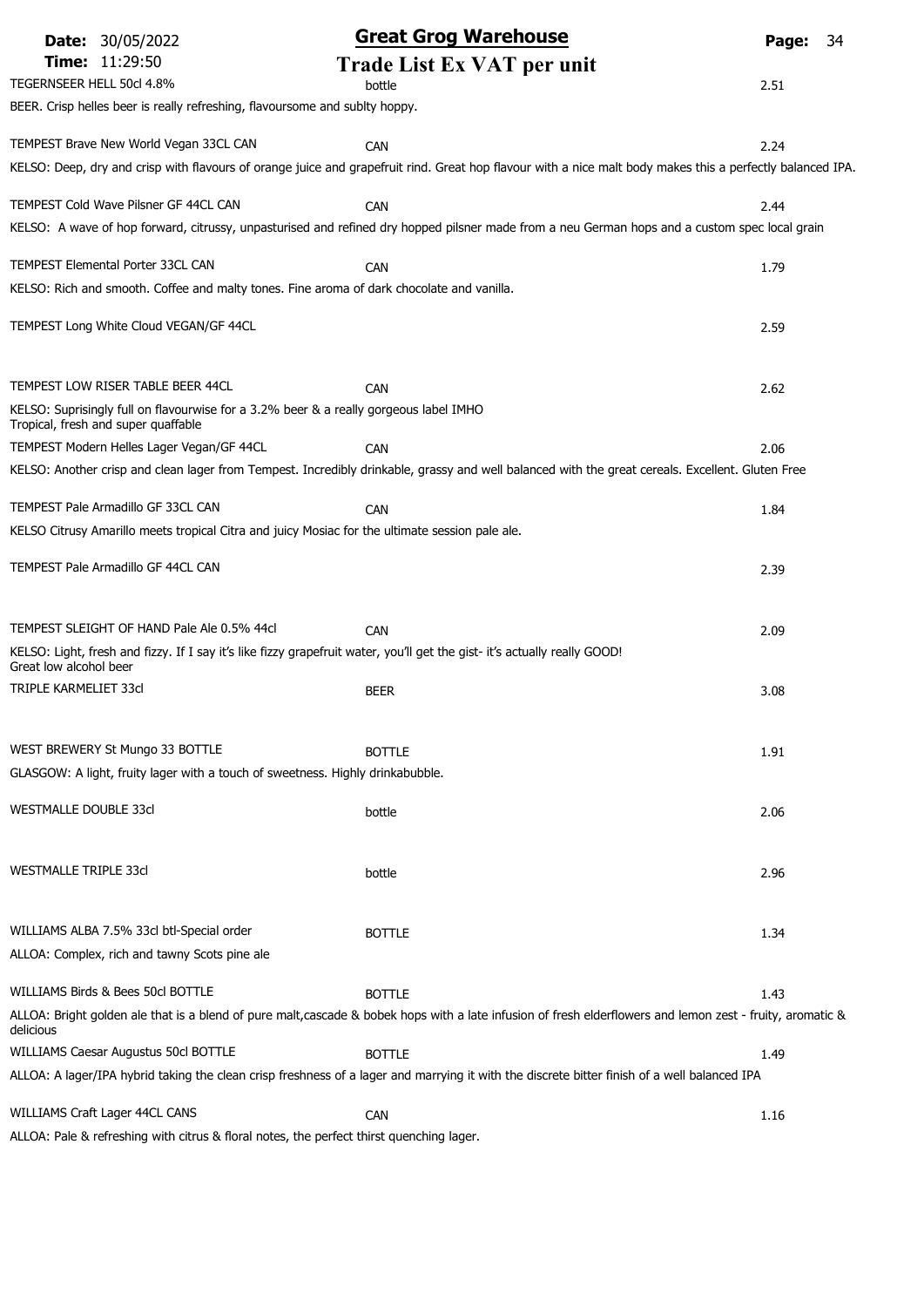| Product | Unit | Price |
|---|---|---|
| TEGERNSEER HELL 50cl 4.8% | bottle | 2.51 |
| BEER. Crisp helles beer is really refreshing, flavoursome and sublty hoppy. | | |
| TEMPEST Brave New World Vegan 33CL CAN | CAN | 2.24 |
| KELSO: Deep, dry and crisp with flavours of orange juice and grapefruit rind. Great hop flavour with a nice malt body makes this a perfectly balanced IPA. | | |
| TEMPEST Cold Wave Pilsner GF 44CL CAN | CAN | 2.44 |
| KELSO: A wave of hop forward, citrussy, unpasturised and refined dry hopped pilsner made from a neu German hops and a custom spec local grain | | |
| TEMPEST Elemental Porter 33CL CAN | CAN | 1.79 |
| KELSO: Rich and smooth. Coffee and malty tones. Fine aroma of dark chocolate and vanilla. | | |
| TEMPEST Long White Cloud VEGAN/GF 44CL | | 2.59 |
| TEMPEST LOW RISER TABLE BEER 44CL | CAN | 2.62 |
| KELSO: Suprisingly full on flavourwise for a 3.2% beer & a really gorgeous label IMHO<br>Tropical, fresh and super quaffable | | |
| TEMPEST Modern Helles Lager Vegan/GF 44CL | CAN | 2.06 |
| KELSO: Another crisp and clean lager from Tempest. Incredibly drinkable, grassy and well balanced with the great cereals. Excellent. Gluten Free | | |
| TEMPEST Pale Armadillo GF 33CL CAN | CAN | 1.84 |
| KELSO Citrusy Amarillo meets tropical Citra and juicy Mosiac for the ultimate session pale ale. | | |
| TEMPEST Pale Armadillo GF 44CL CAN | | 2.39 |
| TEMPEST SLEIGHT OF HAND Pale Ale 0.5% 44cl | CAN | 2.09 |
| KELSO: Light, fresh and fizzy. If I say it's like fizzy grapefruit water, you'll get the gist- it's actually really GOOD!<br>Great low alcohol beer | | |
| TRIPLE KARMELIET 33cl | BEER | 3.08 |
| WEST BREWERY St Mungo 33 BOTTLE | BOTTLE | 1.91 |
| GLASGOW: A light, fruity lager with a touch of sweetness. Highly drinkabubble. | | |
| WESTMALLE DOUBLE 33cl | bottle | 2.06 |
| WESTMALLE TRIPLE 33cl | bottle | 2.96 |
| WILLIAMS ALBA 7.5% 33cl btl-Special order | BOTTLE | 1.34 |
| ALLOA: Complex, rich and tawny Scots pine ale | | |
| WILLIAMS Birds & Bees 50cl BOTTLE | BOTTLE | 1.43 |
| ALLOA: Bright golden ale that is a blend of pure malt,cascade & bobek hops with a late infusion of fresh elderflowers and lemon zest - fruity, aromatic & delicious | | |
| WILLIAMS Caesar Augustus 50cl BOTTLE | BOTTLE | 1.49 |
| ALLOA: A lager/IPA hybrid taking the clean crisp freshness of a lager and marrying it with the discrete bitter finish of a well balanced IPA | | |
| WILLIAMS Craft Lager 44CL CANS | CAN | 1.16 |
| ALLOA: Pale & refreshing with citrus & floral notes, the perfect thirst quenching lager. | | |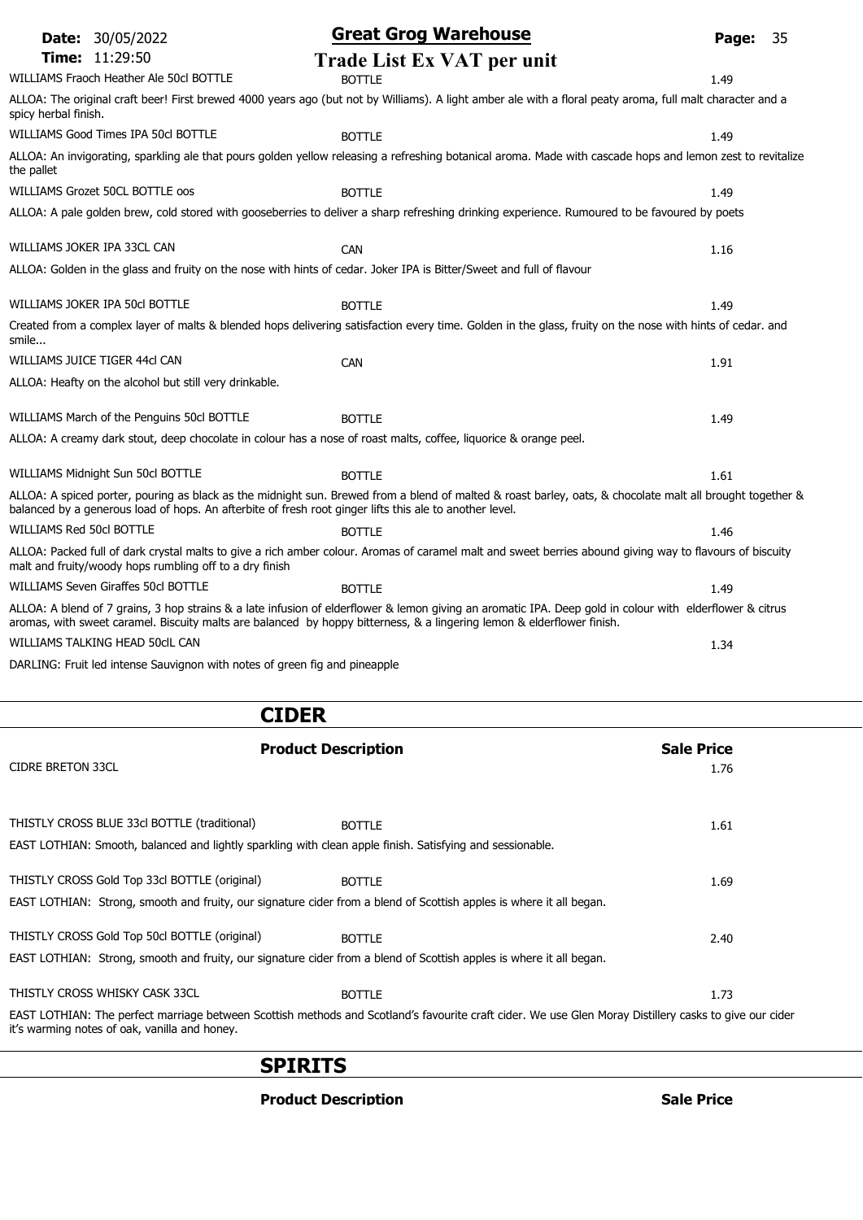## Great Grog Warehouse

**Date:** 30/05/2022
**Time:** 11:29:50

### Trade List Ex VAT per unit

| Product | Type | Price |
|---|---|---|
| WILLIAMS Fraoch Heather Ale 50cl BOTTLE | BOTTLE | 1.49 |

ALLOA: The original craft beer! First brewed 4000 years ago (but not by Williams). A light amber ale with a floral peaty aroma, full malt character and a spicy herbal finish.

| Product | Type | Price |
|---|---|---|
| WILLIAMS Good Times IPA 50cl BOTTLE | BOTTLE | 1.49 |

ALLOA: An invigorating, sparkling ale that pours golden yellow releasing a refreshing botanical aroma. Made with cascade hops and lemon zest to revitalize the pallet

| Product | Type | Price |
|---|---|---|
| WILLIAMS Grozet 50CL BOTTLE oos | BOTTLE | 1.49 |

ALLOA: A pale golden brew, cold stored with gooseberries to deliver a sharp refreshing drinking experience. Rumoured to be favoured by poets

| Product | Type | Price |
|---|---|---|
| WILLIAMS JOKER IPA 33CL CAN | CAN | 1.16 |

ALLOA: Golden in the glass and fruity on the nose with hints of cedar. Joker IPA is Bitter/Sweet and full of flavour

| Product | Type | Price |
|---|---|---|
| WILLIAMS JOKER IPA 50cl BOTTLE | BOTTLE | 1.49 |

Created from a complex layer of malts & blended hops delivering satisfaction every time. Golden in the glass, fruity on the nose with hints of cedar. and smile...

| Product | Type | Price |
|---|---|---|
| WILLIAMS JUICE TIGER 44cl CAN | CAN | 1.91 |

ALLOA: Heafty on the alcohol but still very drinkable.

| Product | Type | Price |
|---|---|---|
| WILLIAMS March of the Penguins 50cl BOTTLE | BOTTLE | 1.49 |

ALLOA: A creamy dark stout, deep chocolate in colour has a nose of roast malts, coffee, liquorice & orange peel.

| Product | Type | Price |
|---|---|---|
| WILLIAMS Midnight Sun 50cl BOTTLE | BOTTLE | 1.61 |

ALLOA: A spiced porter, pouring as black as the midnight sun. Brewed from a blend of malted & roast barley, oats, & chocolate malt all brought together & balanced by a generous load of hops. An afterbite of fresh root ginger lifts this ale to another level.

| Product | Type | Price |
|---|---|---|
| WILLIAMS Red 50cl BOTTLE | BOTTLE | 1.46 |

ALLOA: Packed full of dark crystal malts to give a rich amber colour. Aromas of caramel malt and sweet berries abound giving way to flavours of biscuity malt and fruity/woody hops rumbling off to a dry finish

| Product | Type | Price |
|---|---|---|
| WILLIAMS Seven Giraffes 50cl BOTTLE | BOTTLE | 1.49 |

ALLOA: A blend of 7 grains, 3 hop strains & a late infusion of elderflower & lemon giving an aromatic IPA. Deep gold in colour with elderflower & citrus aromas, with sweet caramel. Biscuity malts are balanced by hoppy bitterness, & a lingering lemon & elderflower finish.

| Product | Type | Price |
|---|---|---|
| WILLIAMS TALKING HEAD 50clL CAN | | 1.34 |

DARLING: Fruit led intense Sauvignon with notes of green fig and pineapple

## CIDER

| Product Description | | Sale Price |
|---|---|---|
| CIDRE BRETON 33CL | | 1.76 |
| THISTLY CROSS BLUE 33cl BOTTLE (traditional) | BOTTLE | 1.61 |

EAST LOTHIAN: Smooth, balanced and lightly sparkling with clean apple finish. Satisfying and sessionable.

| Product Description | | Sale Price |
|---|---|---|
| THISTLY CROSS Gold Top 33cl BOTTLE (original) | BOTTLE | 1.69 |

EAST LOTHIAN: Strong, smooth and fruity, our signature cider from a blend of Scottish apples is where it all began.

| Product Description | | Sale Price |
|---|---|---|
| THISTLY CROSS Gold Top 50cl BOTTLE (original) | BOTTLE | 2.40 |

EAST LOTHIAN: Strong, smooth and fruity, our signature cider from a blend of Scottish apples is where it all began.

| Product Description | | Sale Price |
|---|---|---|
| THISTLY CROSS WHISKY CASK 33CL | BOTTLE | 1.73 |

EAST LOTHIAN: The perfect marriage between Scottish methods and Scotland's favourite craft cider. We use Glen Moray Distillery casks to give our cider it's warming notes of oak, vanilla and honey.

## SPIRITS

| Product Description | Sale Price |
|---|---|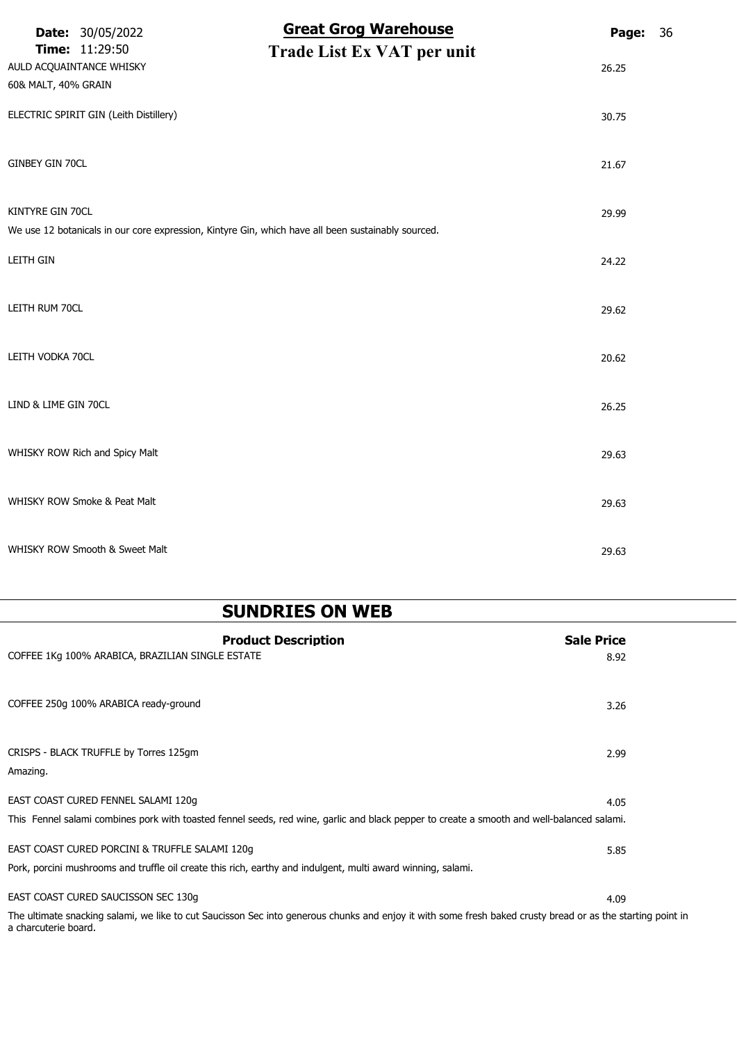# Great Grog Warehouse

## Trade List Ex VAT per unit

| | |
|---|---|
| AULD ACQUAINTANCE WHISKY<br>60& MALT, 40% GRAIN | 26.25 |
| ELECTRIC SPIRIT GIN (Leith Distillery) | 30.75 |
| GINBEY GIN 70CL | 21.67 |
| KINTYRE GIN 70CL<br>We use 12 botanicals in our core expression, Kintyre Gin, which have all been sustainably sourced. | 29.99 |
| LEITH GIN | 24.22 |
| LEITH RUM 70CL | 29.62 |
| LEITH VODKA 70CL | 20.62 |
| LIND & LIME GIN 70CL | 26.25 |
| WHISKY ROW Rich and Spicy Malt | 29.63 |
| WHISKY ROW Smoke & Peat Malt | 29.63 |
| WHISKY ROW Smooth & Sweet Malt | 29.63 |

## SUNDRIES ON WEB

| Product Description | Sale Price |
|---|---|
| COFFEE 1Kg 100% ARABICA, BRAZILIAN SINGLE ESTATE | 8.92 |
| COFFEE 250g 100% ARABICA ready-ground | 3.26 |
| CRISPS - BLACK TRUFFLE by Torres 125gm<br>Amazing. | 2.99 |
| EAST COAST CURED FENNEL SALAMI 120g<br>This Fennel salami combines pork with toasted fennel seeds, red wine, garlic and black pepper to create a smooth and well-balanced salami. | 4.05 |
| EAST COAST CURED PORCINI & TRUFFLE SALAMI 120g<br>Pork, porcini mushrooms and truffle oil create this rich, earthy and indulgent, multi award winning, salami. | 5.85 |
| EAST COAST CURED SAUCISSON SEC 130g<br>The ultimate snacking salami, we like to cut Saucisson Sec into generous chunks and enjoy it with some fresh baked crusty bread or as the starting point in a charcuterie board. | 4.09 |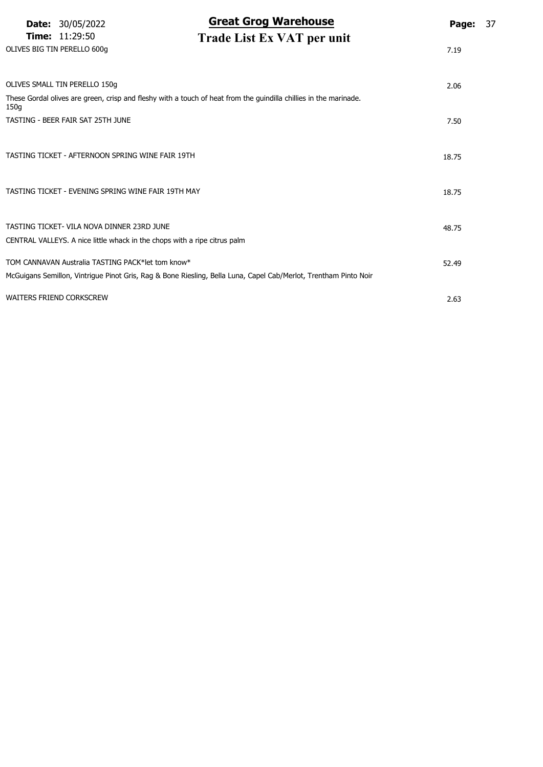| | |
|---|---|
| OLIVES BIG TIN PERELLO 600g | 7.19 |
| OLIVES SMALL TIN PERELLO 150g<br>These Gordal olives are green, crisp and fleshy with a touch of heat from the guindilla chillies in the marinade. 150g | 2.06 |
| TASTING - BEER FAIR SAT 25TH JUNE | 7.50 |
| TASTING TICKET - AFTERNOON SPRING WINE FAIR 19TH | 18.75 |
| TASTING TICKET - EVENING SPRING WINE FAIR 19TH MAY | 18.75 |
| TASTING TICKET- VILA NOVA DINNER 23RD JUNE<br>CENTRAL VALLEYS. A nice little whack in the chops with a ripe citrus palm | 48.75 |
| TOM CANNAVAN Australia TASTING PACK*let tom know*<br>McGuigans Semillon, Vintrigue Pinot Gris, Rag & Bone Riesling, Bella Luna, Capel Cab/Merlot, Trentham Pinto Noir | 52.49 |
| WAITERS FRIEND CORKSCREW | 2.63 |